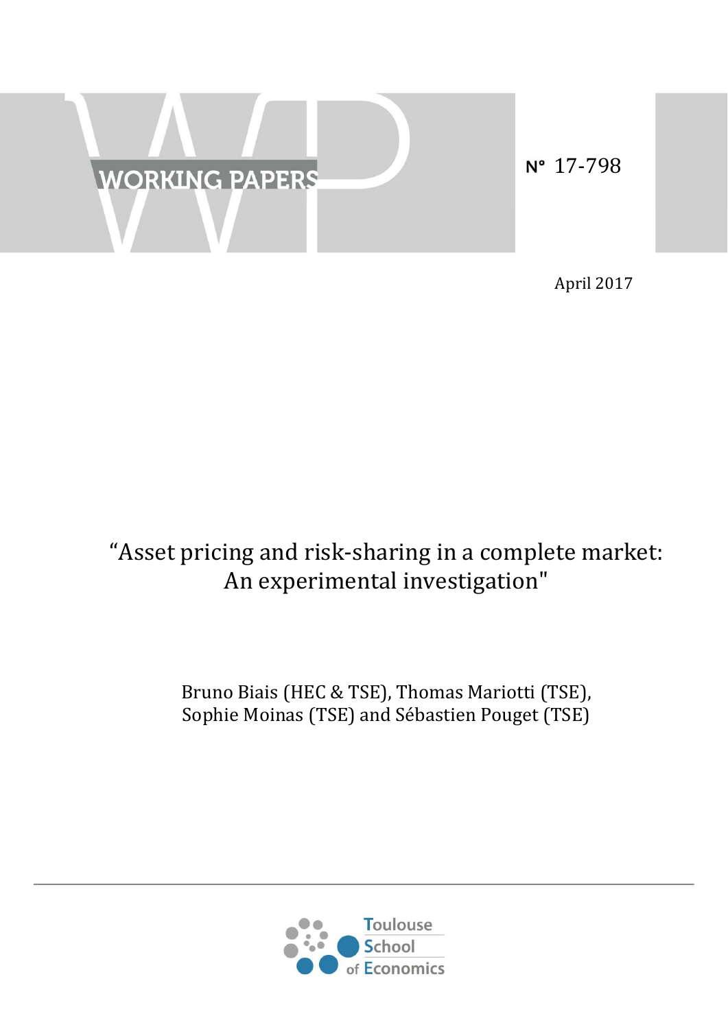WORKING PAPERS

N° 17-798

April 2017

# "Asset pricing and risk-sharing in a complete market: An experimental investigation"

Bruno Biais (HEC & TSE), Thomas Mariotti (TSE), Sophie Moinas (TSE) and Sébastien Pouget (TSE)

Toulouse School of Economics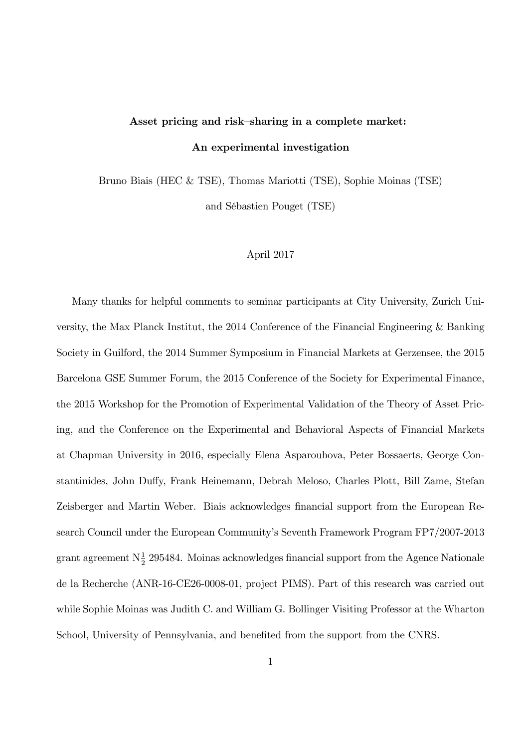**Asset pricing and risk–sharing in a complete market:**

**An experimental investigation**

Bruno Biais (HEC & TSE), Thomas Mariotti (TSE), Sophie Moinas (TSE)

and Sébastien Pouget (TSE)

April 2017

Many thanks for helpful comments to seminar participants at City University, Zurich University, the Max Planck Institut, the 2014 Conference of the Financial Engineering & Banking Society in Guilford, the 2014 Summer Symposium in Financial Markets at Gerzensee, the 2015 Barcelona GSE Summer Forum, the 2015 Conference of the Society for Experimental Finance, the 2015 Workshop for the Promotion of Experimental Validation of the Theory of Asset Pricing, and the Conference on the Experimental and Behavioral Aspects of Financial Markets at Chapman University in 2016, especially Elena Asparouhova, Peter Bossaerts, George Constantinides, John Duffy, Frank Heinemann, Debrah Meloso, Charles Plott, Bill Zame, Stefan Zeisberger and Martin Weber. Biais acknowledges financial support from the European Research Council under the European Community's Seventh Framework Program FP7/2007-2013 grant agreement N$\frac{1}{2}$ 295484. Moinas acknowledges financial support from the Agence Nationale de la Recherche (ANR-16-CE26-0008-01, project PIMS). Part of this research was carried out while Sophie Moinas was Judith C. and William G. Bollinger Visiting Professor at the Wharton School, University of Pennsylvania, and benefited from the support from the CNRS.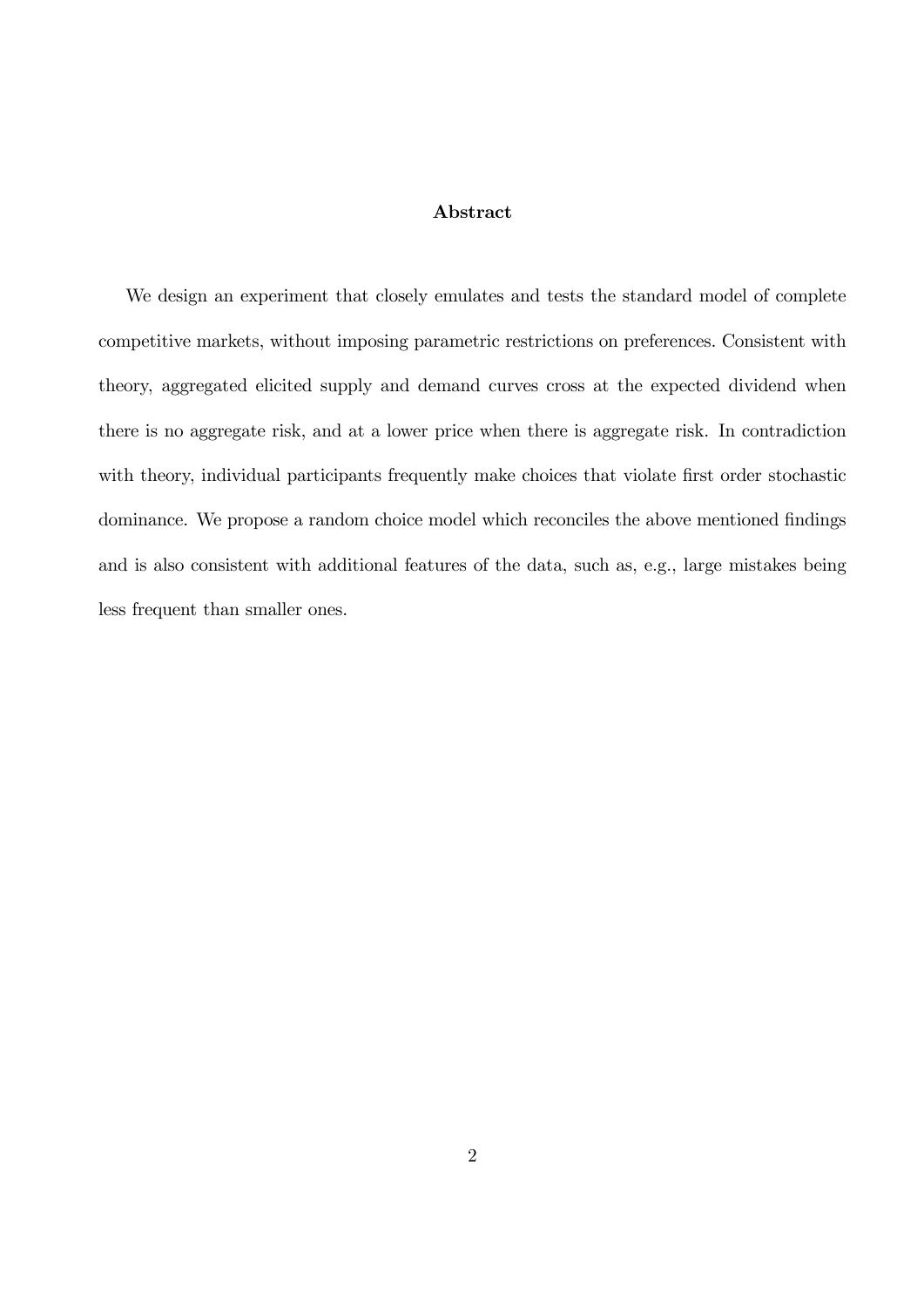## Abstract

We design an experiment that closely emulates and tests the standard model of complete competitive markets, without imposing parametric restrictions on preferences. Consistent with theory, aggregated elicited supply and demand curves cross at the expected dividend when there is no aggregate risk, and at a lower price when there is aggregate risk. In contradiction with theory, individual participants frequently make choices that violate first order stochastic dominance. We propose a random choice model which reconciles the above mentioned findings and is also consistent with additional features of the data, such as, e.g., large mistakes being less frequent than smaller ones.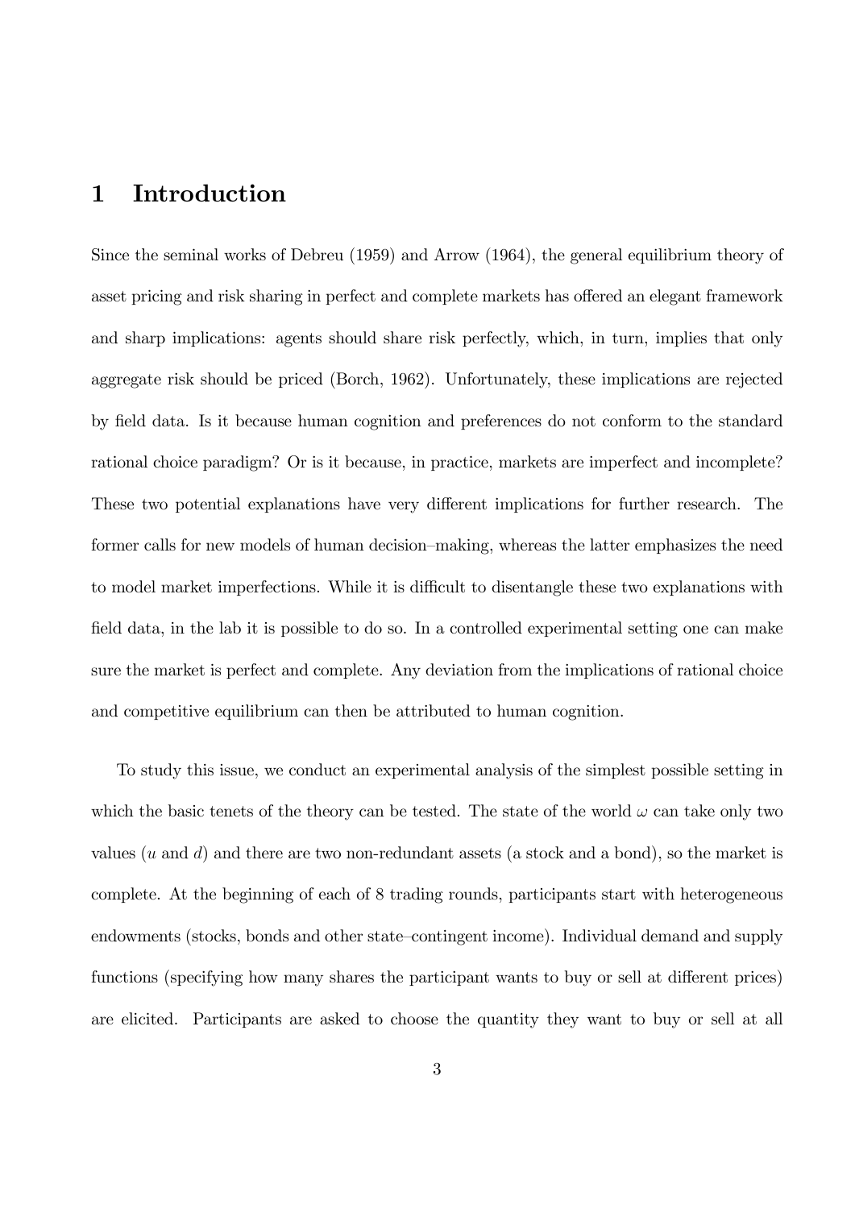# 1 Introduction

Since the seminal works of Debreu (1959) and Arrow (1964), the general equilibrium theory of asset pricing and risk sharing in perfect and complete markets has offered an elegant framework and sharp implications: agents should share risk perfectly, which, in turn, implies that only aggregate risk should be priced (Borch, 1962). Unfortunately, these implications are rejected by field data. Is it because human cognition and preferences do not conform to the standard rational choice paradigm? Or is it because, in practice, markets are imperfect and incomplete? These two potential explanations have very different implications for further research. The former calls for new models of human decision–making, whereas the latter emphasizes the need to model market imperfections. While it is difficult to disentangle these two explanations with field data, in the lab it is possible to do so. In a controlled experimental setting one can make sure the market is perfect and complete. Any deviation from the implications of rational choice and competitive equilibrium can then be attributed to human cognition.

To study this issue, we conduct an experimental analysis of the simplest possible setting in which the basic tenets of the theory can be tested. The state of the world $\omega$ can take only two values ($u$ and $d$) and there are two non-redundant assets (a stock and a bond), so the market is complete. At the beginning of each of 8 trading rounds, participants start with heterogeneous endowments (stocks, bonds and other state–contingent income). Individual demand and supply functions (specifying how many shares the participant wants to buy or sell at different prices) are elicited. Participants are asked to choose the quantity they want to buy or sell at all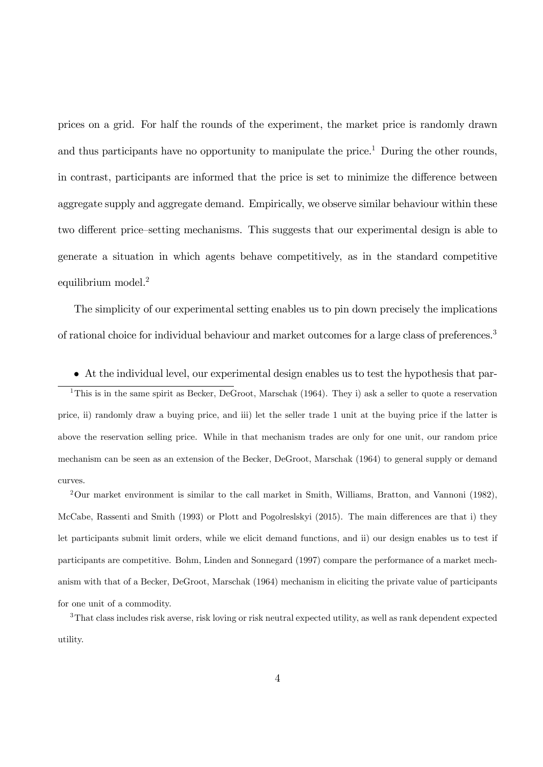prices on a grid. For half the rounds of the experiment, the market price is randomly drawn and thus participants have no opportunity to manipulate the price.[1] During the other rounds, in contrast, participants are informed that the price is set to minimize the difference between aggregate supply and aggregate demand. Empirically, we observe similar behaviour within these two different price–setting mechanisms. This suggests that our experimental design is able to generate a situation in which agents behave competitively, as in the standard competitive equilibrium model.[2]

The simplicity of our experimental setting enables us to pin down precisely the implications of rational choice for individual behaviour and market outcomes for a large class of preferences.[3]

- At the individual level, our experimental design enables us to test the hypothesis that par-

[1] This is in the same spirit as Becker, DeGroot, Marschak (1964). They i) ask a seller to quote a reservation price, ii) randomly draw a buying price, and iii) let the seller trade 1 unit at the buying price if the latter is above the reservation selling price. While in that mechanism trades are only for one unit, our random price mechanism can be seen as an extension of the Becker, DeGroot, Marschak (1964) to general supply or demand curves.

[2] Our market environment is similar to the call market in Smith, Williams, Bratton, and Vannoni (1982), McCabe, Rassenti and Smith (1993) or Plott and Pogolreslskyi (2015). The main differences are that i) they let participants submit limit orders, while we elicit demand functions, and ii) our design enables us to test if participants are competitive. Bohm, Linden and Sonnegard (1997) compare the performance of a market mechanism with that of a Becker, DeGroot, Marschak (1964) mechanism in eliciting the private value of participants for one unit of a commodity.

[3] That class includes risk averse, risk loving or risk neutral expected utility, as well as rank dependent expected utility.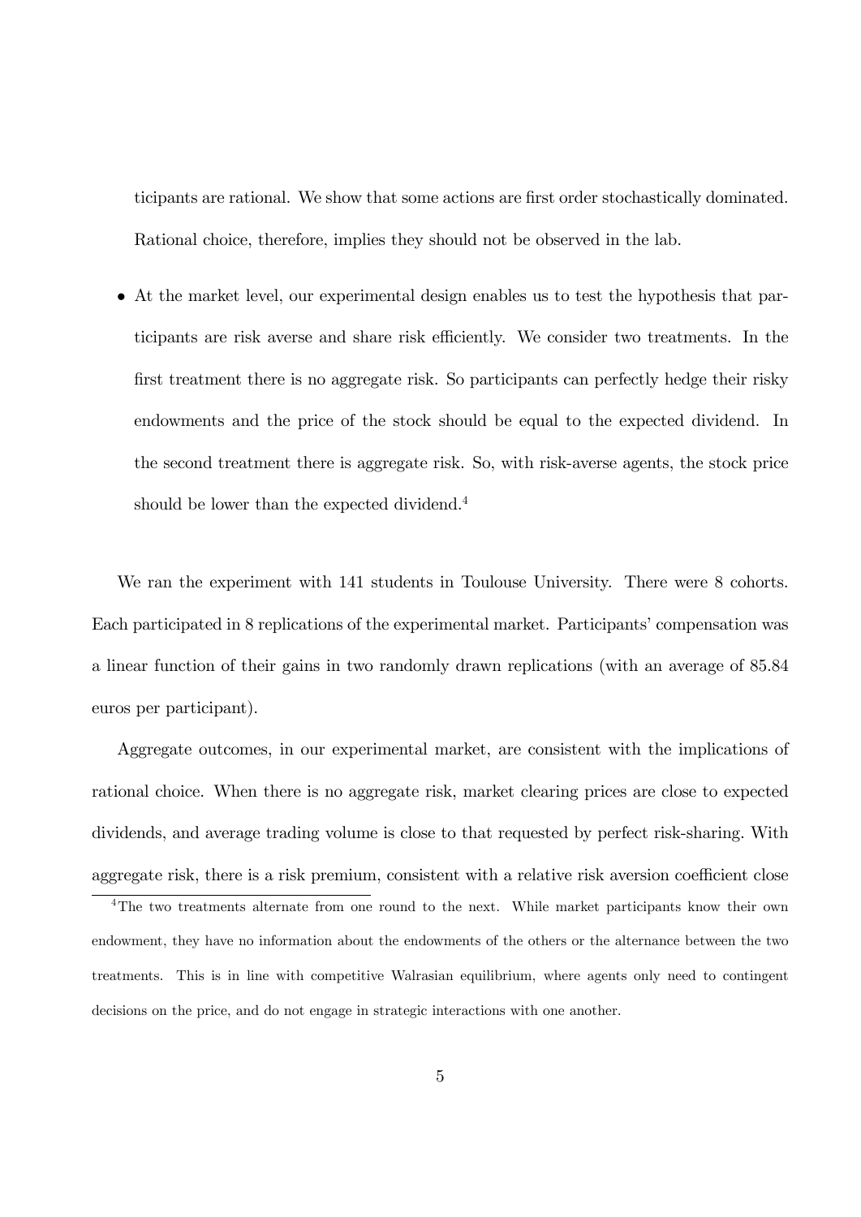ticipants are rational. We show that some actions are first order stochastically dominated. Rational choice, therefore, implies they should not be observed in the lab.

- At the market level, our experimental design enables us to test the hypothesis that participants are risk averse and share risk efficiently. We consider two treatments. In the first treatment there is no aggregate risk. So participants can perfectly hedge their risky endowments and the price of the stock should be equal to the expected dividend. In the second treatment there is aggregate risk. So, with risk-averse agents, the stock price should be lower than the expected dividend.[4]

We ran the experiment with 141 students in Toulouse University. There were 8 cohorts. Each participated in 8 replications of the experimental market. Participants' compensation was a linear function of their gains in two randomly drawn replications (with an average of 85.84 euros per participant).

Aggregate outcomes, in our experimental market, are consistent with the implications of rational choice. When there is no aggregate risk, market clearing prices are close to expected dividends, and average trading volume is close to that requested by perfect risk-sharing. With aggregate risk, there is a risk premium, consistent with a relative risk aversion coefficient close

[4]The two treatments alternate from one round to the next. While market participants know their own endowment, they have no information about the endowments of the others or the alternance between the two treatments. This is in line with competitive Walrasian equilibrium, where agents only need to contingent decisions on the price, and do not engage in strategic interactions with one another.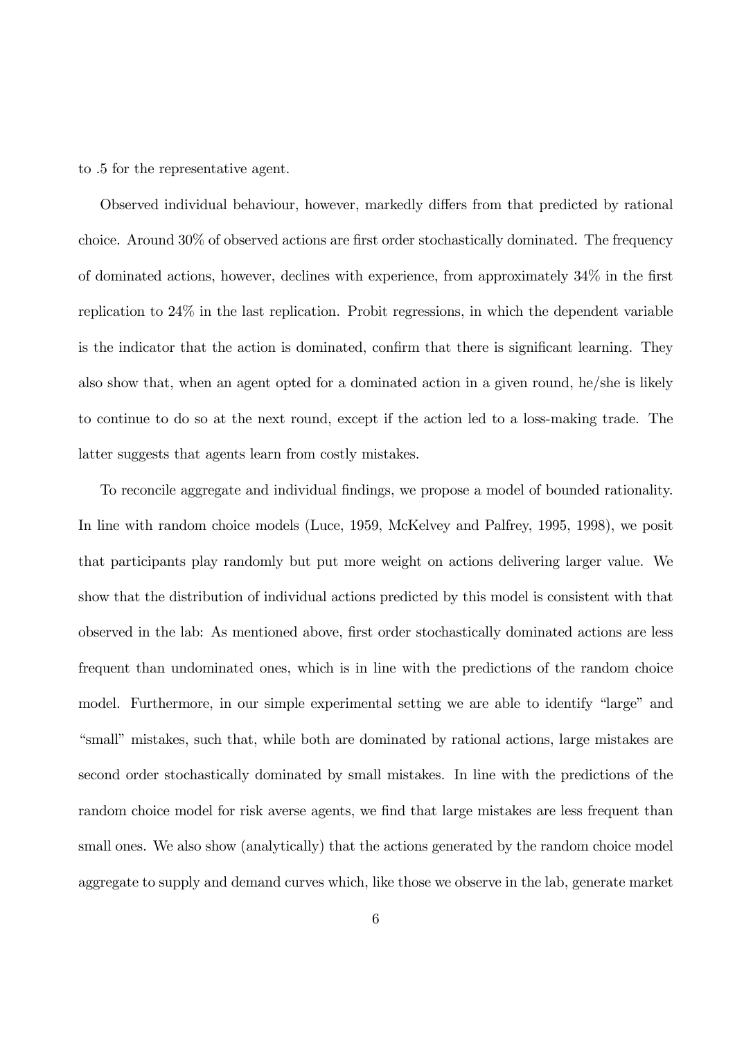to .5 for the representative agent.

Observed individual behaviour, however, markedly differs from that predicted by rational choice. Around 30% of observed actions are first order stochastically dominated. The frequency of dominated actions, however, declines with experience, from approximately 34% in the first replication to 24% in the last replication. Probit regressions, in which the dependent variable is the indicator that the action is dominated, confirm that there is significant learning. They also show that, when an agent opted for a dominated action in a given round, he/she is likely to continue to do so at the next round, except if the action led to a loss-making trade. The latter suggests that agents learn from costly mistakes.

To reconcile aggregate and individual findings, we propose a model of bounded rationality. In line with random choice models (Luce, 1959, McKelvey and Palfrey, 1995, 1998), we posit that participants play randomly but put more weight on actions delivering larger value. We show that the distribution of individual actions predicted by this model is consistent with that observed in the lab: As mentioned above, first order stochastically dominated actions are less frequent than undominated ones, which is in line with the predictions of the random choice model. Furthermore, in our simple experimental setting we are able to identify "large" and "small" mistakes, such that, while both are dominated by rational actions, large mistakes are second order stochastically dominated by small mistakes. In line with the predictions of the random choice model for risk averse agents, we find that large mistakes are less frequent than small ones. We also show (analytically) that the actions generated by the random choice model aggregate to supply and demand curves which, like those we observe in the lab, generate market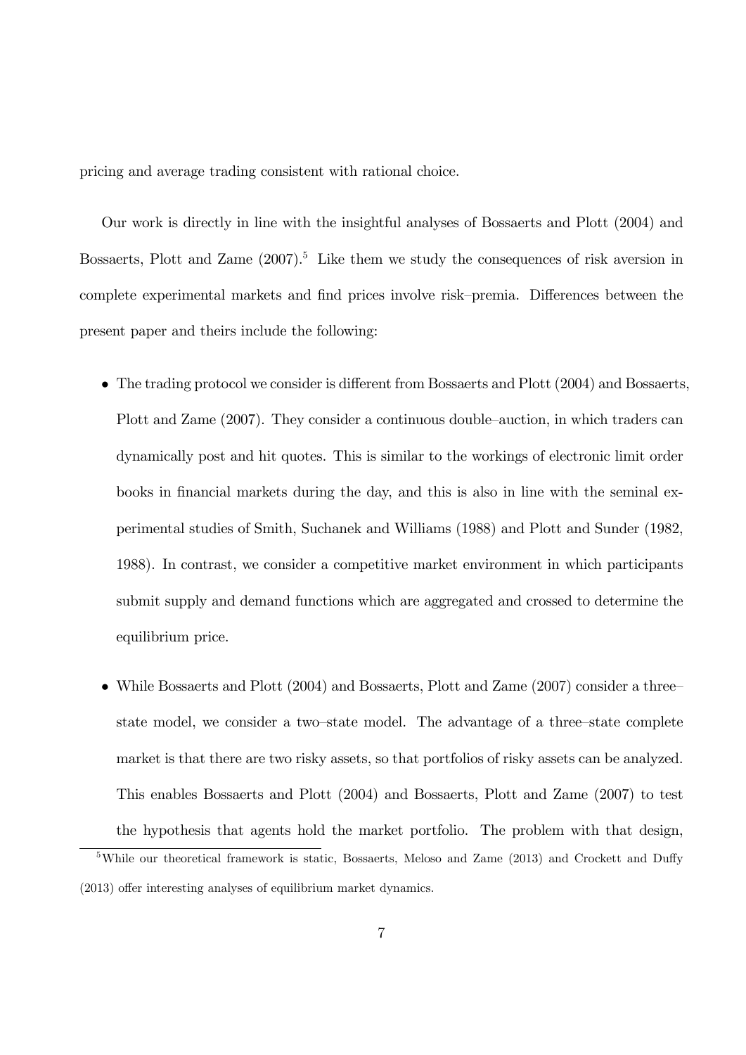pricing and average trading consistent with rational choice.

Our work is directly in line with the insightful analyses of Bossaerts and Plott (2004) and Bossaerts, Plott and Zame (2007).[5] Like them we study the consequences of risk aversion in complete experimental markets and find prices involve risk–premia. Differences between the present paper and theirs include the following:

- The trading protocol we consider is different from Bossaerts and Plott (2004) and Bossaerts, Plott and Zame (2007). They consider a continuous double–auction, in which traders can dynamically post and hit quotes. This is similar to the workings of electronic limit order books in financial markets during the day, and this is also in line with the seminal experimental studies of Smith, Suchanek and Williams (1988) and Plott and Sunder (1982, 1988). In contrast, we consider a competitive market environment in which participants submit supply and demand functions which are aggregated and crossed to determine the equilibrium price.
- While Bossaerts and Plott (2004) and Bossaerts, Plott and Zame (2007) consider a three–state model, we consider a two–state model. The advantage of a three–state complete market is that there are two risky assets, so that portfolios of risky assets can be analyzed. This enables Bossaerts and Plott (2004) and Bossaerts, Plott and Zame (2007) to test the hypothesis that agents hold the market portfolio. The problem with that design,

[5] While our theoretical framework is static, Bossaerts, Meloso and Zame (2013) and Crockett and Duffy (2013) offer interesting analyses of equilibrium market dynamics.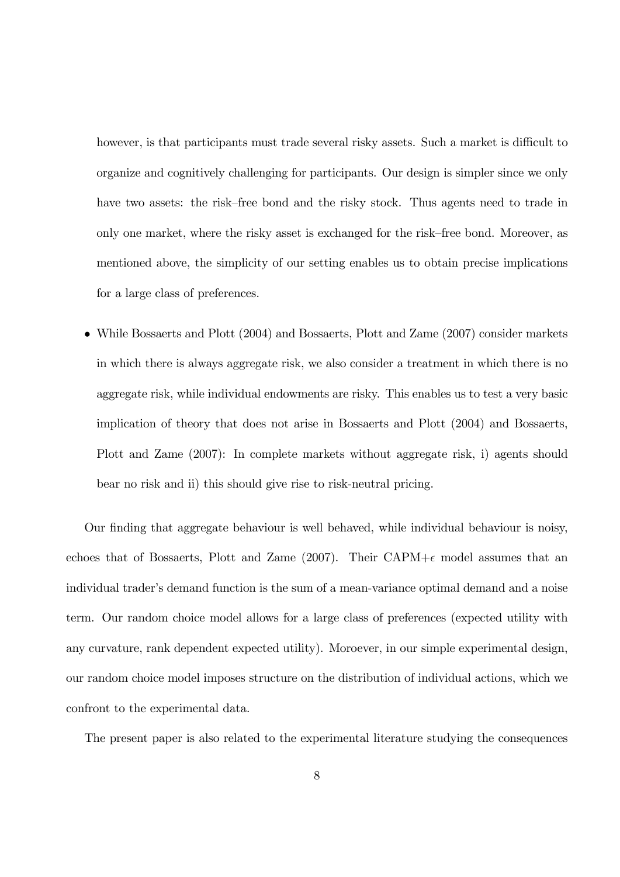however, is that participants must trade several risky assets. Such a market is difficult to organize and cognitively challenging for participants. Our design is simpler since we only have two assets: the risk–free bond and the risky stock. Thus agents need to trade in only one market, where the risky asset is exchanged for the risk–free bond. Moreover, as mentioned above, the simplicity of our setting enables us to obtain precise implications for a large class of preferences.

- While Bossaerts and Plott (2004) and Bossaerts, Plott and Zame (2007) consider markets in which there is always aggregate risk, we also consider a treatment in which there is no aggregate risk, while individual endowments are risky. This enables us to test a very basic implication of theory that does not arise in Bossaerts and Plott (2004) and Bossaerts, Plott and Zame (2007): In complete markets without aggregate risk, i) agents should bear no risk and ii) this should give rise to risk-neutral pricing.

Our finding that aggregate behaviour is well behaved, while individual behaviour is noisy, echoes that of Bossaerts, Plott and Zame (2007). Their CAPM+$\epsilon$ model assumes that an individual trader's demand function is the sum of a mean-variance optimal demand and a noise term. Our random choice model allows for a large class of preferences (expected utility with any curvature, rank dependent expected utility). Moroever, in our simple experimental design, our random choice model imposes structure on the distribution of individual actions, which we confront to the experimental data.

The present paper is also related to the experimental literature studying the consequences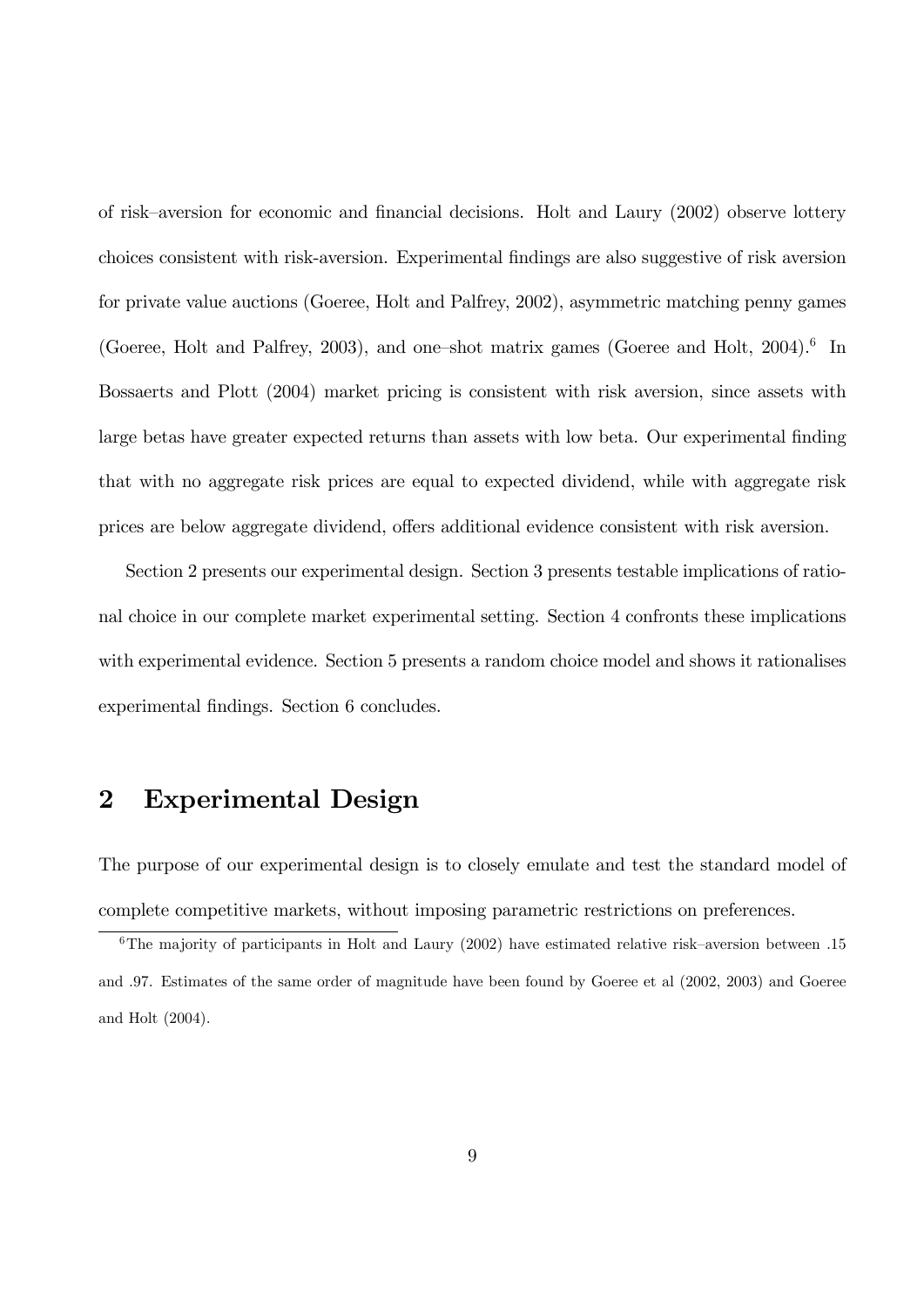of risk–aversion for economic and financial decisions. Holt and Laury (2002) observe lottery choices consistent with risk-aversion. Experimental findings are also suggestive of risk aversion for private value auctions (Goeree, Holt and Palfrey, 2002), asymmetric matching penny games (Goeree, Holt and Palfrey, 2003), and one–shot matrix games (Goeree and Holt, 2004).[6] In Bossaerts and Plott (2004) market pricing is consistent with risk aversion, since assets with large betas have greater expected returns than assets with low beta. Our experimental finding that with no aggregate risk prices are equal to expected dividend, while with aggregate risk prices are below aggregate dividend, offers additional evidence consistent with risk aversion.

Section 2 presents our experimental design. Section 3 presents testable implications of rational choice in our complete market experimental setting. Section 4 confronts these implications with experimental evidence. Section 5 presents a random choice model and shows it rationalises experimental findings. Section 6 concludes.

## 2 Experimental Design

The purpose of our experimental design is to closely emulate and test the standard model of complete competitive markets, without imposing parametric restrictions on preferences.

[6] The majority of participants in Holt and Laury (2002) have estimated relative risk–aversion between .15 and .97. Estimates of the same order of magnitude have been found by Goeree et al (2002, 2003) and Goeree and Holt (2004).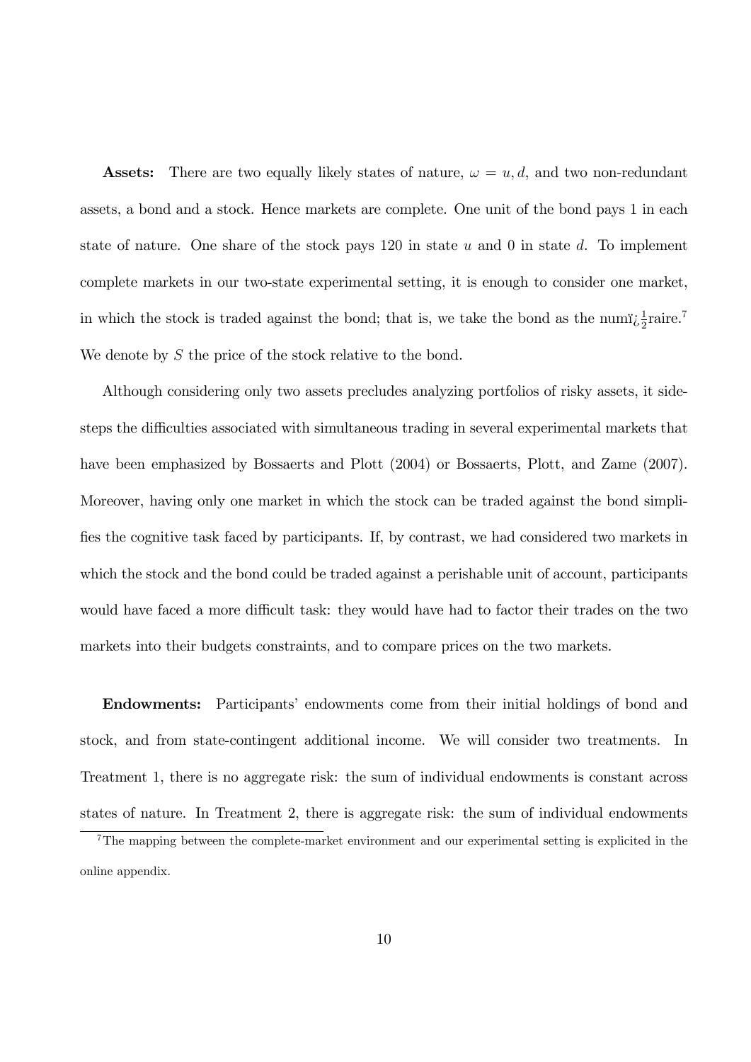**Assets:** There are two equally likely states of nature, $\omega = u, d$, and two non-redundant assets, a bond and a stock. Hence markets are complete. One unit of the bond pays 1 in each state of nature. One share of the stock pays 120 in state $u$ and 0 in state $d$. To implement complete markets in our two-state experimental setting, it is enough to consider one market, in which the stock is traded against the bond; that is, we take the bond as the numï¿½raire.[7] We denote by $S$ the price of the stock relative to the bond.

Although considering only two assets precludes analyzing portfolios of risky assets, it sidesteps the difficulties associated with simultaneous trading in several experimental markets that have been emphasized by Bossaerts and Plott (2004) or Bossaerts, Plott, and Zame (2007). Moreover, having only one market in which the stock can be traded against the bond simplifies the cognitive task faced by participants. If, by contrast, we had considered two markets in which the stock and the bond could be traded against a perishable unit of account, participants would have faced a more difficult task: they would have had to factor their trades on the two markets into their budgets constraints, and to compare prices on the two markets.

**Endowments:** Participants' endowments come from their initial holdings of bond and stock, and from state-contingent additional income. We will consider two treatments. In Treatment 1, there is no aggregate risk: the sum of individual endowments is constant across states of nature. In Treatment 2, there is aggregate risk: the sum of individual endowments

[7] The mapping between the complete-market environment and our experimental setting is explicited in the online appendix.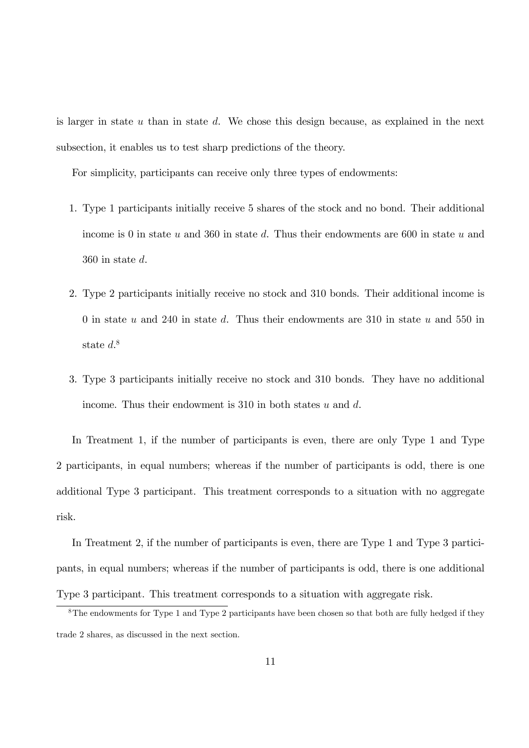is larger in state $u$ than in state $d$. We chose this design because, as explained in the next subsection, it enables us to test sharp predictions of the theory.

For simplicity, participants can receive only three types of endowments:

1. Type 1 participants initially receive 5 shares of the stock and no bond. Their additional income is 0 in state $u$ and 360 in state $d$. Thus their endowments are 600 in state $u$ and 360 in state $d$.

2. Type 2 participants initially receive no stock and 310 bonds. Their additional income is 0 in state $u$ and 240 in state $d$. Thus their endowments are 310 in state $u$ and 550 in state $d$.[8]

3. Type 3 participants initially receive no stock and 310 bonds. They have no additional income. Thus their endowment is 310 in both states $u$ and $d$.

In Treatment 1, if the number of participants is even, there are only Type 1 and Type 2 participants, in equal numbers; whereas if the number of participants is odd, there is one additional Type 3 participant. This treatment corresponds to a situation with no aggregate risk.

In Treatment 2, if the number of participants is even, there are Type 1 and Type 3 participants, in equal numbers; whereas if the number of participants is odd, there is one additional Type 3 participant. This treatment corresponds to a situation with aggregate risk.

[8] The endowments for Type 1 and Type 2 participants have been chosen so that both are fully hedged if they trade 2 shares, as discussed in the next section.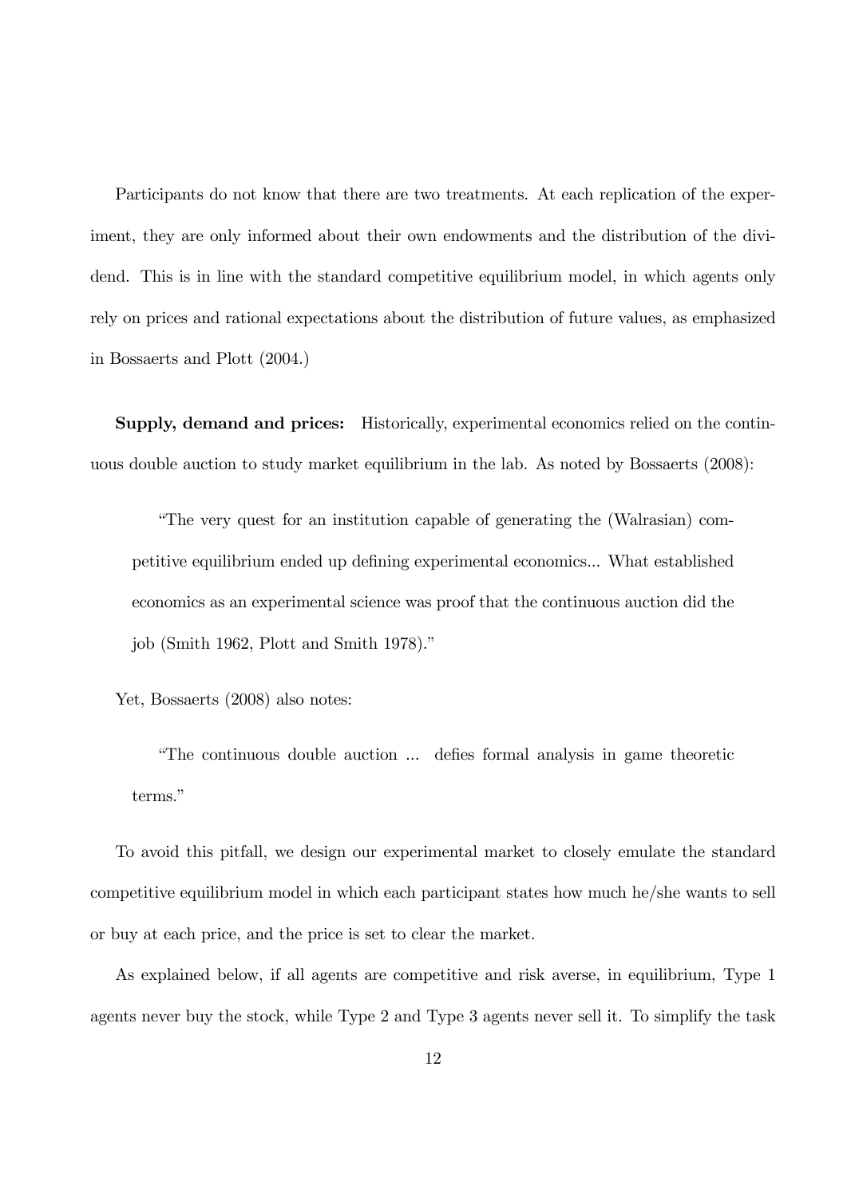Participants do not know that there are two treatments. At each replication of the experiment, they are only informed about their own endowments and the distribution of the dividend. This is in line with the standard competitive equilibrium model, in which agents only rely on prices and rational expectations about the distribution of future values, as emphasized in Bossaerts and Plott (2004.)

**Supply, demand and prices:** Historically, experimental economics relied on the continuous double auction to study market equilibrium in the lab. As noted by Bossaerts (2008):

> "The very quest for an institution capable of generating the (Walrasian) competitive equilibrium ended up defining experimental economics... What established economics as an experimental science was proof that the continuous auction did the job (Smith 1962, Plott and Smith 1978)."

Yet, Bossaerts (2008) also notes:

> "The continuous double auction ... defies formal analysis in game theoretic terms."

To avoid this pitfall, we design our experimental market to closely emulate the standard competitive equilibrium model in which each participant states how much he/she wants to sell or buy at each price, and the price is set to clear the market.

As explained below, if all agents are competitive and risk averse, in equilibrium, Type 1 agents never buy the stock, while Type 2 and Type 3 agents never sell it. To simplify the task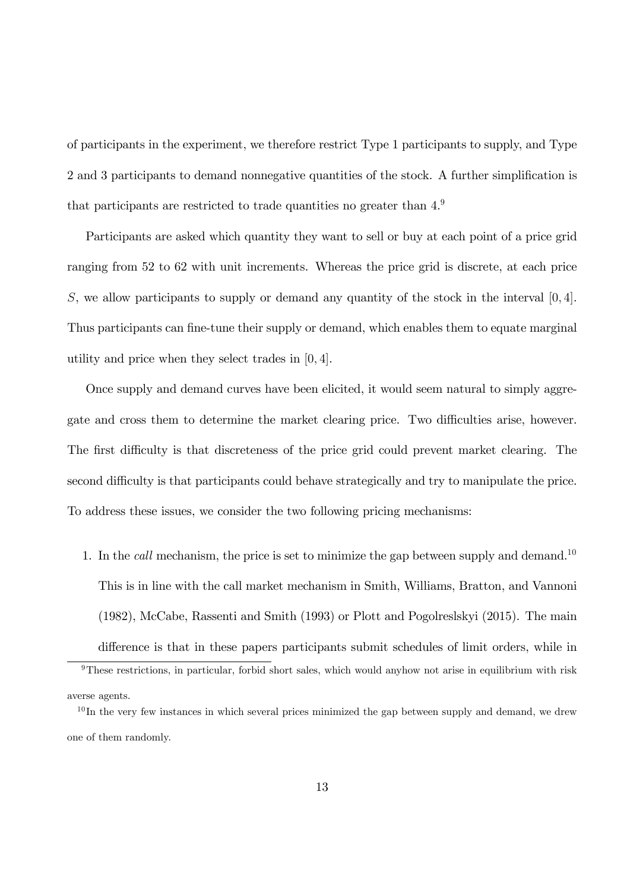of participants in the experiment, we therefore restrict Type 1 participants to supply, and Type 2 and 3 participants to demand nonnegative quantities of the stock. A further simplification is that participants are restricted to trade quantities no greater than 4.[9]

Participants are asked which quantity they want to sell or buy at each point of a price grid ranging from 52 to 62 with unit increments. Whereas the price grid is discrete, at each price $S$, we allow participants to supply or demand any quantity of the stock in the interval $[0, 4]$. Thus participants can fine-tune their supply or demand, which enables them to equate marginal utility and price when they select trades in $[0, 4]$.

Once supply and demand curves have been elicited, it would seem natural to simply aggregate and cross them to determine the market clearing price. Two difficulties arise, however. The first difficulty is that discreteness of the price grid could prevent market clearing. The second difficulty is that participants could behave strategically and try to manipulate the price. To address these issues, we consider the two following pricing mechanisms:

1. In the *call* mechanism, the price is set to minimize the gap between supply and demand.[10] This is in line with the call market mechanism in Smith, Williams, Bratton, and Vannoni (1982), McCabe, Rassenti and Smith (1993) or Plott and Pogolreslskyi (2015). The main difference is that in these papers participants submit schedules of limit orders, while in

[9] These restrictions, in particular, forbid short sales, which would anyhow not arise in equilibrium with risk averse agents.

[10] In the very few instances in which several prices minimized the gap between supply and demand, we drew one of them randomly.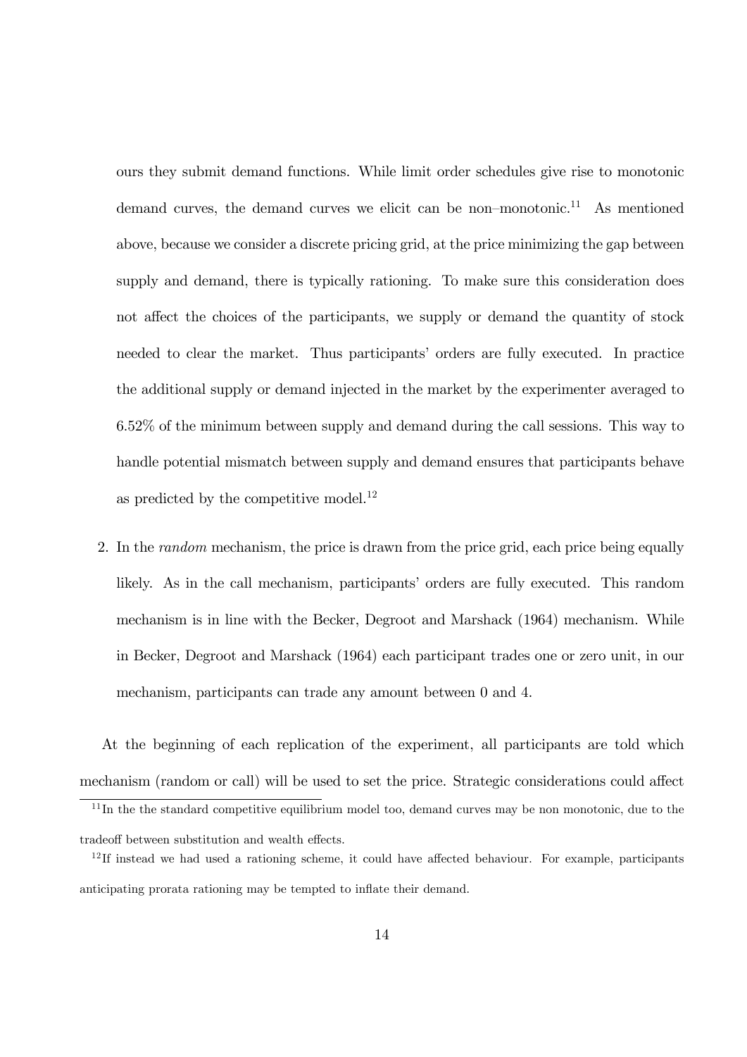ours they submit demand functions. While limit order schedules give rise to monotonic demand curves, the demand curves we elicit can be non–monotonic.[11] As mentioned above, because we consider a discrete pricing grid, at the price minimizing the gap between supply and demand, there is typically rationing. To make sure this consideration does not affect the choices of the participants, we supply or demand the quantity of stock needed to clear the market. Thus participants' orders are fully executed. In practice the additional supply or demand injected in the market by the experimenter averaged to 6.52% of the minimum between supply and demand during the call sessions. This way to handle potential mismatch between supply and demand ensures that participants behave as predicted by the competitive model.[12]

2. In the *random* mechanism, the price is drawn from the price grid, each price being equally likely. As in the call mechanism, participants' orders are fully executed. This random mechanism is in line with the Becker, Degroot and Marshack (1964) mechanism. While in Becker, Degroot and Marshack (1964) each participant trades one or zero unit, in our mechanism, participants can trade any amount between 0 and 4.

At the beginning of each replication of the experiment, all participants are told which mechanism (random or call) will be used to set the price. Strategic considerations could affect

[11] In the the standard competitive equilibrium model too, demand curves may be non monotonic, due to the tradeoff between substitution and wealth effects.

[12] If instead we had used a rationing scheme, it could have affected behaviour. For example, participants anticipating prorata rationing may be tempted to inflate their demand.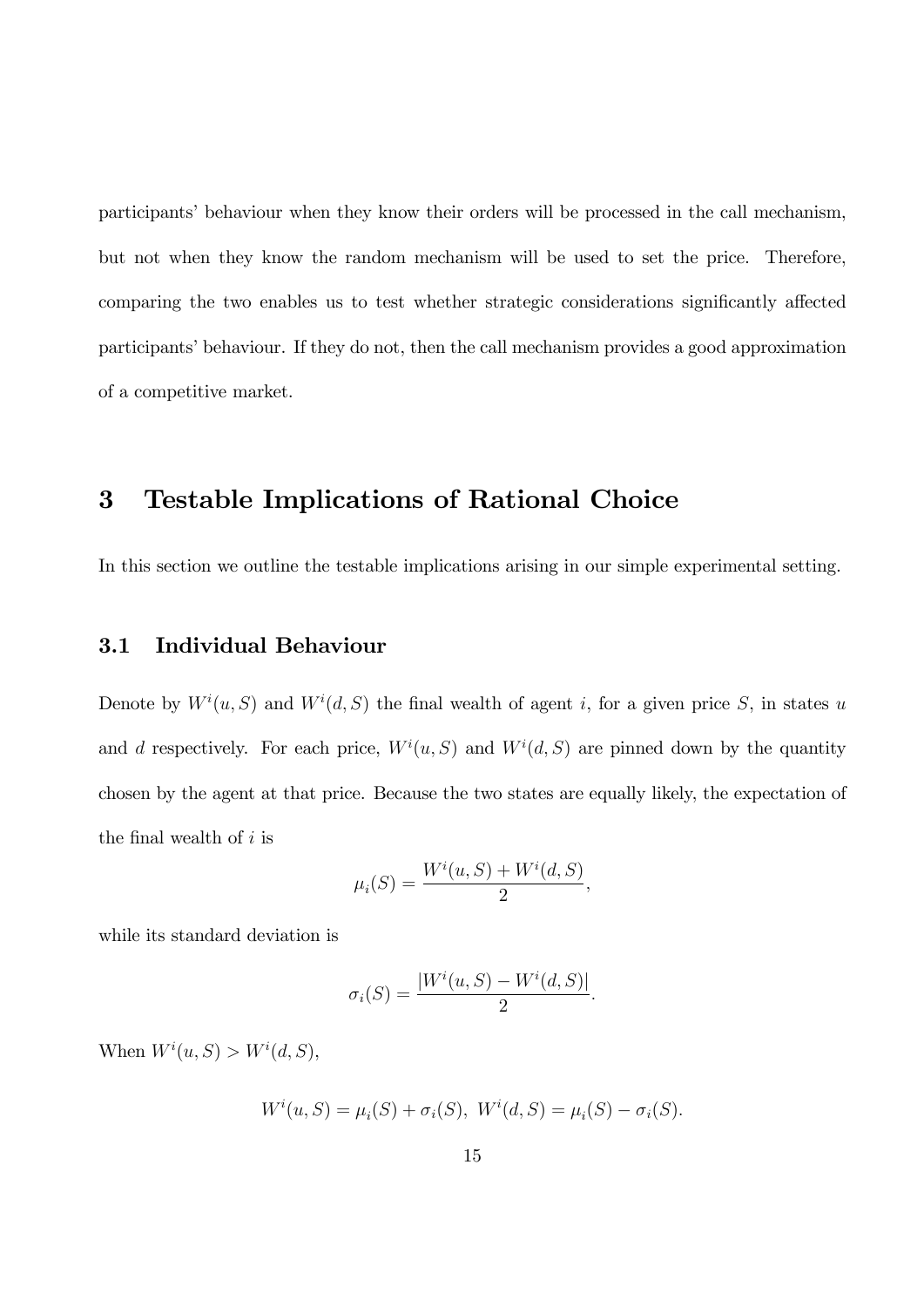participants' behaviour when they know their orders will be processed in the call mechanism, but not when they know the random mechanism will be used to set the price. Therefore, comparing the two enables us to test whether strategic considerations significantly affected participants' behaviour. If they do not, then the call mechanism provides a good approximation of a competitive market.

## 3 Testable Implications of Rational Choice

In this section we outline the testable implications arising in our simple experimental setting.

### 3.1 Individual Behaviour

Denote by $W^i(u, S)$ and $W^i(d, S)$ the final wealth of agent $i$, for a given price $S$, in states $u$ and $d$ respectively. For each price, $W^i(u, S)$ and $W^i(d, S)$ are pinned down by the quantity chosen by the agent at that price. Because the two states are equally likely, the expectation of the final wealth of $i$ is

$$\mu_i(S) = \frac{W^i(u, S) + W^i(d, S)}{2},$$

while its standard deviation is

$$\sigma_i(S) = \frac{|W^i(u, S) - W^i(d, S)|}{2}.$$

When $W^i(u, S) > W^i(d, S)$,

$$W^i(u, S) = \mu_i(S) + \sigma_i(S), \; W^i(d, S) = \mu_i(S) - \sigma_i(S).$$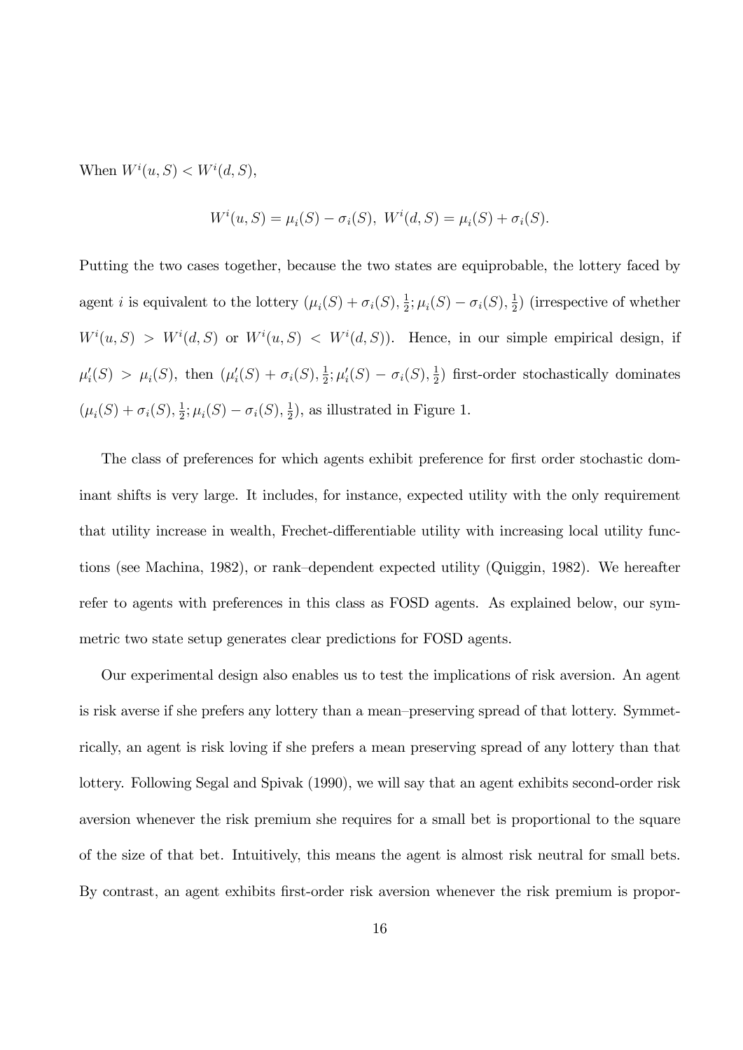When $W^i(u, S) < W^i(d, S)$,

$$W^i(u, S) = \mu_i(S) - \sigma_i(S),\ W^i(d, S) = \mu_i(S) + \sigma_i(S).$$

Putting the two cases together, because the two states are equiprobable, the lottery faced by agent $i$ is equivalent to the lottery $(\mu_i(S) + \sigma_i(S), \frac{1}{2}; \mu_i(S) - \sigma_i(S), \frac{1}{2})$ (irrespective of whether $W^i(u, S) > W^i(d, S)$ or $W^i(u, S) < W^i(d, S)$). Hence, in our simple empirical design, if $\mu_i'(S) > \mu_i(S)$, then $(\mu_i'(S) + \sigma_i(S), \frac{1}{2}; \mu_i'(S) - \sigma_i(S), \frac{1}{2})$ first-order stochastically dominates $(\mu_i(S) + \sigma_i(S), \frac{1}{2}; \mu_i(S) - \sigma_i(S), \frac{1}{2})$, as illustrated in Figure 1.

The class of preferences for which agents exhibit preference for first order stochastic dominant shifts is very large. It includes, for instance, expected utility with the only requirement that utility increase in wealth, Frechet-differentiable utility with increasing local utility functions (see Machina, 1982), or rank–dependent expected utility (Quiggin, 1982). We hereafter refer to agents with preferences in this class as FOSD agents. As explained below, our symmetric two state setup generates clear predictions for FOSD agents.

Our experimental design also enables us to test the implications of risk aversion. An agent is risk averse if she prefers any lottery than a mean–preserving spread of that lottery. Symmetrically, an agent is risk loving if she prefers a mean preserving spread of any lottery than that lottery. Following Segal and Spivak (1990), we will say that an agent exhibits second-order risk aversion whenever the risk premium she requires for a small bet is proportional to the square of the size of that bet. Intuitively, this means the agent is almost risk neutral for small bets. By contrast, an agent exhibits first-order risk aversion whenever the risk premium is propor-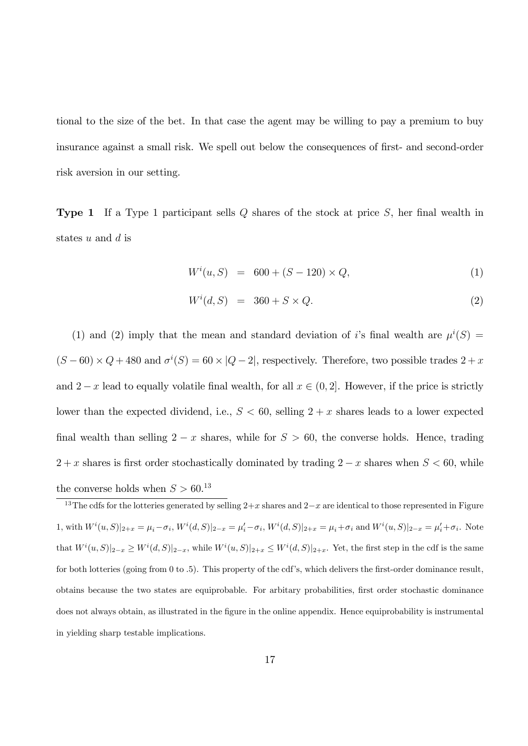tional to the size of the bet. In that case the agent may be willing to pay a premium to buy insurance against a small risk. We spell out below the consequences of first- and second-order risk aversion in our setting.

**Type 1** If a Type 1 participant sells $Q$ shares of the stock at price $S$, her final wealth in states $u$ and $d$ is

$$W^i(u,S) = 600 + (S-120) \times Q, \tag{1}$$

$$W^i(d,S) = 360 + S \times Q. \tag{2}$$

(1) and (2) imply that the mean and standard deviation of $i$'s final wealth are $\mu^i(S) = (S-60) \times Q + 480$ and $\sigma^i(S) = 60 \times |Q-2|$, respectively. Therefore, two possible trades $2+x$ and $2-x$ lead to equally volatile final wealth, for all $x \in (0,2]$. However, if the price is strictly lower than the expected dividend, i.e., $S < 60$, selling $2+x$ shares leads to a lower expected final wealth than selling $2-x$ shares, while for $S > 60$, the converse holds. Hence, trading $2+x$ shares is first order stochastically dominated by trading $2-x$ shares when $S < 60$, while the converse holds when $S > 60$.[13]

[13] The cdfs for the lotteries generated by selling $2+x$ shares and $2-x$ are identical to those represented in Figure 1, with $W^i(u,S)|_{2+x} = \mu_i - \sigma_i$, $W^i(d,S)|_{2-x} = \mu_i' - \sigma_i$, $W^i(d,S)|_{2+x} = \mu_i + \sigma_i$ and $W^i(u,S)|_{2-x} = \mu_i' + \sigma_i$. Note that $W^i(u,S)|_{2-x} \geq W^i(d,S)|_{2-x}$, while $W^i(u,S)|_{2+x} \leq W^i(d,S)|_{2+x}$. Yet, the first step in the cdf is the same for both lotteries (going from 0 to .5). This property of the cdf's, which delivers the first-order dominance result, obtains because the two states are equiprobable. For arbitary probabilities, first order stochastic dominance does not always obtain, as illustrated in the figure in the online appendix. Hence equiprobability is instrumental in yielding sharp testable implications.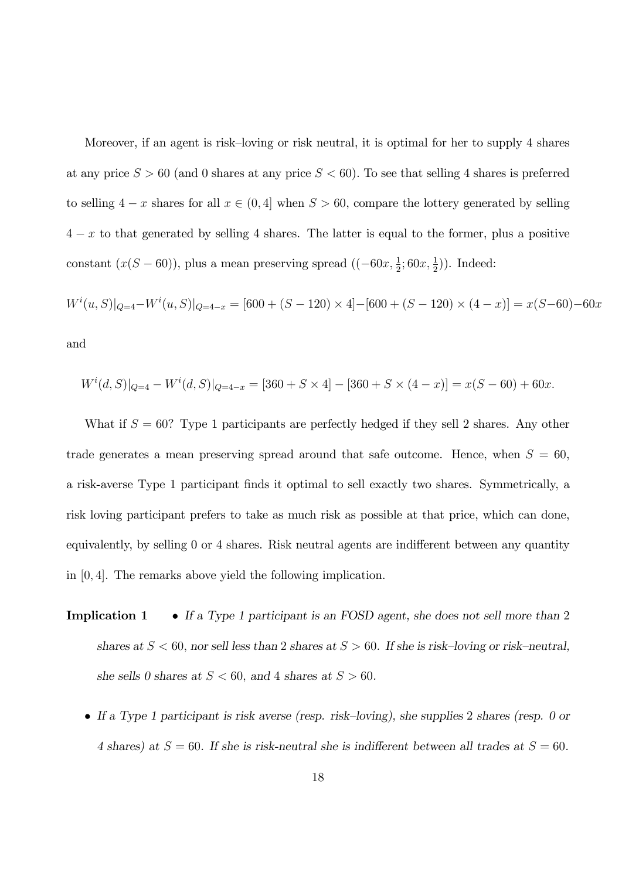Moreover, if an agent is risk–loving or risk neutral, it is optimal for her to supply 4 shares at any price $S > 60$ (and 0 shares at any price $S < 60$). To see that selling 4 shares is preferred to selling $4 - x$ shares for all $x \in (0, 4]$ when $S > 60$, compare the lottery generated by selling $4 - x$ to that generated by selling 4 shares. The latter is equal to the former, plus a positive constant ($x(S - 60)$), plus a mean preserving spread ($(-60x, \frac{1}{2}; 60x, \frac{1}{2})$). Indeed:

$$W^i(u, S)|_{Q=4} - W^i(u, S)|_{Q=4-x} = [600 + (S - 120) \times 4] - [600 + (S - 120) \times (4 - x)] = x(S - 60) - 60x$$

and

$$W^i(d, S)|_{Q=4} - W^i(d, S)|_{Q=4-x} = [360 + S \times 4] - [360 + S \times (4 - x)] = x(S - 60) + 60x.$$

What if $S = 60$? Type 1 participants are perfectly hedged if they sell 2 shares. Any other trade generates a mean preserving spread around that safe outcome. Hence, when $S = 60$, a risk-averse Type 1 participant finds it optimal to sell exactly two shares. Symmetrically, a risk loving participant prefers to take as much risk as possible at that price, which can done, equivalently, by selling 0 or 4 shares. Risk neutral agents are indifferent between any quantity in $[0, 4]$. The remarks above yield the following implication.

**Implication 1**

- *If a Type 1 participant is an FOSD agent, she does not sell more than* 2 *shares at* $S < 60$*, nor sell less than* 2 *shares at* $S > 60$*. If she is risk–loving or risk–neutral, she sells 0 shares at* $S < 60$*, and* 4 *shares at* $S > 60$*.*

- *If a Type 1 participant is risk averse (resp. risk–loving), she supplies* 2 *shares (resp. 0 or 4 shares) at* $S = 60$*. If she is risk-neutral she is indifferent between all trades at* $S = 60$*.*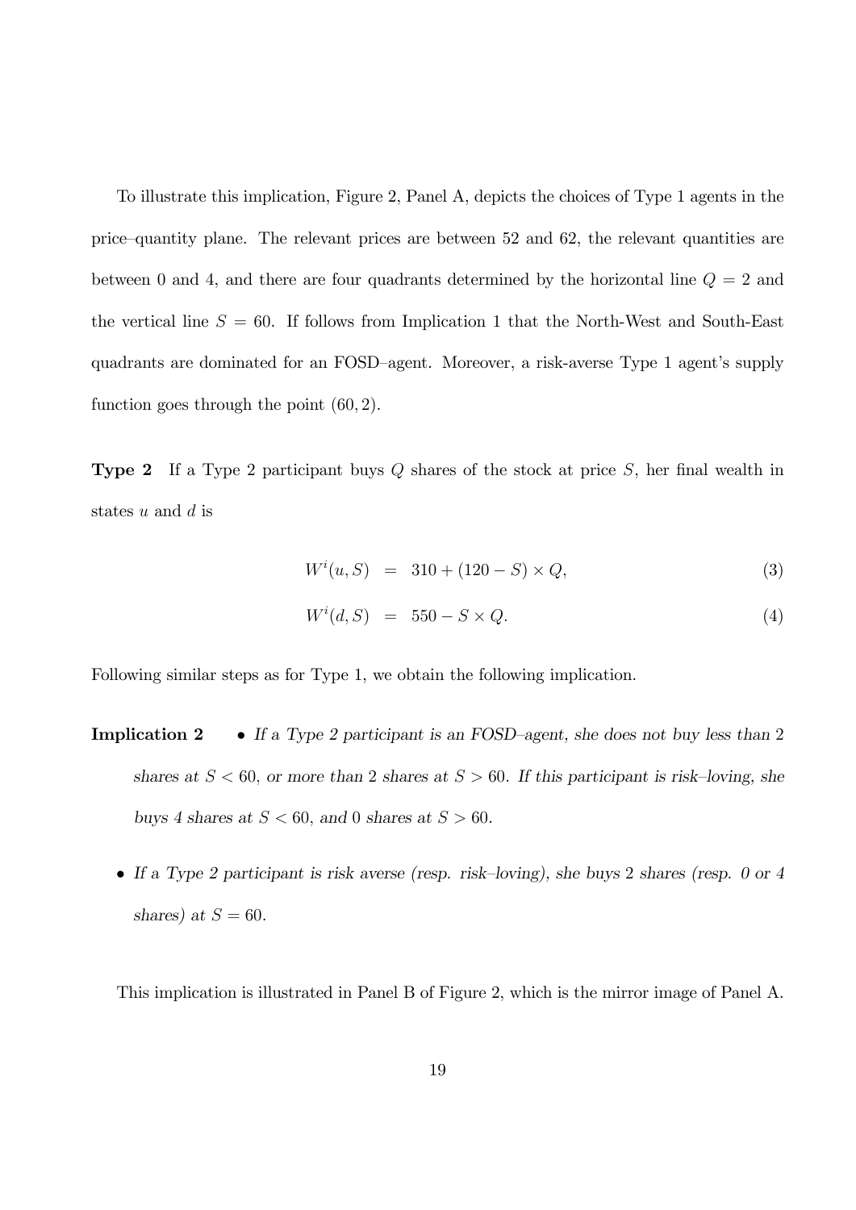To illustrate this implication, Figure 2, Panel A, depicts the choices of Type 1 agents in the price–quantity plane. The relevant prices are between 52 and 62, the relevant quantities are between 0 and 4, and there are four quadrants determined by the horizontal line $Q = 2$ and the vertical line $S = 60$. If follows from Implication 1 that the North-West and South-East quadrants are dominated for an FOSD–agent. Moreover, a risk-averse Type 1 agent's supply function goes through the point $(60, 2)$.

**Type 2** If a Type 2 participant buys $Q$ shares of the stock at price $S$, her final wealth in states $u$ and $d$ is

$$W^i(u, S) = 310 + (120 - S) \times Q, \tag{3}$$

$$W^i(d, S) = 550 - S \times Q. \tag{4}$$

Following similar steps as for Type 1, we obtain the following implication.

**Implication 2**

- *If a Type 2 participant is an FOSD–agent, she does not buy less than* 2 *shares at* $S < 60$*, or more than* 2 *shares at* $S > 60$*. If this participant is risk–loving, she buys 4 shares at* $S < 60$*, and* 0 *shares at* $S > 60$*.*
- *If a Type 2 participant is risk averse (resp. risk–loving), she buys* 2 *shares (resp. 0 or 4 shares) at* $S = 60$*.*

This implication is illustrated in Panel B of Figure 2, which is the mirror image of Panel A.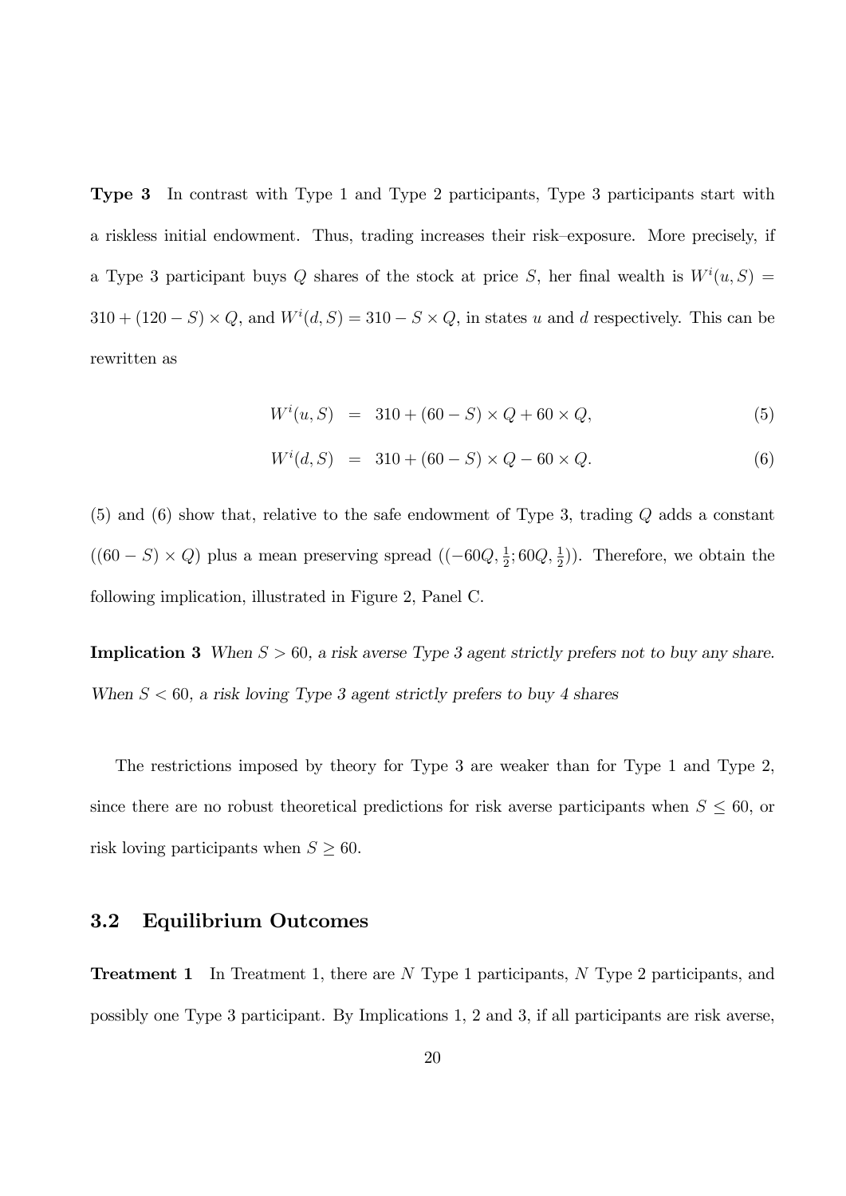**Type 3** In contrast with Type 1 and Type 2 participants, Type 3 participants start with a riskless initial endowment. Thus, trading increases their risk–exposure. More precisely, if a Type 3 participant buys $Q$ shares of the stock at price $S$, her final wealth is $W^i(u, S) = 310 + (120 - S) \times Q$, and $W^i(d, S) = 310 - S \times Q$, in states $u$ and $d$ respectively. This can be rewritten as

$$W^i(u, S) = 310 + (60 - S) \times Q + 60 \times Q, \tag{5}$$

$$W^i(d, S) = 310 + (60 - S) \times Q - 60 \times Q. \tag{6}$$

(5) and (6) show that, relative to the safe endowment of Type 3, trading $Q$ adds a constant $((60 - S) \times Q)$ plus a mean preserving spread $((-60Q, \frac{1}{2}; 60Q, \frac{1}{2}))$. Therefore, we obtain the following implication, illustrated in Figure 2, Panel C.

**Implication 3** *When $S > 60$, a risk averse Type 3 agent strictly prefers not to buy any share. When $S < 60$, a risk loving Type 3 agent strictly prefers to buy 4 shares*

The restrictions imposed by theory for Type 3 are weaker than for Type 1 and Type 2, since there are no robust theoretical predictions for risk averse participants when $S \leq 60$, or risk loving participants when $S \geq 60$.

## 3.2 Equilibrium Outcomes

**Treatment 1** In Treatment 1, there are $N$ Type 1 participants, $N$ Type 2 participants, and possibly one Type 3 participant. By Implications 1, 2 and 3, if all participants are risk averse,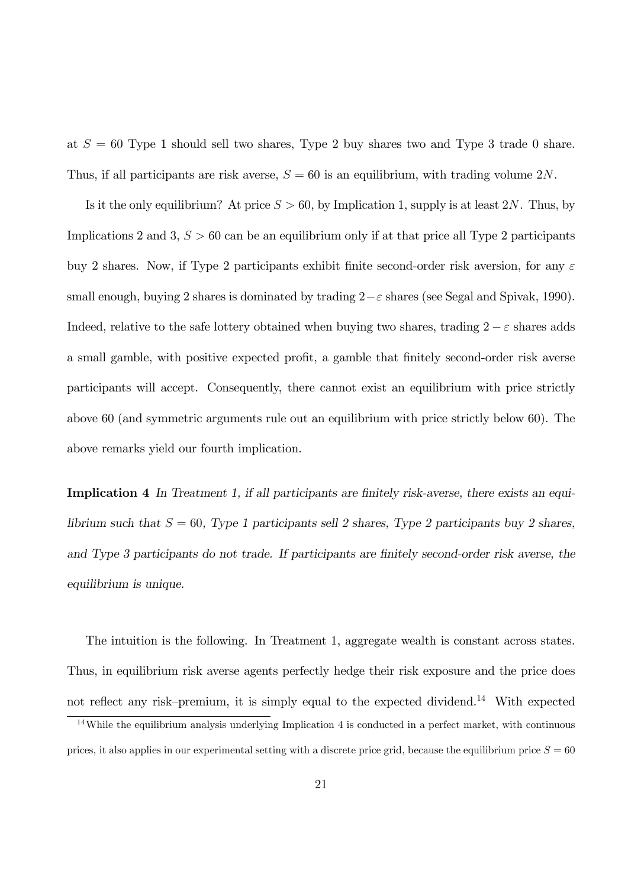at $S = 60$ Type 1 should sell two shares, Type 2 buy shares two and Type 3 trade 0 share. Thus, if all participants are risk averse, $S = 60$ is an equilibrium, with trading volume $2N$.

Is it the only equilibrium? At price $S > 60$, by Implication 1, supply is at least $2N$. Thus, by Implications 2 and 3, $S > 60$ can be an equilibrium only if at that price all Type 2 participants buy 2 shares. Now, if Type 2 participants exhibit finite second-order risk aversion, for any $\varepsilon$ small enough, buying 2 shares is dominated by trading $2-\varepsilon$ shares (see Segal and Spivak, 1990). Indeed, relative to the safe lottery obtained when buying two shares, trading $2-\varepsilon$ shares adds a small gamble, with positive expected profit, a gamble that finitely second-order risk averse participants will accept. Consequently, there cannot exist an equilibrium with price strictly above 60 (and symmetric arguments rule out an equilibrium with price strictly below 60). The above remarks yield our fourth implication.

**Implication 4** *In Treatment 1, if all participants are finitely risk-averse, there exists an equilibrium such that $S = 60$, Type 1 participants sell 2 shares, Type 2 participants buy 2 shares, and Type 3 participants do not trade. If participants are finitely second-order risk averse, the equilibrium is unique.*

The intuition is the following. In Treatment 1, aggregate wealth is constant across states. Thus, in equilibrium risk averse agents perfectly hedge their risk exposure and the price does not reflect any risk–premium, it is simply equal to the expected dividend.[14] With expected

[14] While the equilibrium analysis underlying Implication 4 is conducted in a perfect market, with continuous prices, it also applies in our experimental setting with a discrete price grid, because the equilibrium price $S = 60$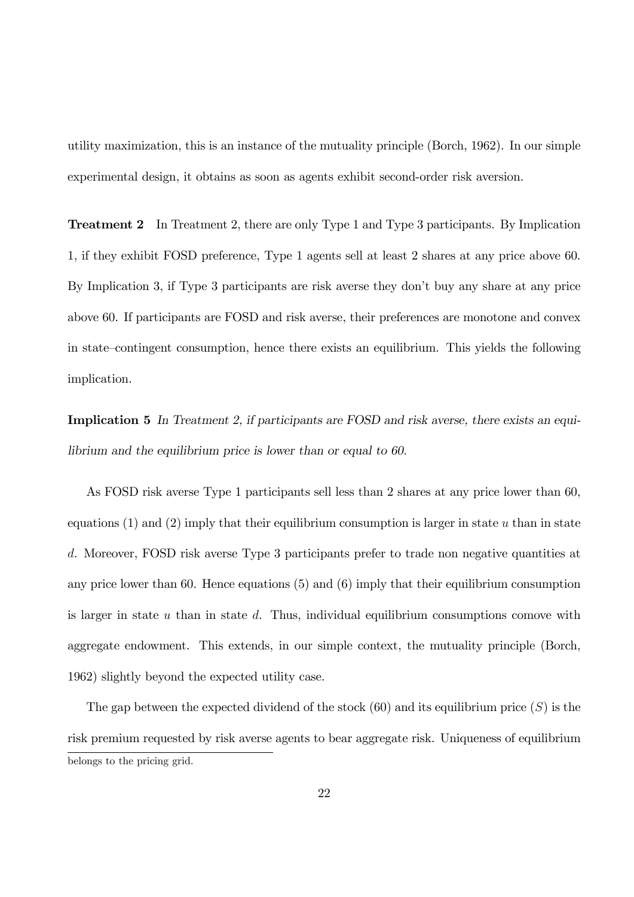utility maximization, this is an instance of the mutuality principle (Borch, 1962). In our simple experimental design, it obtains as soon as agents exhibit second-order risk aversion.

**Treatment 2** In Treatment 2, there are only Type 1 and Type 3 participants. By Implication 1, if they exhibit FOSD preference, Type 1 agents sell at least 2 shares at any price above 60. By Implication 3, if Type 3 participants are risk averse they don't buy any share at any price above 60. If participants are FOSD and risk averse, their preferences are monotone and convex in state–contingent consumption, hence there exists an equilibrium. This yields the following implication.

**Implication 5** *In Treatment 2, if participants are FOSD and risk averse, there exists an equilibrium and the equilibrium price is lower than or equal to 60.*

As FOSD risk averse Type 1 participants sell less than 2 shares at any price lower than 60, equations (1) and (2) imply that their equilibrium consumption is larger in state $u$ than in state $d$. Moreover, FOSD risk averse Type 3 participants prefer to trade non negative quantities at any price lower than 60. Hence equations (5) and (6) imply that their equilibrium consumption is larger in state $u$ than in state $d$. Thus, individual equilibrium consumptions comove with aggregate endowment. This extends, in our simple context, the mutuality principle (Borch, 1962) slightly beyond the expected utility case.

The gap between the expected dividend of the stock (60) and its equilibrium price ($S$) is the risk premium requested by risk averse agents to bear aggregate risk. Uniqueness of equilibrium

belongs to the pricing grid.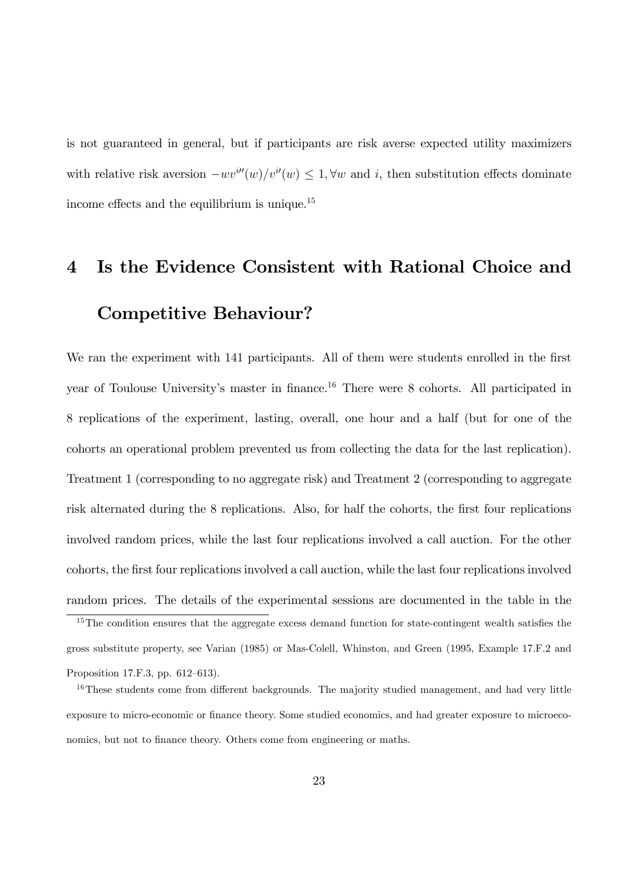is not guaranteed in general, but if participants are risk averse expected utility maximizers with relative risk aversion $-wv^{i\prime\prime}(w)/v^{i\prime}(w) \leq 1, \forall w$ and $i$, then substitution effects dominate income effects and the equilibrium is unique.[15]

# 4 Is the Evidence Consistent with Rational Choice and Competitive Behaviour?

We ran the experiment with 141 participants. All of them were students enrolled in the first year of Toulouse University's master in finance.[16] There were 8 cohorts. All participated in 8 replications of the experiment, lasting, overall, one hour and a half (but for one of the cohorts an operational problem prevented us from collecting the data for the last replication). Treatment 1 (corresponding to no aggregate risk) and Treatment 2 (corresponding to aggregate risk alternated during the 8 replications. Also, for half the cohorts, the first four replications involved random prices, while the last four replications involved a call auction. For the other cohorts, the first four replications involved a call auction, while the last four replications involved random prices. The details of the experimental sessions are documented in the table in the

[15] The condition ensures that the aggregate excess demand function for state-contingent wealth satisfies the gross substitute property, see Varian (1985) or Mas-Colell, Whinston, and Green (1995, Example 17.F.2 and Proposition 17.F.3, pp. 612–613).

[16] These students come from different backgrounds. The majority studied management, and had very little exposure to micro-economic or finance theory. Some studied economics, and had greater exposure to microeconomics, but not to finance theory. Others come from engineering or maths.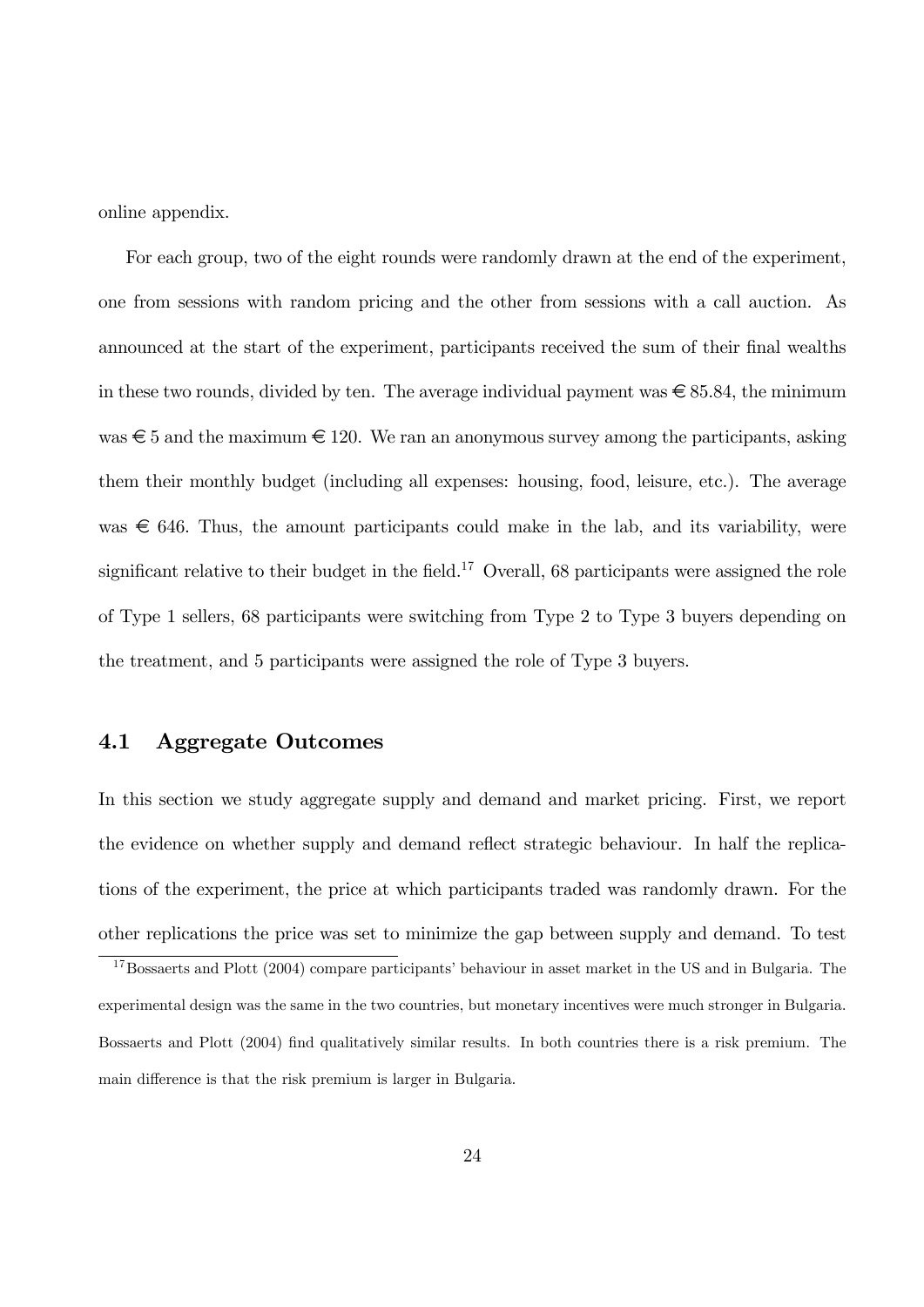online appendix.

For each group, two of the eight rounds were randomly drawn at the end of the experiment, one from sessions with random pricing and the other from sessions with a call auction. As announced at the start of the experiment, participants received the sum of their final wealths in these two rounds, divided by ten. The average individual payment was € 85.84, the minimum was € 5 and the maximum € 120. We ran an anonymous survey among the participants, asking them their monthly budget (including all expenses: housing, food, leisure, etc.). The average was € 646. Thus, the amount participants could make in the lab, and its variability, were significant relative to their budget in the field.[17] Overall, 68 participants were assigned the role of Type 1 sellers, 68 participants were switching from Type 2 to Type 3 buyers depending on the treatment, and 5 participants were assigned the role of Type 3 buyers.

## 4.1 Aggregate Outcomes

In this section we study aggregate supply and demand and market pricing. First, we report the evidence on whether supply and demand reflect strategic behaviour. In half the replications of the experiment, the price at which participants traded was randomly drawn. For the other replications the price was set to minimize the gap between supply and demand. To test

[17] Bossaerts and Plott (2004) compare participants' behaviour in asset market in the US and in Bulgaria. The experimental design was the same in the two countries, but monetary incentives were much stronger in Bulgaria. Bossaerts and Plott (2004) find qualitatively similar results. In both countries there is a risk premium. The main difference is that the risk premium is larger in Bulgaria.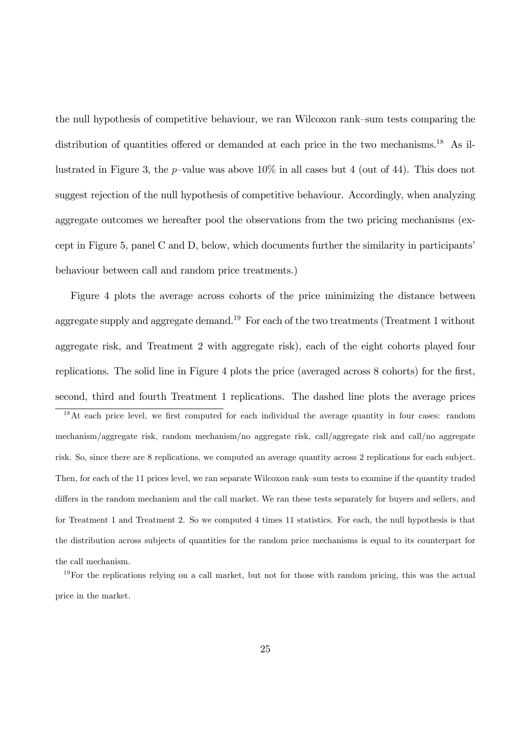the null hypothesis of competitive behaviour, we ran Wilcoxon rank–sum tests comparing the distribution of quantities offered or demanded at each price in the two mechanisms.[18] As illustrated in Figure 3, the $p$–value was above 10% in all cases but 4 (out of 44). This does not suggest rejection of the null hypothesis of competitive behaviour. Accordingly, when analyzing aggregate outcomes we hereafter pool the observations from the two pricing mechanisms (except in Figure 5, panel C and D, below, which documents further the similarity in participants' behaviour between call and random price treatments.)

Figure 4 plots the average across cohorts of the price minimizing the distance between aggregate supply and aggregate demand.[19] For each of the two treatments (Treatment 1 without aggregate risk, and Treatment 2 with aggregate risk), each of the eight cohorts played four replications. The solid line in Figure 4 plots the price (averaged across 8 cohorts) for the first, second, third and fourth Treatment 1 replications. The dashed line plots the average prices

[18] At each price level, we first computed for each individual the average quantity in four cases: random mechanism/aggregate risk, random mechanism/no aggregate risk, call/aggregate risk and call/no aggregate risk. So, since there are 8 replications, we computed an average quantity across 2 replications for each subject. Then, for each of the 11 prices level, we ran separate Wilcoxon rank–sum tests to examine if the quantity traded differs in the random mechanism and the call market. We ran these tests separately for buyers and sellers, and for Treatment 1 and Treatment 2. So we computed 4 times 11 statistics. For each, the null hypothesis is that the distribution across subjects of quantities for the random price mechanisms is equal to its counterpart for the call mechanism.

[19] For the replications relying on a call market, but not for those with random pricing, this was the actual price in the market.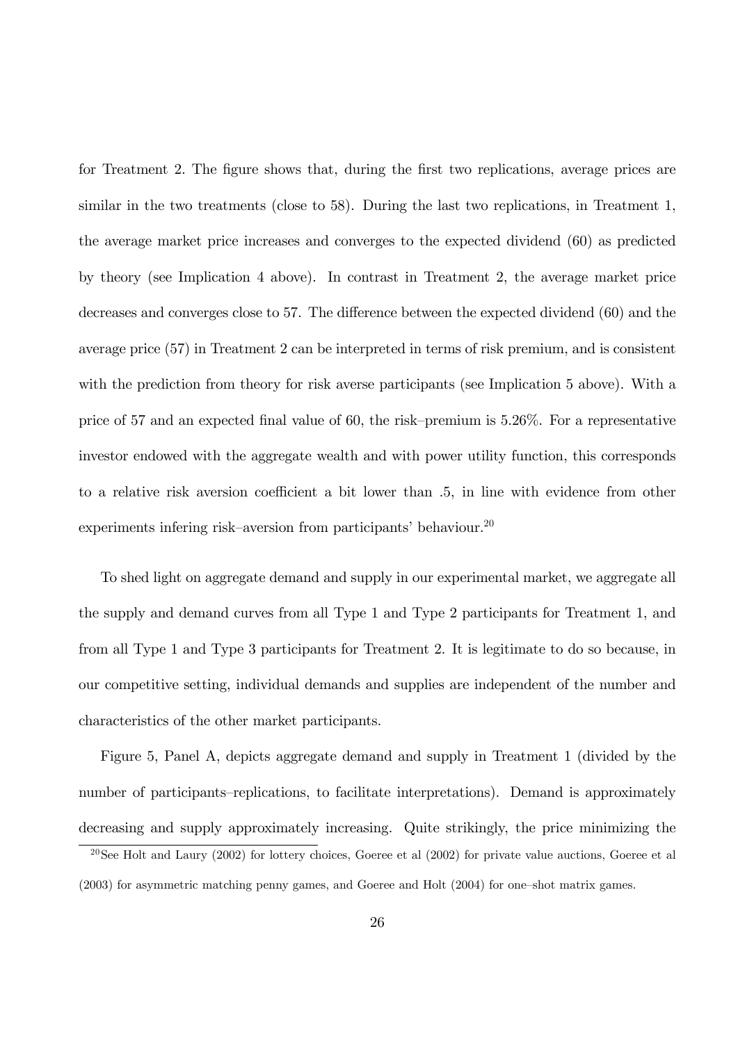for Treatment 2. The figure shows that, during the first two replications, average prices are similar in the two treatments (close to 58). During the last two replications, in Treatment 1, the average market price increases and converges to the expected dividend (60) as predicted by theory (see Implication 4 above). In contrast in Treatment 2, the average market price decreases and converges close to 57. The difference between the expected dividend (60) and the average price (57) in Treatment 2 can be interpreted in terms of risk premium, and is consistent with the prediction from theory for risk averse participants (see Implication 5 above). With a price of 57 and an expected final value of 60, the risk–premium is 5.26%. For a representative investor endowed with the aggregate wealth and with power utility function, this corresponds to a relative risk aversion coefficient a bit lower than .5, in line with evidence from other experiments infering risk–aversion from participants' behaviour.[20]

To shed light on aggregate demand and supply in our experimental market, we aggregate all the supply and demand curves from all Type 1 and Type 2 participants for Treatment 1, and from all Type 1 and Type 3 participants for Treatment 2. It is legitimate to do so because, in our competitive setting, individual demands and supplies are independent of the number and characteristics of the other market participants.

Figure 5, Panel A, depicts aggregate demand and supply in Treatment 1 (divided by the number of participants–replications, to facilitate interpretations). Demand is approximately decreasing and supply approximately increasing. Quite strikingly, the price minimizing the

[20] See Holt and Laury (2002) for lottery choices, Goeree et al (2002) for private value auctions, Goeree et al (2003) for asymmetric matching penny games, and Goeree and Holt (2004) for one–shot matrix games.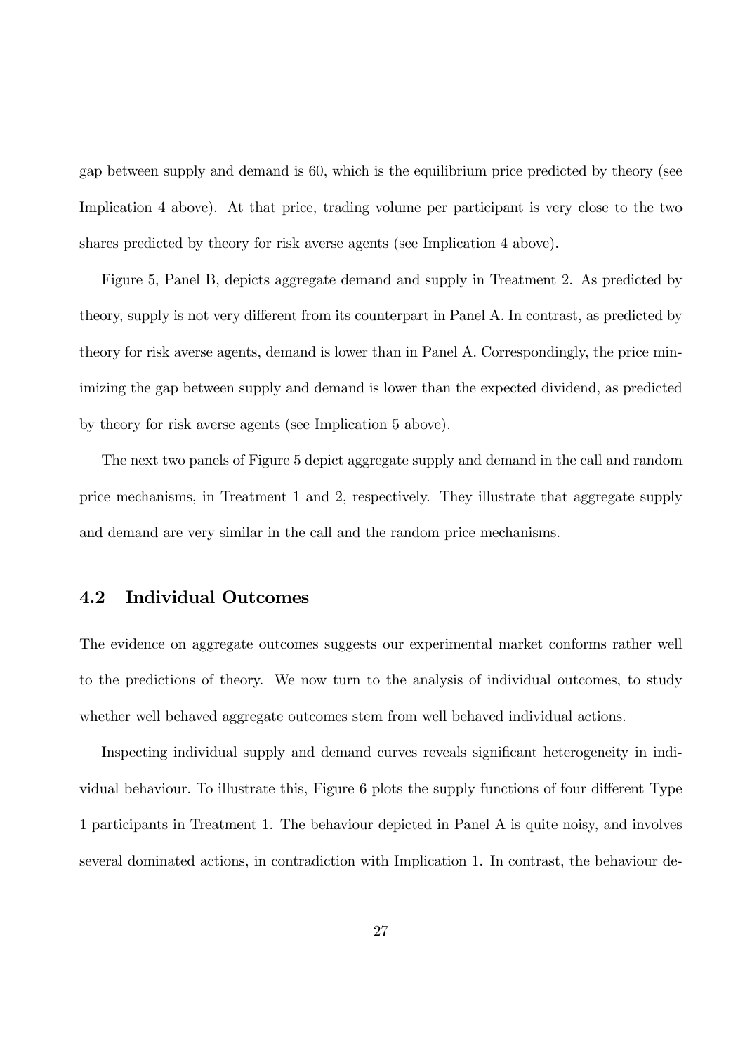gap between supply and demand is 60, which is the equilibrium price predicted by theory (see Implication 4 above). At that price, trading volume per participant is very close to the two shares predicted by theory for risk averse agents (see Implication 4 above).

Figure 5, Panel B, depicts aggregate demand and supply in Treatment 2. As predicted by theory, supply is not very different from its counterpart in Panel A. In contrast, as predicted by theory for risk averse agents, demand is lower than in Panel A. Correspondingly, the price minimizing the gap between supply and demand is lower than the expected dividend, as predicted by theory for risk averse agents (see Implication 5 above).

The next two panels of Figure 5 depict aggregate supply and demand in the call and random price mechanisms, in Treatment 1 and 2, respectively. They illustrate that aggregate supply and demand are very similar in the call and the random price mechanisms.

## 4.2 Individual Outcomes

The evidence on aggregate outcomes suggests our experimental market conforms rather well to the predictions of theory. We now turn to the analysis of individual outcomes, to study whether well behaved aggregate outcomes stem from well behaved individual actions.

Inspecting individual supply and demand curves reveals significant heterogeneity in individual behaviour. To illustrate this, Figure 6 plots the supply functions of four different Type 1 participants in Treatment 1. The behaviour depicted in Panel A is quite noisy, and involves several dominated actions, in contradiction with Implication 1. In contrast, the behaviour de-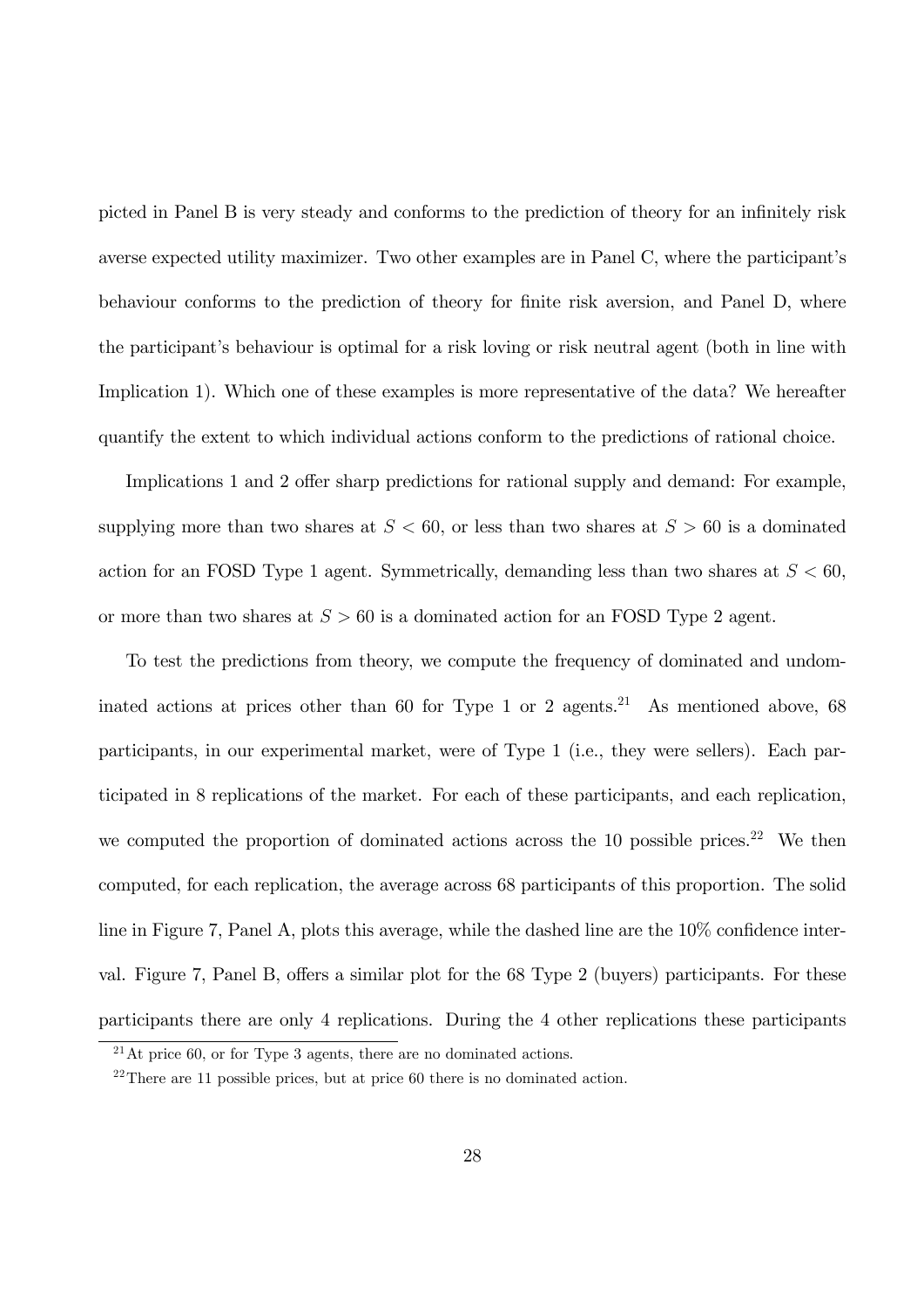picted in Panel B is very steady and conforms to the prediction of theory for an infinitely risk averse expected utility maximizer. Two other examples are in Panel C, where the participant's behaviour conforms to the prediction of theory for finite risk aversion, and Panel D, where the participant's behaviour is optimal for a risk loving or risk neutral agent (both in line with Implication 1). Which one of these examples is more representative of the data? We hereafter quantify the extent to which individual actions conform to the predictions of rational choice.

Implications 1 and 2 offer sharp predictions for rational supply and demand: For example, supplying more than two shares at $S < 60$, or less than two shares at $S > 60$ is a dominated action for an FOSD Type 1 agent. Symmetrically, demanding less than two shares at $S < 60$, or more than two shares at $S > 60$ is a dominated action for an FOSD Type 2 agent.

To test the predictions from theory, we compute the frequency of dominated and undominated actions at prices other than 60 for Type 1 or 2 agents.[21] As mentioned above, 68 participants, in our experimental market, were of Type 1 (i.e., they were sellers). Each participated in 8 replications of the market. For each of these participants, and each replication, we computed the proportion of dominated actions across the 10 possible prices.[22] We then computed, for each replication, the average across 68 participants of this proportion. The solid line in Figure 7, Panel A, plots this average, while the dashed line are the 10% confidence interval. Figure 7, Panel B, offers a similar plot for the 68 Type 2 (buyers) participants. For these participants there are only 4 replications. During the 4 other replications these participants

[21] At price 60, or for Type 3 agents, there are no dominated actions.

[22] There are 11 possible prices, but at price 60 there is no dominated action.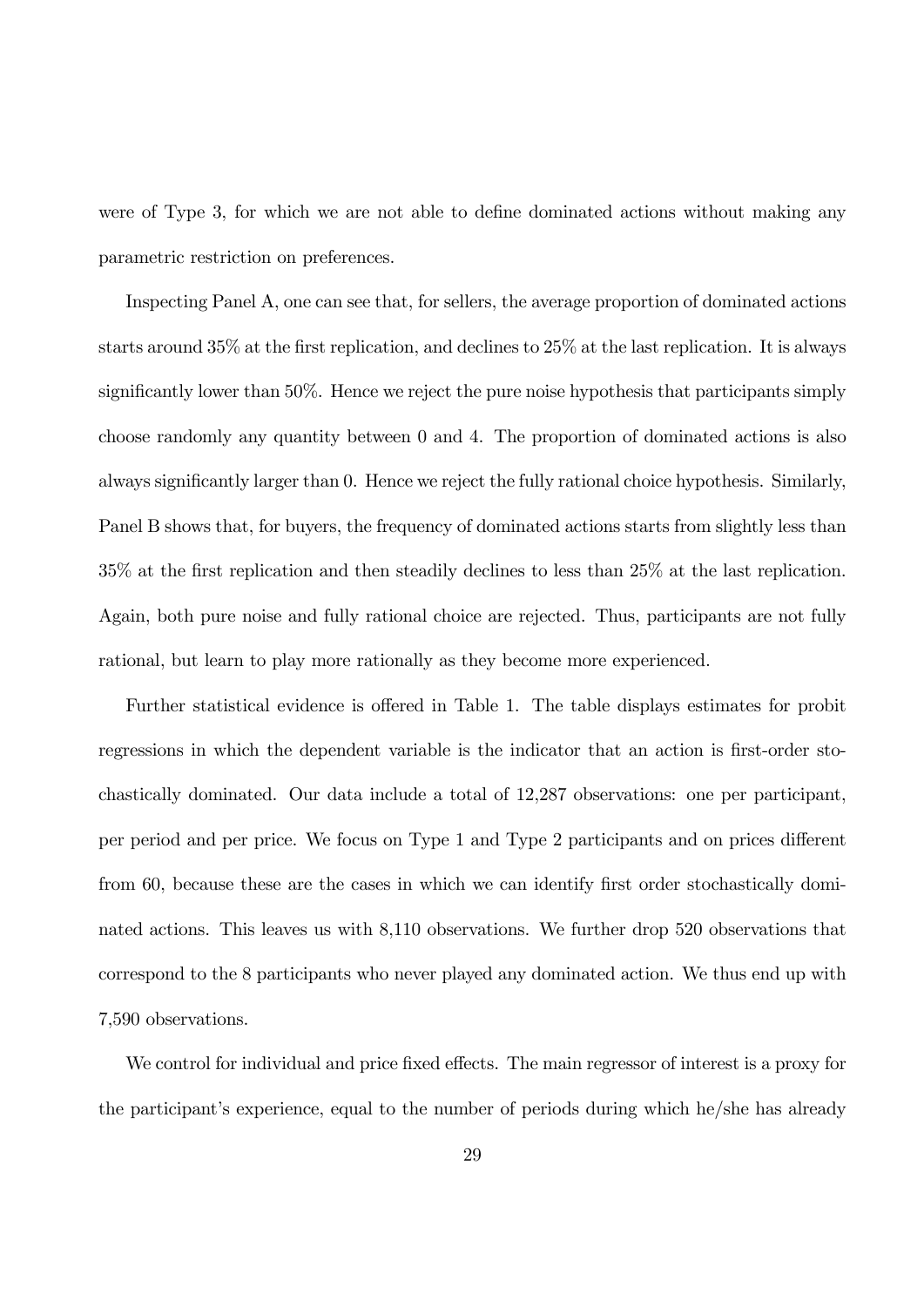were of Type 3, for which we are not able to define dominated actions without making any parametric restriction on preferences.

Inspecting Panel A, one can see that, for sellers, the average proportion of dominated actions starts around 35% at the first replication, and declines to 25% at the last replication. It is always significantly lower than 50%. Hence we reject the pure noise hypothesis that participants simply choose randomly any quantity between 0 and 4. The proportion of dominated actions is also always significantly larger than 0. Hence we reject the fully rational choice hypothesis. Similarly, Panel B shows that, for buyers, the frequency of dominated actions starts from slightly less than 35% at the first replication and then steadily declines to less than 25% at the last replication. Again, both pure noise and fully rational choice are rejected. Thus, participants are not fully rational, but learn to play more rationally as they become more experienced.

Further statistical evidence is offered in Table 1. The table displays estimates for probit regressions in which the dependent variable is the indicator that an action is first-order stochastically dominated. Our data include a total of 12,287 observations: one per participant, per period and per price. We focus on Type 1 and Type 2 participants and on prices different from 60, because these are the cases in which we can identify first order stochastically dominated actions. This leaves us with 8,110 observations. We further drop 520 observations that correspond to the 8 participants who never played any dominated action. We thus end up with 7,590 observations.

We control for individual and price fixed effects. The main regressor of interest is a proxy for the participant's experience, equal to the number of periods during which he/she has already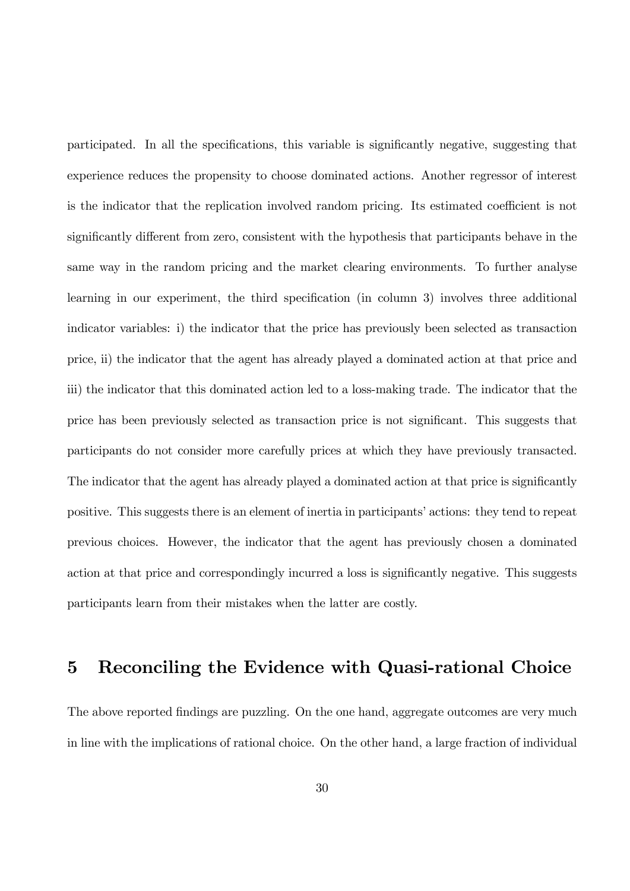participated. In all the specifications, this variable is significantly negative, suggesting that experience reduces the propensity to choose dominated actions. Another regressor of interest is the indicator that the replication involved random pricing. Its estimated coefficient is not significantly different from zero, consistent with the hypothesis that participants behave in the same way in the random pricing and the market clearing environments. To further analyse learning in our experiment, the third specification (in column 3) involves three additional indicator variables: i) the indicator that the price has previously been selected as transaction price, ii) the indicator that the agent has already played a dominated action at that price and iii) the indicator that this dominated action led to a loss-making trade. The indicator that the price has been previously selected as transaction price is not significant. This suggests that participants do not consider more carefully prices at which they have previously transacted. The indicator that the agent has already played a dominated action at that price is significantly positive. This suggests there is an element of inertia in participants' actions: they tend to repeat previous choices. However, the indicator that the agent has previously chosen a dominated action at that price and correspondingly incurred a loss is significantly negative. This suggests participants learn from their mistakes when the latter are costly.

# 5 Reconciling the Evidence with Quasi-rational Choice

The above reported findings are puzzling. On the one hand, aggregate outcomes are very much in line with the implications of rational choice. On the other hand, a large fraction of individual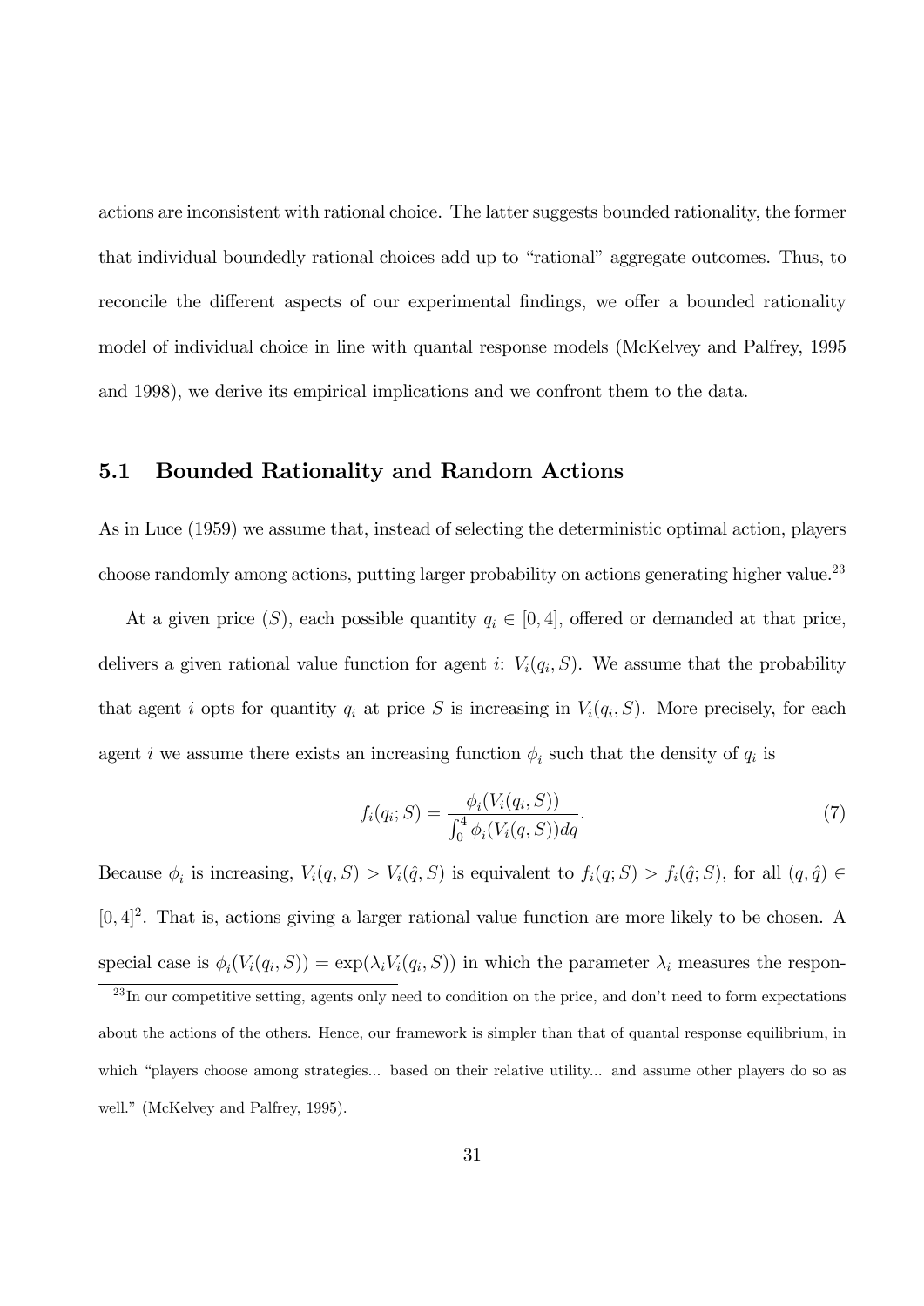actions are inconsistent with rational choice. The latter suggests bounded rationality, the former that individual boundedly rational choices add up to "rational" aggregate outcomes. Thus, to reconcile the different aspects of our experimental findings, we offer a bounded rationality model of individual choice in line with quantal response models (McKelvey and Palfrey, 1995 and 1998), we derive its empirical implications and we confront them to the data.

### 5.1 Bounded Rationality and Random Actions

As in Luce (1959) we assume that, instead of selecting the deterministic optimal action, players choose randomly among actions, putting larger probability on actions generating higher value.[23]

At a given price ($S$), each possible quantity $q_i \in [0, 4]$, offered or demanded at that price, delivers a given rational value function for agent $i$: $V_i(q_i, S)$. We assume that the probability that agent $i$ opts for quantity $q_i$ at price $S$ is increasing in $V_i(q_i, S)$. More precisely, for each agent $i$ we assume there exists an increasing function $\phi_i$ such that the density of $q_i$ is

$$f_i(q_i; S) = \frac{\phi_i(V_i(q_i, S))}{\int_0^4 \phi_i(V_i(q, S))dq}. \tag{7}$$

Because $\phi_i$ is increasing, $V_i(q, S) > V_i(\hat{q}, S)$ is equivalent to $f_i(q; S) > f_i(\hat{q}; S)$, for all $(q, \hat{q}) \in [0, 4]^2$. That is, actions giving a larger rational value function are more likely to be chosen. A special case is $\phi_i(V_i(q_i, S)) = \exp(\lambda_i V_i(q_i, S))$ in which the parameter $\lambda_i$ measures the respon-

[23] In our competitive setting, agents only need to condition on the price, and don't need to form expectations about the actions of the others. Hence, our framework is simpler than that of quantal response equilibrium, in which "players choose among strategies... based on their relative utility... and assume other players do so as well." (McKelvey and Palfrey, 1995).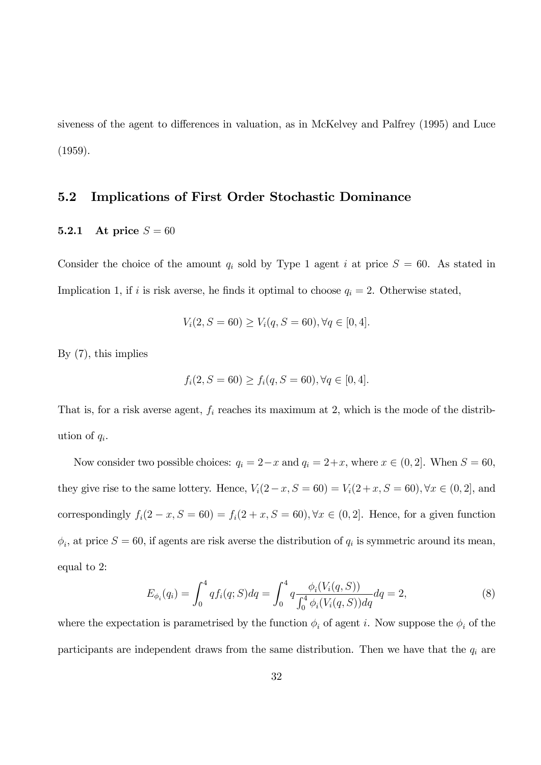siveness of the agent to differences in valuation, as in McKelvey and Palfrey (1995) and Luce (1959).

## 5.2 Implications of First Order Stochastic Dominance

### 5.2.1 At price $S = 60$

Consider the choice of the amount $q_i$ sold by Type 1 agent $i$ at price $S = 60$. As stated in Implication 1, if $i$ is risk averse, he finds it optimal to choose $q_i = 2$. Otherwise stated,

$$V_i(2, S = 60) \geq V_i(q, S = 60), \forall q \in [0, 4].$$

By (7), this implies

$$f_i(2, S = 60) \geq f_i(q, S = 60), \forall q \in [0, 4].$$

That is, for a risk averse agent, $f_i$ reaches its maximum at 2, which is the mode of the distribution of $q_i$.

Now consider two possible choices: $q_i = 2-x$ and $q_i = 2+x$, where $x \in (0, 2]$. When $S = 60$, they give rise to the same lottery. Hence, $V_i(2-x, S = 60) = V_i(2+x, S = 60), \forall x \in (0, 2]$, and correspondingly $f_i(2-x, S = 60) = f_i(2+x, S = 60), \forall x \in (0, 2]$. Hence, for a given function $\phi_i$, at price $S = 60$, if agents are risk averse the distribution of $q_i$ is symmetric around its mean, equal to 2:

$$E_{\phi_i}(q_i) = \int_0^4 q f_i(q; S) dq = \int_0^4 q \frac{\phi_i(V_i(q, S))}{\int_0^4 \phi_i(V_i(q, S)) dq} dq = 2, \tag{8}$$

where the expectation is parametrised by the function $\phi_i$ of agent $i$. Now suppose the $\phi_i$ of the participants are independent draws from the same distribution. Then we have that the $q_i$ are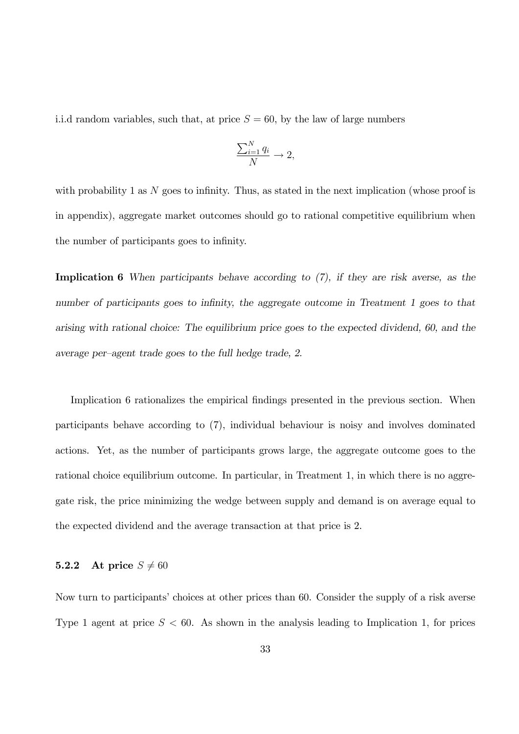i.i.d random variables, such that, at price $S = 60$, by the law of large numbers

$$\frac{\sum_{i=1}^{N} q_i}{N} \to 2,$$

with probability 1 as $N$ goes to infinity. Thus, as stated in the next implication (whose proof is in appendix), aggregate market outcomes should go to rational competitive equilibrium when the number of participants goes to infinity.

**Implication 6** *When participants behave according to (7), if they are risk averse, as the number of participants goes to infinity, the aggregate outcome in Treatment 1 goes to that arising with rational choice: The equilibrium price goes to the expected dividend, 60, and the average per–agent trade goes to the full hedge trade, 2.*

Implication 6 rationalizes the empirical findings presented in the previous section. When participants behave according to (7), individual behaviour is noisy and involves dominated actions. Yet, as the number of participants grows large, the aggregate outcome goes to the rational choice equilibrium outcome. In particular, in Treatment 1, in which there is no aggregate risk, the price minimizing the wedge between supply and demand is on average equal to the expected dividend and the average transaction at that price is 2.

### 5.2.2 At price $S \neq 60$

Now turn to participants' choices at other prices than 60. Consider the supply of a risk averse Type 1 agent at price $S < 60$. As shown in the analysis leading to Implication 1, for prices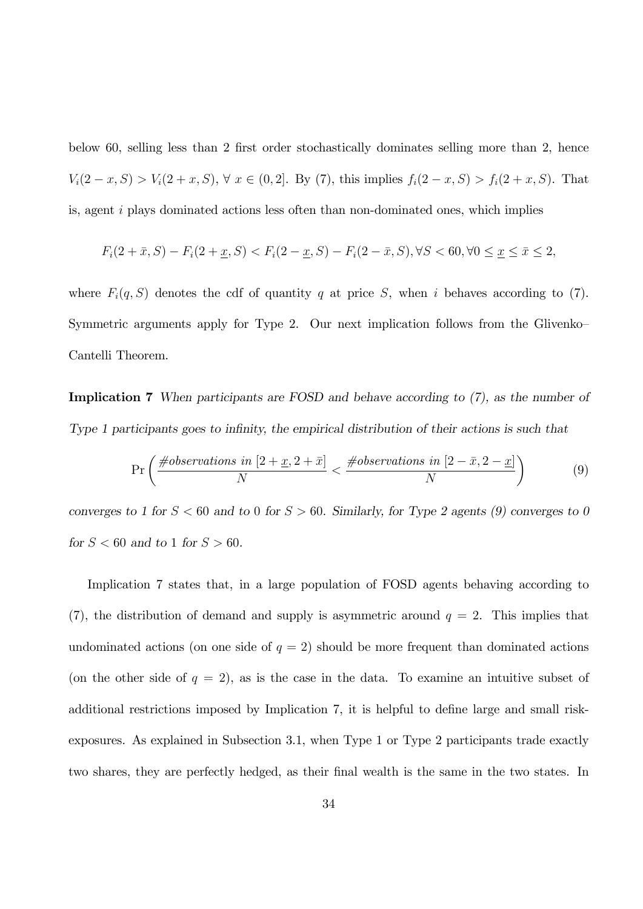below 60, selling less than 2 first order stochastically dominates selling more than 2, hence $V_i(2-x,S) > V_i(2+x,S)$, $\forall\ x \in (0,2]$. By (7), this implies $f_i(2-x,S) > f_i(2+x,S)$. That is, agent $i$ plays dominated actions less often than non-dominated ones, which implies

$$F_i(2+\bar{x},S) - F_i(2+\underline{x},S) < F_i(2-\underline{x},S) - F_i(2-\bar{x},S), \forall S < 60, \forall 0 \leq \underline{x} \leq \bar{x} \leq 2,$$

where $F_i(q,S)$ denotes the cdf of quantity $q$ at price $S$, when $i$ behaves according to (7). Symmetric arguments apply for Type 2. Our next implication follows from the Glivenko–Cantelli Theorem.

**Implication 7** *When participants are FOSD and behave according to (7), as the number of Type 1 participants goes to infinity, the empirical distribution of their actions is such that*

$$\Pr\left(\frac{\#observations\ in\ [2+\underline{x},2+\bar{x}]}{N} < \frac{\#observations\ in\ [2-\bar{x},2-\underline{x}]}{N}\right) \tag{9}$$

*converges to 1 for $S < 60$ and to 0 for $S > 60$. Similarly, for Type 2 agents (9) converges to 0 for $S < 60$ and to 1 for $S > 60$.*

Implication 7 states that, in a large population of FOSD agents behaving according to (7), the distribution of demand and supply is asymmetric around $q = 2$. This implies that undominated actions (on one side of $q = 2$) should be more frequent than dominated actions (on the other side of $q = 2$), as is the case in the data. To examine an intuitive subset of additional restrictions imposed by Implication 7, it is helpful to define large and small risk-exposures. As explained in Subsection 3.1, when Type 1 or Type 2 participants trade exactly two shares, they are perfectly hedged, as their final wealth is the same in the two states. In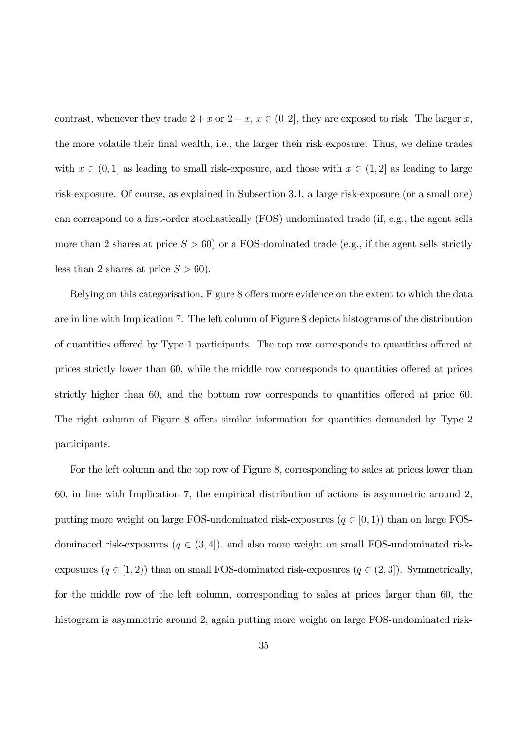contrast, whenever they trade $2 + x$ or $2 - x$, $x \in (0, 2]$, they are exposed to risk. The larger $x$, the more volatile their final wealth, i.e., the larger their risk-exposure. Thus, we define trades with $x \in (0, 1]$ as leading to small risk-exposure, and those with $x \in (1, 2]$ as leading to large risk-exposure. Of course, as explained in Subsection 3.1, a large risk-exposure (or a small one) can correspond to a first-order stochastically (FOS) undominated trade (if, e.g., the agent sells more than 2 shares at price $S > 60$) or a FOS-dominated trade (e.g., if the agent sells strictly less than 2 shares at price $S > 60$).

Relying on this categorisation, Figure 8 offers more evidence on the extent to which the data are in line with Implication 7. The left column of Figure 8 depicts histograms of the distribution of quantities offered by Type 1 participants. The top row corresponds to quantities offered at prices strictly lower than 60, while the middle row corresponds to quantities offered at prices strictly higher than 60, and the bottom row corresponds to quantities offered at price 60. The right column of Figure 8 offers similar information for quantities demanded by Type 2 participants.

For the left column and the top row of Figure 8, corresponding to sales at prices lower than 60, in line with Implication 7, the empirical distribution of actions is asymmetric around 2, putting more weight on large FOS-undominated risk-exposures ($q \in [0, 1)$) than on large FOS-dominated risk-exposures ($q \in (3, 4]$), and also more weight on small FOS-undominated risk-exposures ($q \in [1, 2)$) than on small FOS-dominated risk-exposures ($q \in (2, 3]$). Symmetrically, for the middle row of the left column, corresponding to sales at prices larger than 60, the histogram is asymmetric around 2, again putting more weight on large FOS-undominated risk-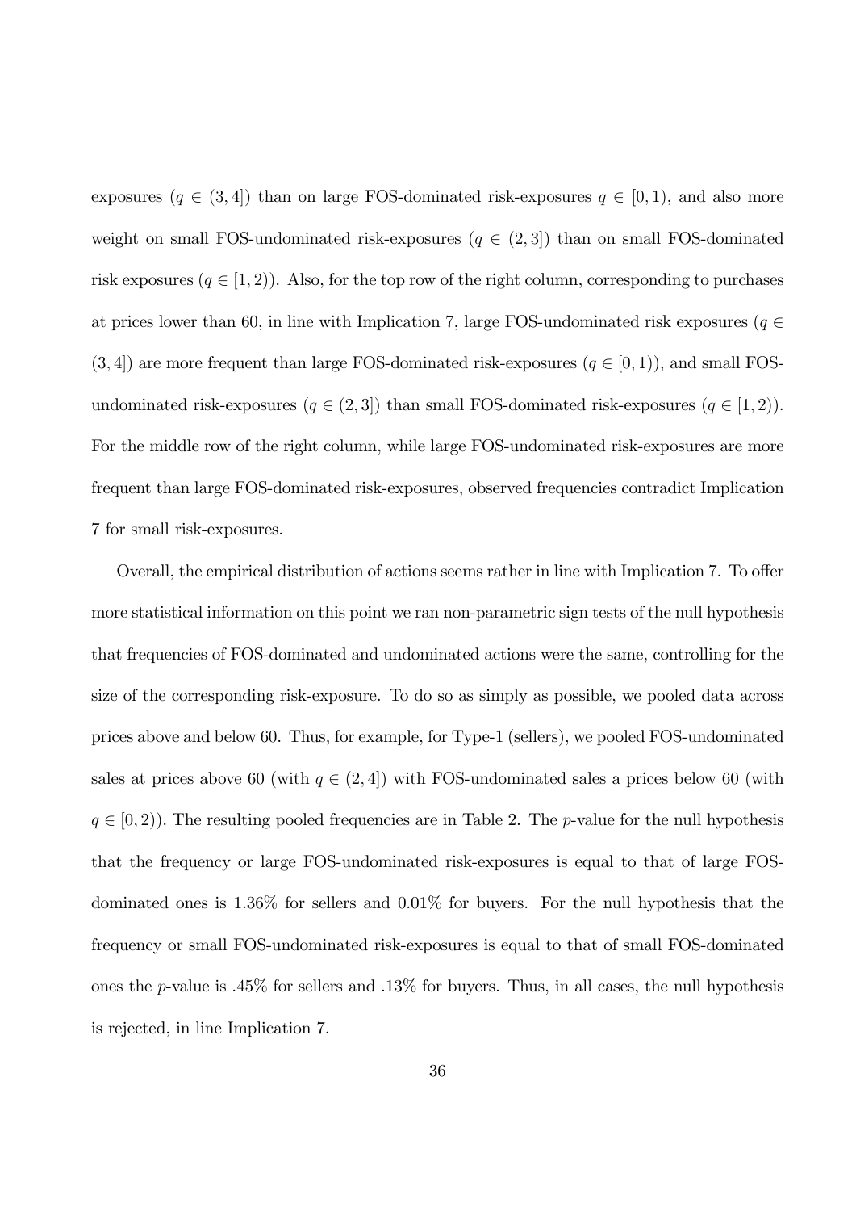exposures ($q \in (3,4]$) than on large FOS-dominated risk-exposures $q \in [0,1)$, and also more weight on small FOS-undominated risk-exposures ($q \in (2,3]$) than on small FOS-dominated risk exposures ($q \in [1,2)$). Also, for the top row of the right column, corresponding to purchases at prices lower than 60, in line with Implication 7, large FOS-undominated risk exposures ($q \in (3,4]$) are more frequent than large FOS-dominated risk-exposures ($q \in [0,1)$), and small FOS-undominated risk-exposures ($q \in (2,3]$) than small FOS-dominated risk-exposures ($q \in [1,2)$). For the middle row of the right column, while large FOS-undominated risk-exposures are more frequent than large FOS-dominated risk-exposures, observed frequencies contradict Implication 7 for small risk-exposures.

Overall, the empirical distribution of actions seems rather in line with Implication 7. To offer more statistical information on this point we ran non-parametric sign tests of the null hypothesis that frequencies of FOS-dominated and undominated actions were the same, controlling for the size of the corresponding risk-exposure. To do so as simply as possible, we pooled data across prices above and below 60. Thus, for example, for Type-1 (sellers), we pooled FOS-undominated sales at prices above 60 (with $q \in (2,4]$) with FOS-undominated sales a prices below 60 (with $q \in [0,2)$). The resulting pooled frequencies are in Table 2. The $p$-value for the null hypothesis that the frequency or large FOS-undominated risk-exposures is equal to that of large FOS-dominated ones is 1.36% for sellers and 0.01% for buyers. For the null hypothesis that the frequency or small FOS-undominated risk-exposures is equal to that of small FOS-dominated ones the $p$-value is .45% for sellers and .13% for buyers. Thus, in all cases, the null hypothesis is rejected, in line Implication 7.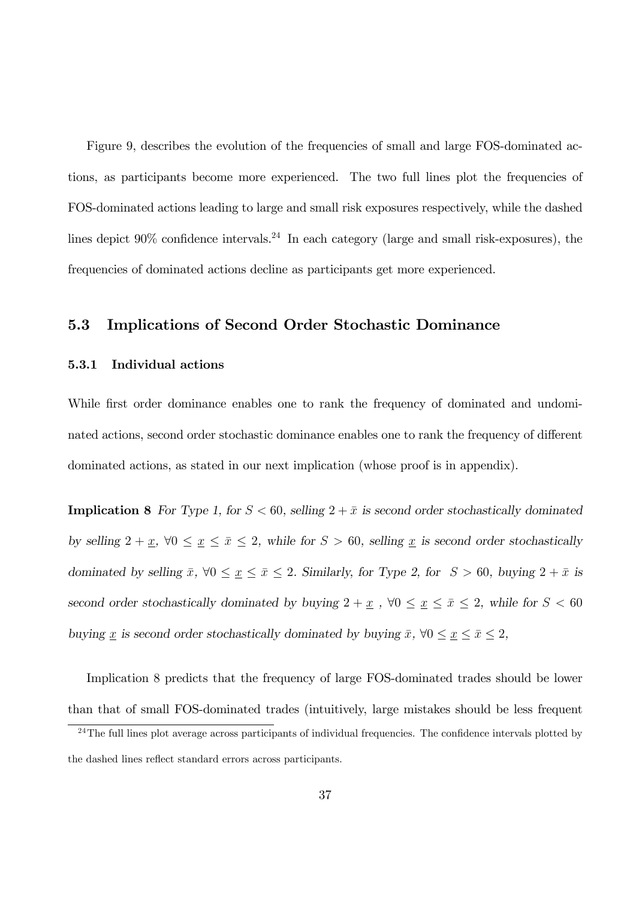Figure 9, describes the evolution of the frequencies of small and large FOS-dominated actions, as participants become more experienced. The two full lines plot the frequencies of FOS-dominated actions leading to large and small risk exposures respectively, while the dashed lines depict 90% confidence intervals.[24] In each category (large and small risk-exposures), the frequencies of dominated actions decline as participants get more experienced.

## 5.3 Implications of Second Order Stochastic Dominance

### 5.3.1 Individual actions

While first order dominance enables one to rank the frequency of dominated and undominated actions, second order stochastic dominance enables one to rank the frequency of different dominated actions, as stated in our next implication (whose proof is in appendix).

**Implication 8** *For Type 1, for $S < 60$, selling $2 + \bar{x}$ is second order stochastically dominated by selling $2 + \underline{x}$, $\forall 0 \leq \underline{x} \leq \bar{x} \leq 2$, while for $S > 60$, selling $\underline{x}$ is second order stochastically dominated by selling $\bar{x}$, $\forall 0 \leq \underline{x} \leq \bar{x} \leq 2$. Similarly, for Type 2, for $S > 60$, buying $2 + \bar{x}$ is second order stochastically dominated by buying $2 + \underline{x}$ , $\forall 0 \leq \underline{x} \leq \bar{x} \leq 2$, while for $S < 60$ buying $\underline{x}$ is second order stochastically dominated by buying $\bar{x}$, $\forall 0 \leq \underline{x} \leq \bar{x} \leq 2$,*

Implication 8 predicts that the frequency of large FOS-dominated trades should be lower than that of small FOS-dominated trades (intuitively, large mistakes should be less frequent

[24] The full lines plot average across participants of individual frequencies. The confidence intervals plotted by the dashed lines reflect standard errors across participants.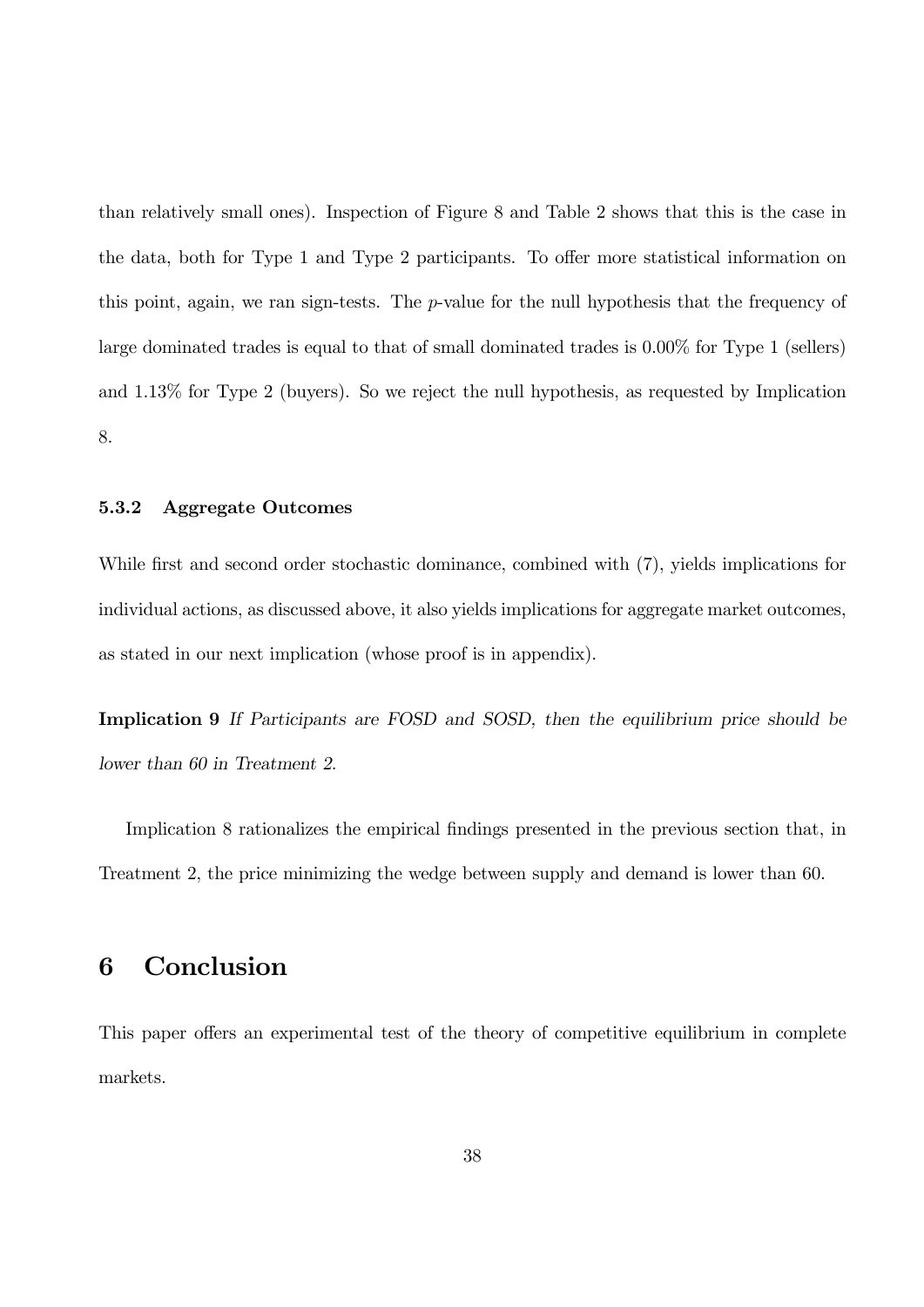than relatively small ones). Inspection of Figure 8 and Table 2 shows that this is the case in the data, both for Type 1 and Type 2 participants. To offer more statistical information on this point, again, we ran sign-tests. The $p$-value for the null hypothesis that the frequency of large dominated trades is equal to that of small dominated trades is 0.00% for Type 1 (sellers) and 1.13% for Type 2 (buyers). So we reject the null hypothesis, as requested by Implication 8.

### 5.3.2 Aggregate Outcomes

While first and second order stochastic dominance, combined with (7), yields implications for individual actions, as discussed above, it also yields implications for aggregate market outcomes, as stated in our next implication (whose proof is in appendix).

**Implication 9** *If Participants are FOSD and SOSD, then the equilibrium price should be lower than 60 in Treatment 2.*

Implication 8 rationalizes the empirical findings presented in the previous section that, in Treatment 2, the price minimizing the wedge between supply and demand is lower than 60.

# 6 Conclusion

This paper offers an experimental test of the theory of competitive equilibrium in complete markets.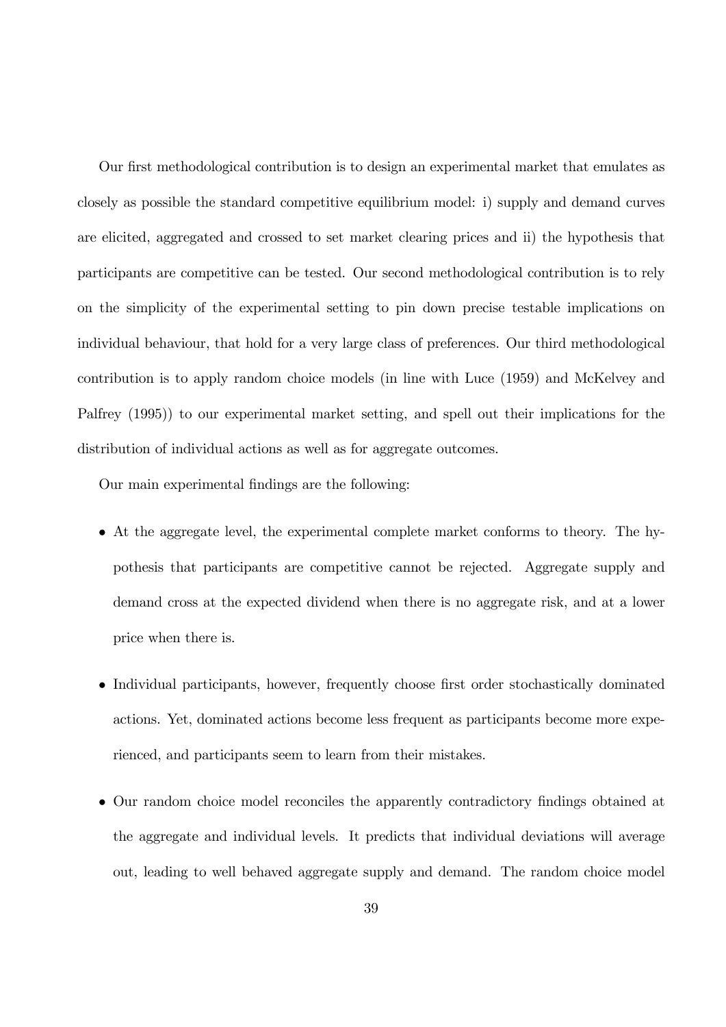Our first methodological contribution is to design an experimental market that emulates as closely as possible the standard competitive equilibrium model: i) supply and demand curves are elicited, aggregated and crossed to set market clearing prices and ii) the hypothesis that participants are competitive can be tested. Our second methodological contribution is to rely on the simplicity of the experimental setting to pin down precise testable implications on individual behaviour, that hold for a very large class of preferences. Our third methodological contribution is to apply random choice models (in line with Luce (1959) and McKelvey and Palfrey (1995)) to our experimental market setting, and spell out their implications for the distribution of individual actions as well as for aggregate outcomes.

Our main experimental findings are the following:

- At the aggregate level, the experimental complete market conforms to theory. The hypothesis that participants are competitive cannot be rejected. Aggregate supply and demand cross at the expected dividend when there is no aggregate risk, and at a lower price when there is.
- Individual participants, however, frequently choose first order stochastically dominated actions. Yet, dominated actions become less frequent as participants become more experienced, and participants seem to learn from their mistakes.
- Our random choice model reconciles the apparently contradictory findings obtained at the aggregate and individual levels. It predicts that individual deviations will average out, leading to well behaved aggregate supply and demand. The random choice model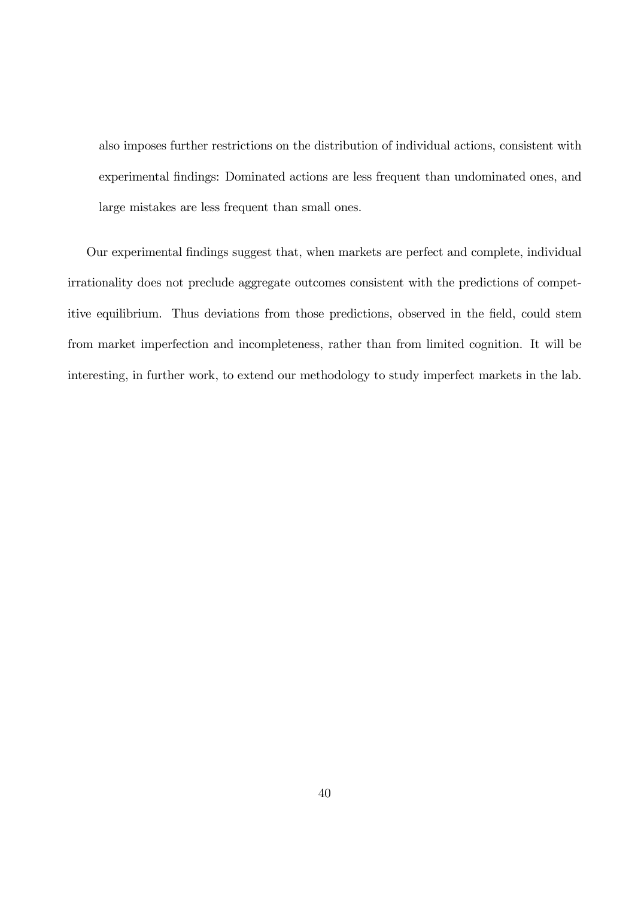also imposes further restrictions on the distribution of individual actions, consistent with experimental findings: Dominated actions are less frequent than undominated ones, and large mistakes are less frequent than small ones.

Our experimental findings suggest that, when markets are perfect and complete, individual irrationality does not preclude aggregate outcomes consistent with the predictions of competitive equilibrium. Thus deviations from those predictions, observed in the field, could stem from market imperfection and incompleteness, rather than from limited cognition. It will be interesting, in further work, to extend our methodology to study imperfect markets in the lab.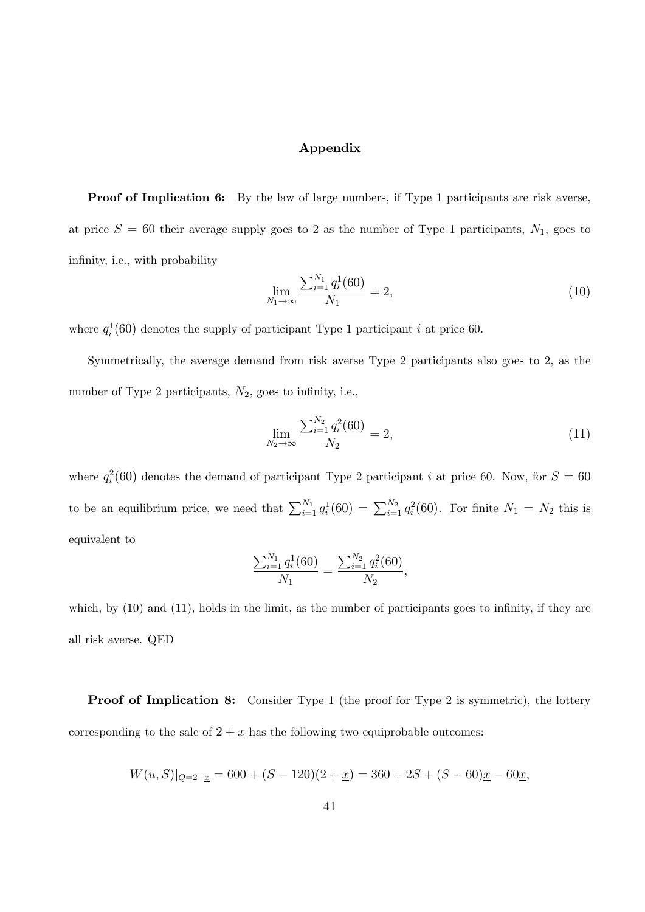# Appendix

**Proof of Implication 6:** By the law of large numbers, if Type 1 participants are risk averse, at price $S = 60$ their average supply goes to 2 as the number of Type 1 participants, $N_1$, goes to infinity, i.e., with probability

$$\lim_{N_1 \to \infty} \frac{\sum_{i=1}^{N_1} q_i^1(60)}{N_1} = 2, \tag{10}$$

where $q_i^1(60)$ denotes the supply of participant Type 1 participant $i$ at price 60.

Symmetrically, the average demand from risk averse Type 2 participants also goes to 2, as the number of Type 2 participants, $N_2$, goes to infinity, i.e.,

$$\lim_{N_2 \to \infty} \frac{\sum_{i=1}^{N_2} q_i^2(60)}{N_2} = 2, \tag{11}$$

where $q_i^2(60)$ denotes the demand of participant Type 2 participant $i$ at price 60. Now, for $S = 60$ to be an equilibrium price, we need that $\sum_{i=1}^{N_1} q_i^1(60) = \sum_{i=1}^{N_2} q_i^2(60)$. For finite $N_1 = N_2$ this is equivalent to

$$\frac{\sum_{i=1}^{N_1} q_i^1(60)}{N_1} = \frac{\sum_{i=1}^{N_2} q_i^2(60)}{N_2},$$

which, by (10) and (11), holds in the limit, as the number of participants goes to infinity, if they are all risk averse. QED

**Proof of Implication 8:** Consider Type 1 (the proof for Type 2 is symmetric), the lottery corresponding to the sale of $2 + \underline{x}$ has the following two equiprobable outcomes:

$$W(u, S)|_{Q=2+\underline{x}} = 600 + (S - 120)(2 + \underline{x}) = 360 + 2S + (S - 60)\underline{x} - 60\underline{x},$$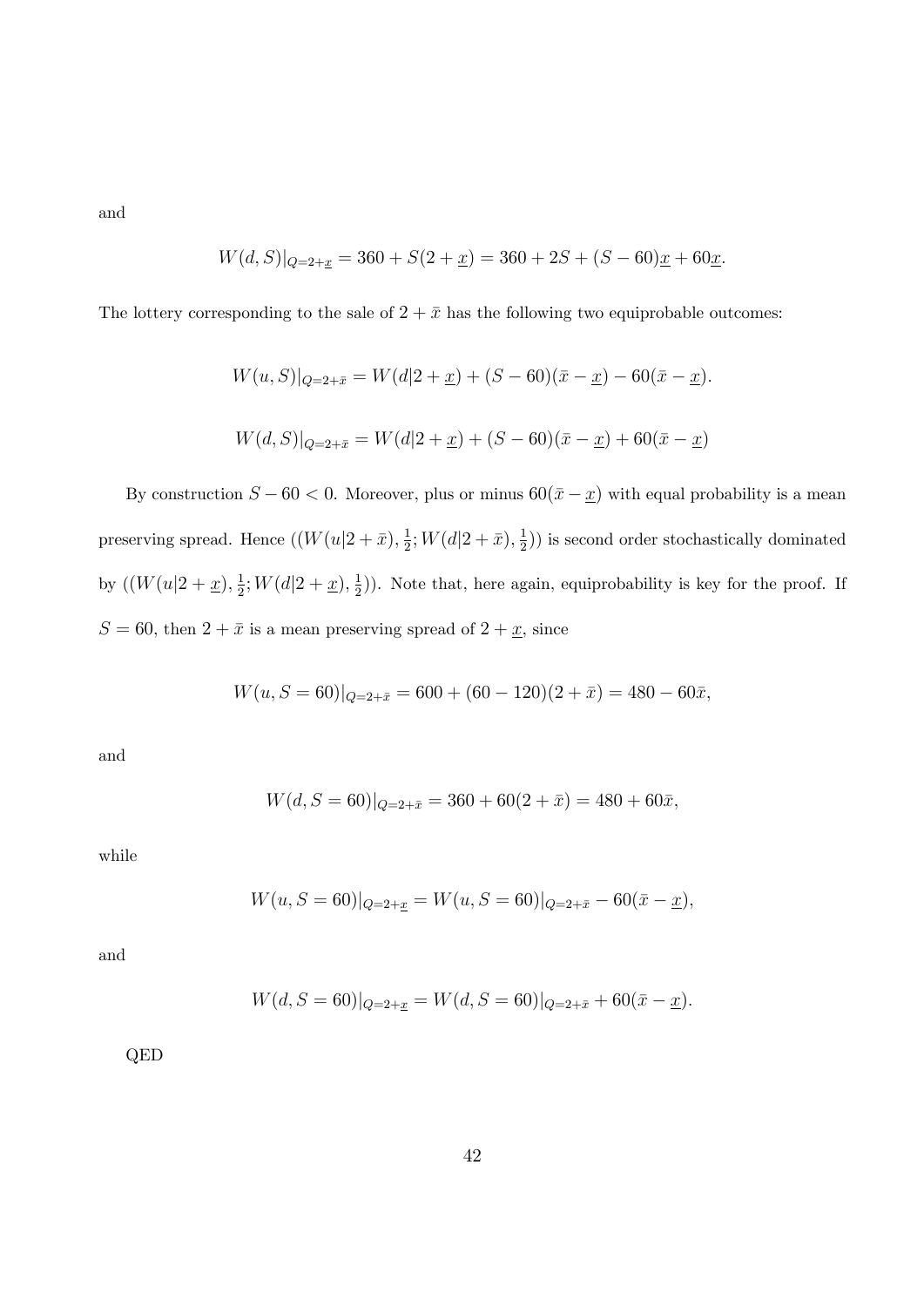and

$$W(d,S)|_{Q=2+\underline{x}} = 360 + S(2+\underline{x}) = 360 + 2S + (S-60)\underline{x} + 60\underline{x}.$$

The lottery corresponding to the sale of $2+\bar{x}$ has the following two equiprobable outcomes:

$$W(u,S)|_{Q=2+\bar{x}} = W(d|2+\underline{x}) + (S-60)(\bar{x}-\underline{x}) - 60(\bar{x}-\underline{x}).$$

$$W(d,S)|_{Q=2+\bar{x}} = W(d|2+\underline{x}) + (S-60)(\bar{x}-\underline{x}) + 60(\bar{x}-\underline{x})$$

By construction $S-60<0$. Moreover, plus or minus $60(\bar{x}-\underline{x})$ with equal probability is a mean preserving spread. Hence $((W(u|2+\bar{x}), \frac{1}{2}; W(d|2+\bar{x}), \frac{1}{2}))$ is second order stochastically dominated by $((W(u|2+\underline{x}), \frac{1}{2}; W(d|2+\underline{x}), \frac{1}{2}))$. Note that, here again, equiprobability is key for the proof. If $S=60$, then $2+\bar{x}$ is a mean preserving spread of $2+\underline{x}$, since

$$W(u,S=60)|_{Q=2+\bar{x}} = 600 + (60-120)(2+\bar{x}) = 480 - 60\bar{x},$$

and

$$W(d,S=60)|_{Q=2+\bar{x}} = 360 + 60(2+\bar{x}) = 480 + 60\bar{x},$$

while

$$W(u,S=60)|_{Q=2+\underline{x}} = W(u,S=60)|_{Q=2+\bar{x}} - 60(\bar{x}-\underline{x}),$$

and

$$W(d,S=60)|_{Q=2+\underline{x}} = W(d,S=60)|_{Q=2+\bar{x}} + 60(\bar{x}-\underline{x}).$$

QED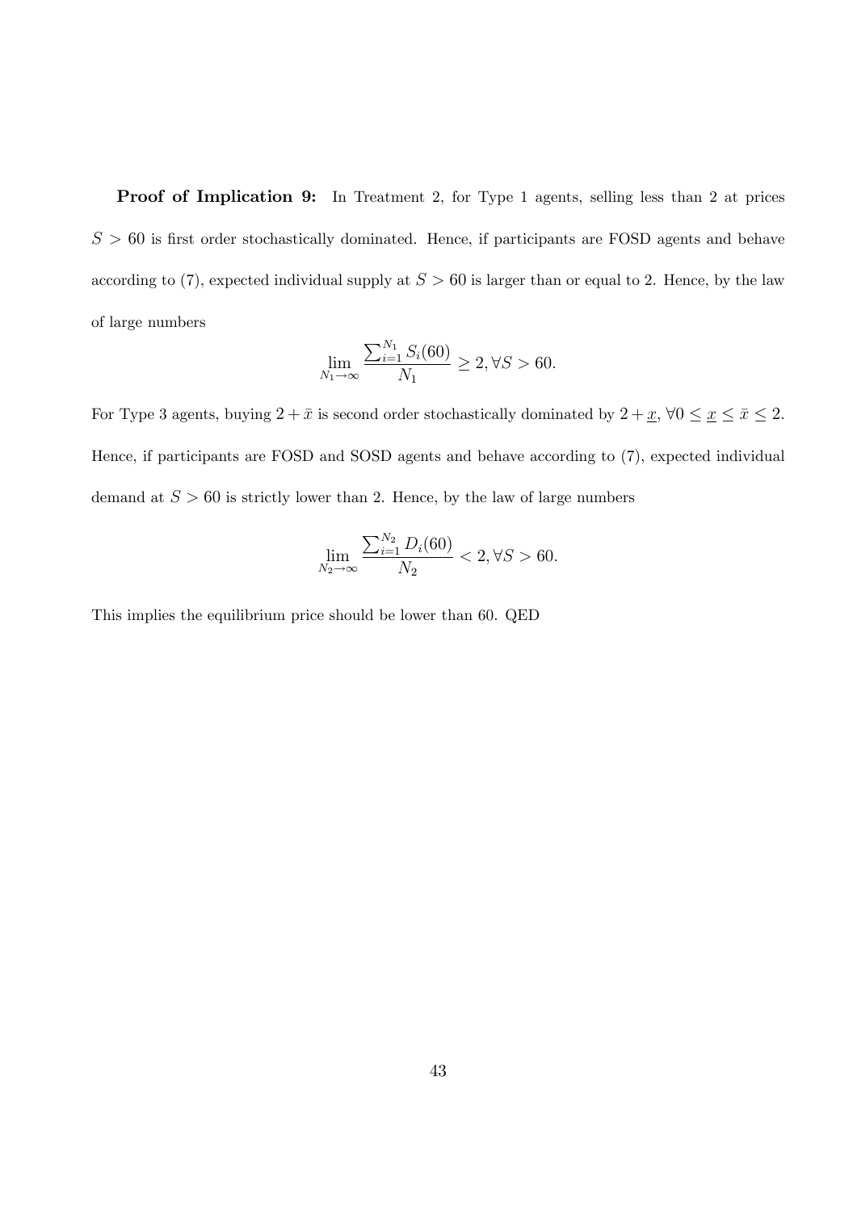**Proof of Implication 9:** In Treatment 2, for Type 1 agents, selling less than 2 at prices $S > 60$ is first order stochastically dominated. Hence, if participants are FOSD agents and behave according to (7), expected individual supply at $S > 60$ is larger than or equal to 2. Hence, by the law of large numbers

$$\lim_{N_1 \to \infty} \frac{\sum_{i=1}^{N_1} S_i(60)}{N_1} \geq 2, \forall S > 60.$$

For Type 3 agents, buying $2 + \bar{x}$ is second order stochastically dominated by $2 + \underline{x}$, $\forall 0 \leq \underline{x} \leq \bar{x} \leq 2$. Hence, if participants are FOSD and SOSD agents and behave according to (7), expected individual demand at $S > 60$ is strictly lower than 2. Hence, by the law of large numbers

$$\lim_{N_2 \to \infty} \frac{\sum_{i=1}^{N_2} D_i(60)}{N_2} < 2, \forall S > 60.$$

This implies the equilibrium price should be lower than 60. QED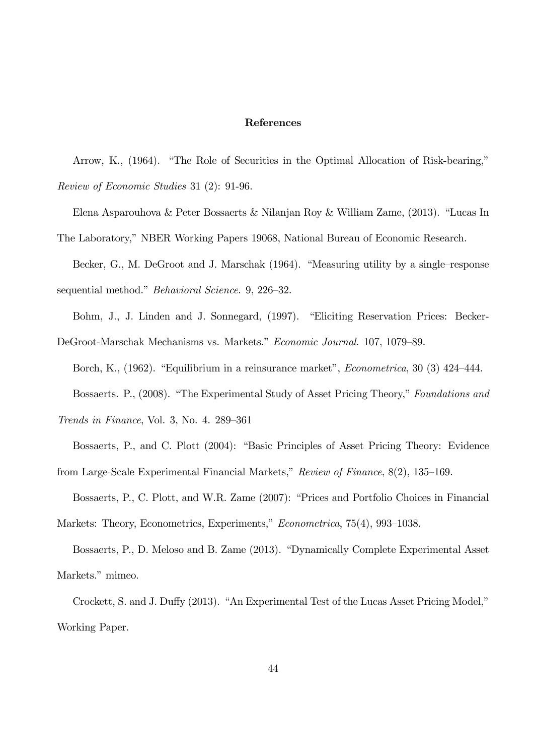# References

Arrow, K., (1964). "The Role of Securities in the Optimal Allocation of Risk-bearing," *Review of Economic Studies* 31 (2): 91-96.

Elena Asparouhova & Peter Bossaerts & Nilanjan Roy & William Zame, (2013). "Lucas In The Laboratory," NBER Working Papers 19068, National Bureau of Economic Research.

Becker, G., M. DeGroot and J. Marschak (1964). "Measuring utility by a single–response sequential method." *Behavioral Science*. 9, 226–32.

Bohm, J., J. Linden and J. Sonnegard, (1997). "Eliciting Reservation Prices: Becker-DeGroot-Marschak Mechanisms vs. Markets." *Economic Journal*. 107, 1079–89.

Borch, K., (1962). "Equilibrium in a reinsurance market", *Econometrica*, 30 (3) 424–444.

Bossaerts. P., (2008). "The Experimental Study of Asset Pricing Theory," *Foundations and Trends in Finance*, Vol. 3, No. 4. 289–361

Bossaerts, P., and C. Plott (2004): "Basic Principles of Asset Pricing Theory: Evidence from Large-Scale Experimental Financial Markets," *Review of Finance*, 8(2), 135–169.

Bossaerts, P., C. Plott, and W.R. Zame (2007): "Prices and Portfolio Choices in Financial Markets: Theory, Econometrics, Experiments," *Econometrica*, 75(4), 993–1038.

Bossaerts, P., D. Meloso and B. Zame (2013). "Dynamically Complete Experimental Asset Markets." mimeo.

Crockett, S. and J. Duffy (2013). "An Experimental Test of the Lucas Asset Pricing Model," Working Paper.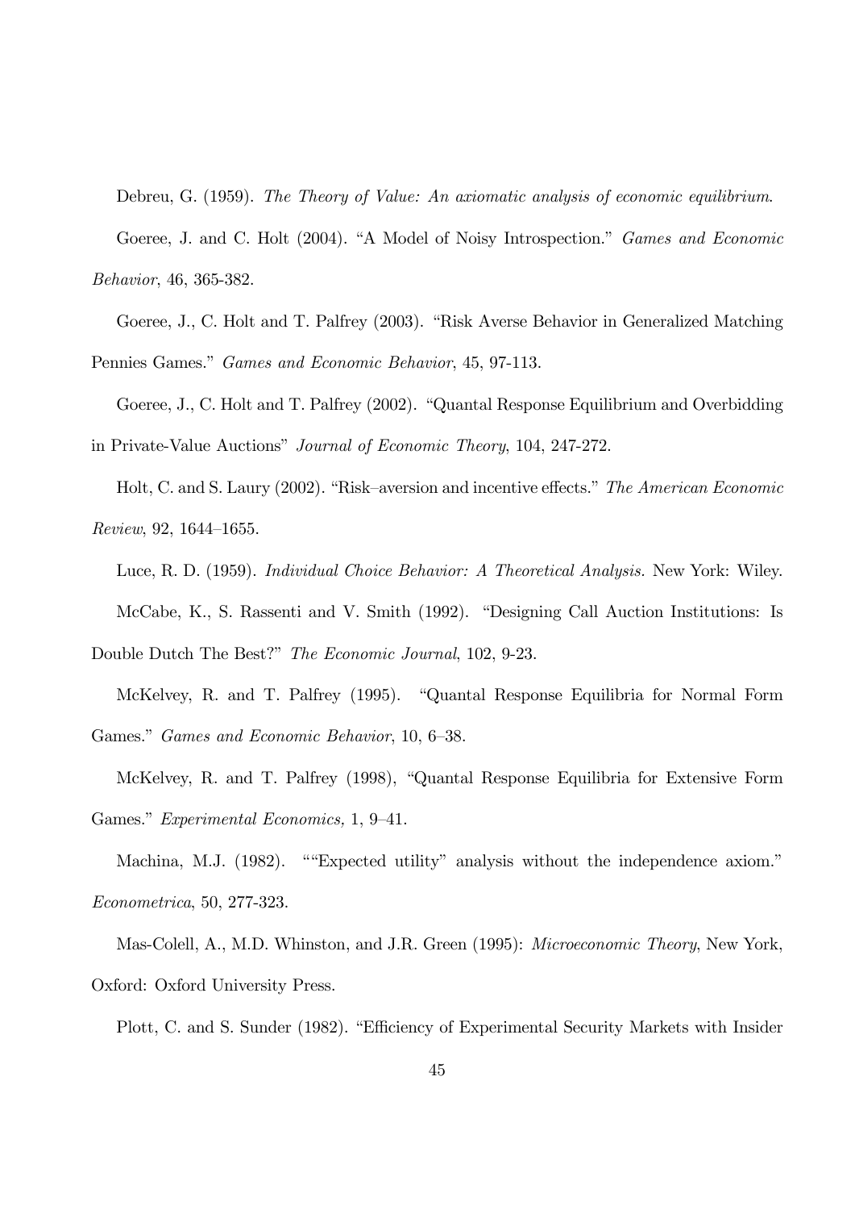Debreu, G. (1959). *The Theory of Value: An axiomatic analysis of economic equilibrium*.

Goeree, J. and C. Holt (2004). "A Model of Noisy Introspection." *Games and Economic Behavior*, 46, 365-382.

Goeree, J., C. Holt and T. Palfrey (2003). "Risk Averse Behavior in Generalized Matching Pennies Games." *Games and Economic Behavior*, 45, 97-113.

Goeree, J., C. Holt and T. Palfrey (2002). "Quantal Response Equilibrium and Overbidding in Private-Value Auctions" *Journal of Economic Theory*, 104, 247-272.

Holt, C. and S. Laury (2002). "Risk–aversion and incentive effects." *The American Economic Review*, 92, 1644–1655.

Luce, R. D. (1959). *Individual Choice Behavior: A Theoretical Analysis.* New York: Wiley.

McCabe, K., S. Rassenti and V. Smith (1992). "Designing Call Auction Institutions: Is Double Dutch The Best?" *The Economic Journal*, 102, 9-23.

McKelvey, R. and T. Palfrey (1995). "Quantal Response Equilibria for Normal Form Games." *Games and Economic Behavior*, 10, 6–38.

McKelvey, R. and T. Palfrey (1998), "Quantal Response Equilibria for Extensive Form Games." *Experimental Economics,* 1, 9–41.

Machina, M.J. (1982). ""Expected utility" analysis without the independence axiom." *Econometrica*, 50, 277-323.

Mas-Colell, A., M.D. Whinston, and J.R. Green (1995): *Microeconomic Theory*, New York, Oxford: Oxford University Press.

Plott, C. and S. Sunder (1982). "Efficiency of Experimental Security Markets with Insider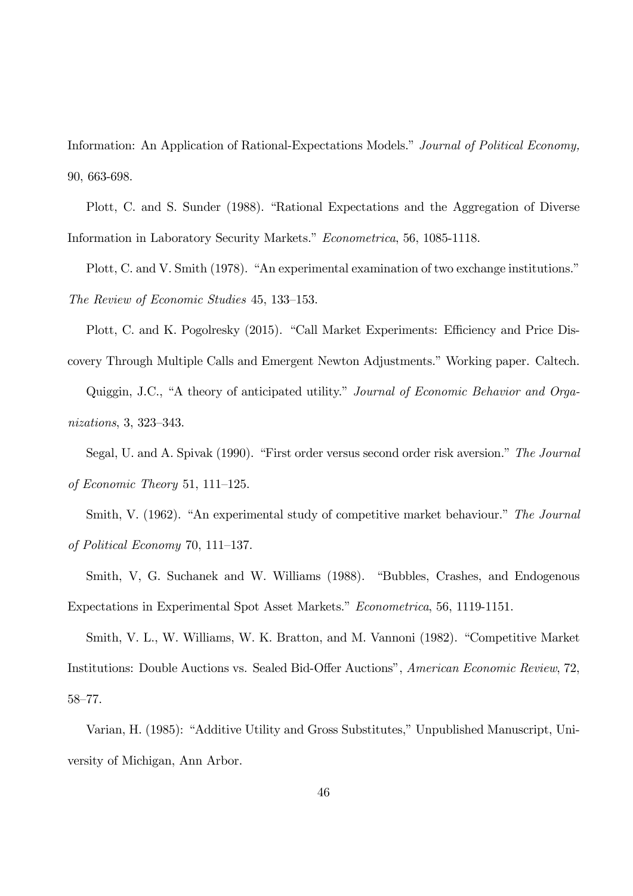Information: An Application of Rational-Expectations Models." *Journal of Political Economy,* 90, 663-698.

Plott, C. and S. Sunder (1988). "Rational Expectations and the Aggregation of Diverse Information in Laboratory Security Markets." *Econometrica*, 56, 1085-1118.

Plott, C. and V. Smith (1978). "An experimental examination of two exchange institutions." *The Review of Economic Studies* 45, 133–153.

Plott, C. and K. Pogolresky (2015). "Call Market Experiments: Efficiency and Price Discovery Through Multiple Calls and Emergent Newton Adjustments." Working paper. Caltech.

Quiggin, J.C., "A theory of anticipated utility." *Journal of Economic Behavior and Organizations*, 3, 323–343.

Segal, U. and A. Spivak (1990). "First order versus second order risk aversion." *The Journal of Economic Theory* 51, 111–125.

Smith, V. (1962). "An experimental study of competitive market behaviour." *The Journal of Political Economy* 70, 111–137.

Smith, V, G. Suchanek and W. Williams (1988). "Bubbles, Crashes, and Endogenous Expectations in Experimental Spot Asset Markets." *Econometrica*, 56, 1119-1151.

Smith, V. L., W. Williams, W. K. Bratton, and M. Vannoni (1982). "Competitive Market Institutions: Double Auctions vs. Sealed Bid-Offer Auctions", *American Economic Review*, 72, 58–77.

Varian, H. (1985): "Additive Utility and Gross Substitutes," Unpublished Manuscript, University of Michigan, Ann Arbor.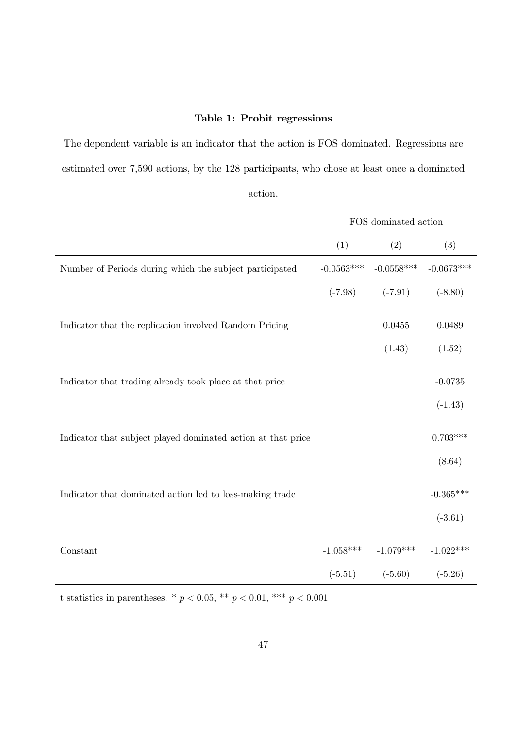**Table 1: Probit regressions**

The dependent variable is an indicator that the action is FOS dominated. Regressions are estimated over 7,590 actions, by the 128 participants, who chose at least once a dominated action.

| | FOS dominated action | | |
|---|---|---|---|
| | (1) | (2) | (3) |
| Number of Periods during which the subject participated | -0.0563*** | -0.0558*** | -0.0673*** |
| | (-7.98) | (-7.91) | (-8.80) |
| Indicator that the replication involved Random Pricing | | 0.0455 | 0.0489 |
| | | (1.43) | (1.52) |
| Indicator that trading already took place at that price | | | -0.0735 |
| | | | (-1.43) |
| Indicator that subject played dominated action at that price | | | 0.703*** |
| | | | (8.64) |
| Indicator that dominated action led to loss-making trade | | | -0.365*** |
| | | | (-3.61) |
| Constant | -1.058*** | -1.079*** | -1.022*** |
| | (-5.51) | (-5.60) | (-5.26) |

t statistics in parentheses. * $p < 0.05$, ** $p < 0.01$, *** $p < 0.001$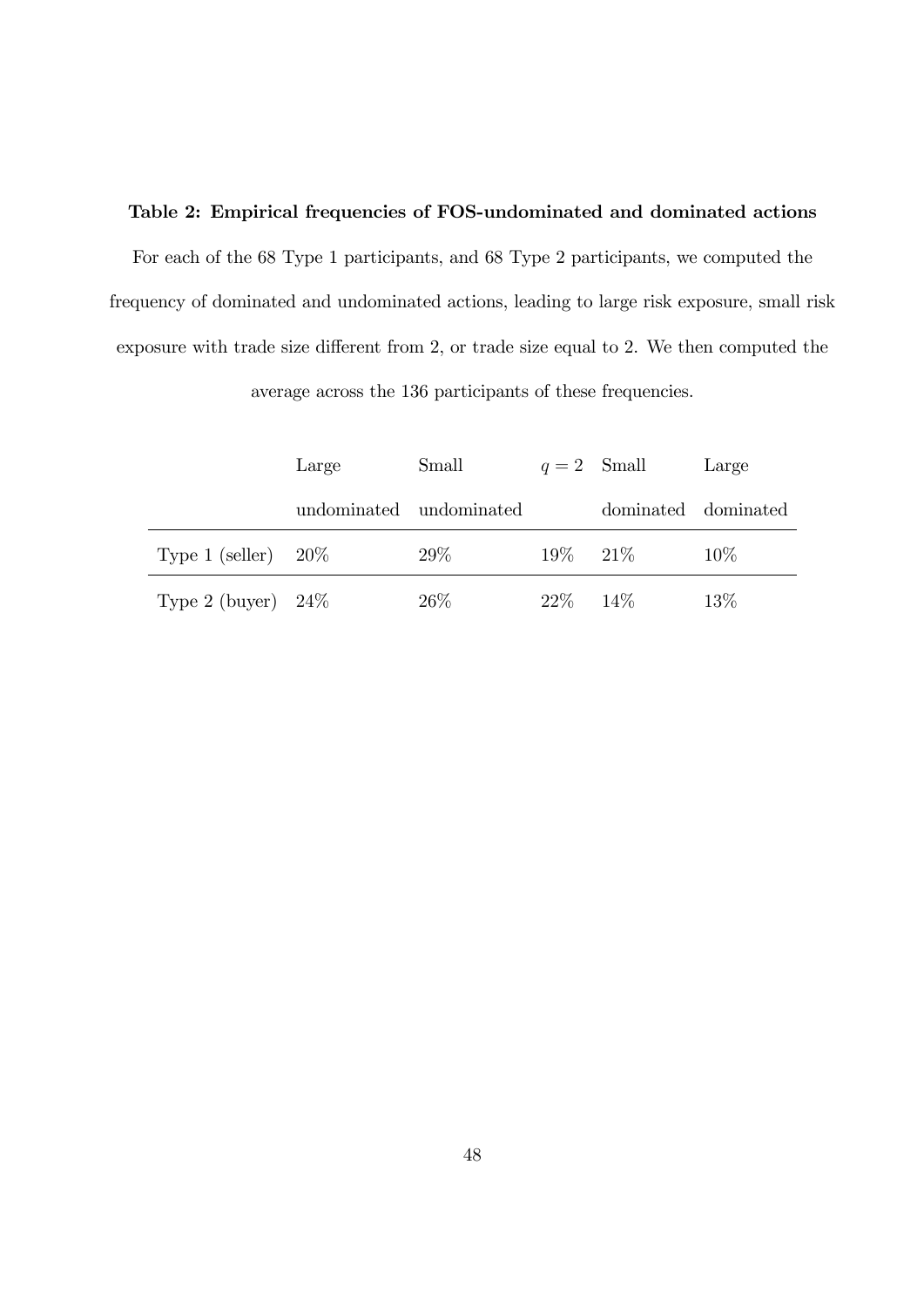**Table 2: Empirical frequencies of FOS-undominated and dominated actions**

For each of the 68 Type 1 participants, and 68 Type 2 participants, we computed the frequency of dominated and undominated actions, leading to large risk exposure, small risk exposure with trade size different from 2, or trade size equal to 2. We then computed the average across the 136 participants of these frequencies.

| | Large undominated | Small undominated | $q = 2$ | Small dominated | Large dominated |
|---|---|---|---|---|---|
| Type 1 (seller) | 20% | 29% | 19% | 21% | 10% |
| Type 2 (buyer) | 24% | 26% | 22% | 14% | 13% |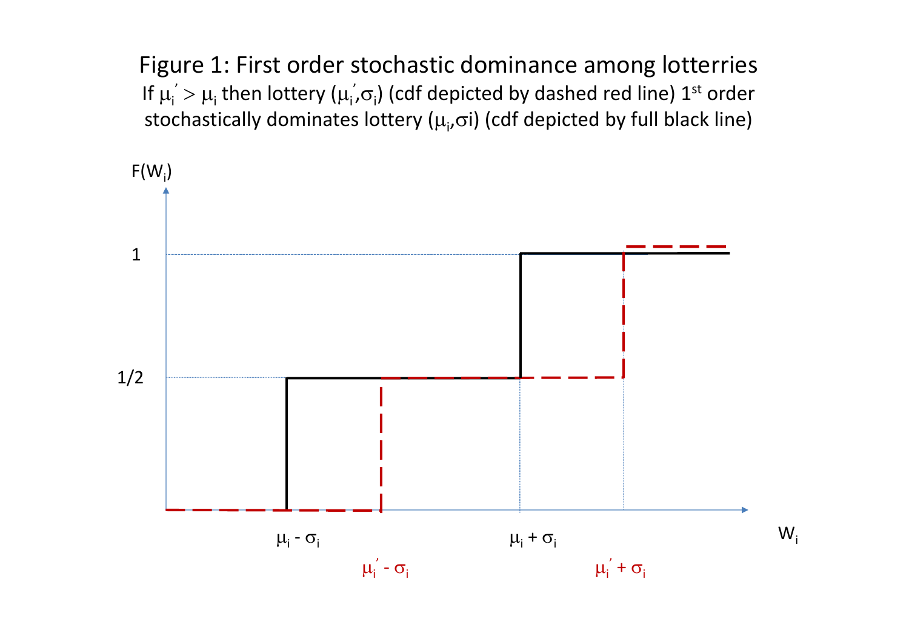# Figure 1: First order stochastic dominance among lotteries

If $\mu_i' > \mu_i$ then lottery $(\mu_i', \sigma_i)$ (cdf depicted by dashed red line) 1st order stochastically dominates lottery $(\mu_i, \sigma i)$ (cdf depicted by full black line)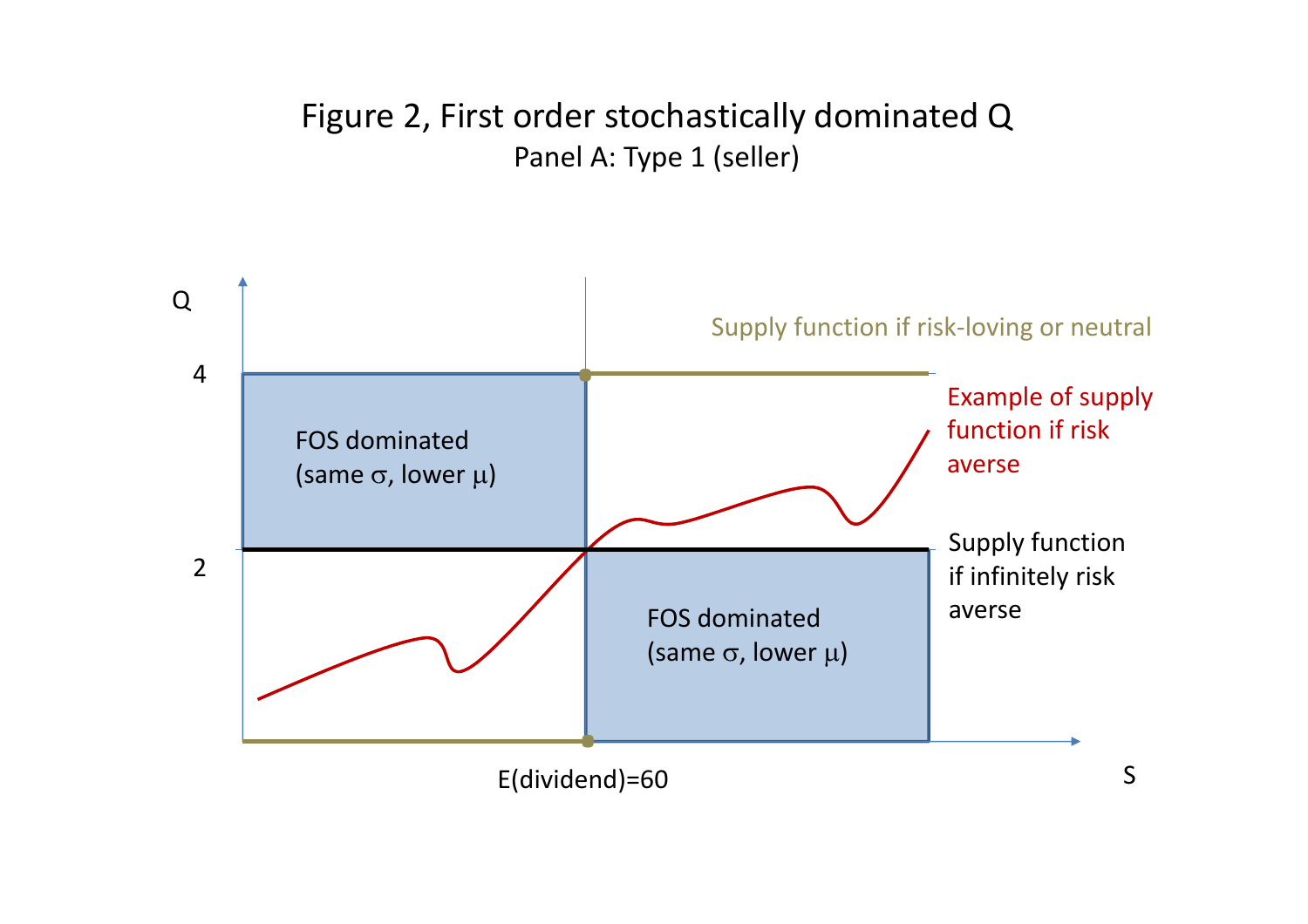# Figure 2, First order stochastically dominated Q

Panel A: Type 1 (seller)

Q

4

2

FOS dominated (same $\sigma$, lower $\mu$)

FOS dominated (same $\sigma$, lower $\mu$)

Supply function if risk-loving or neutral

Example of supply function if risk averse

Supply function if infinitely risk averse

E(dividend)=60

S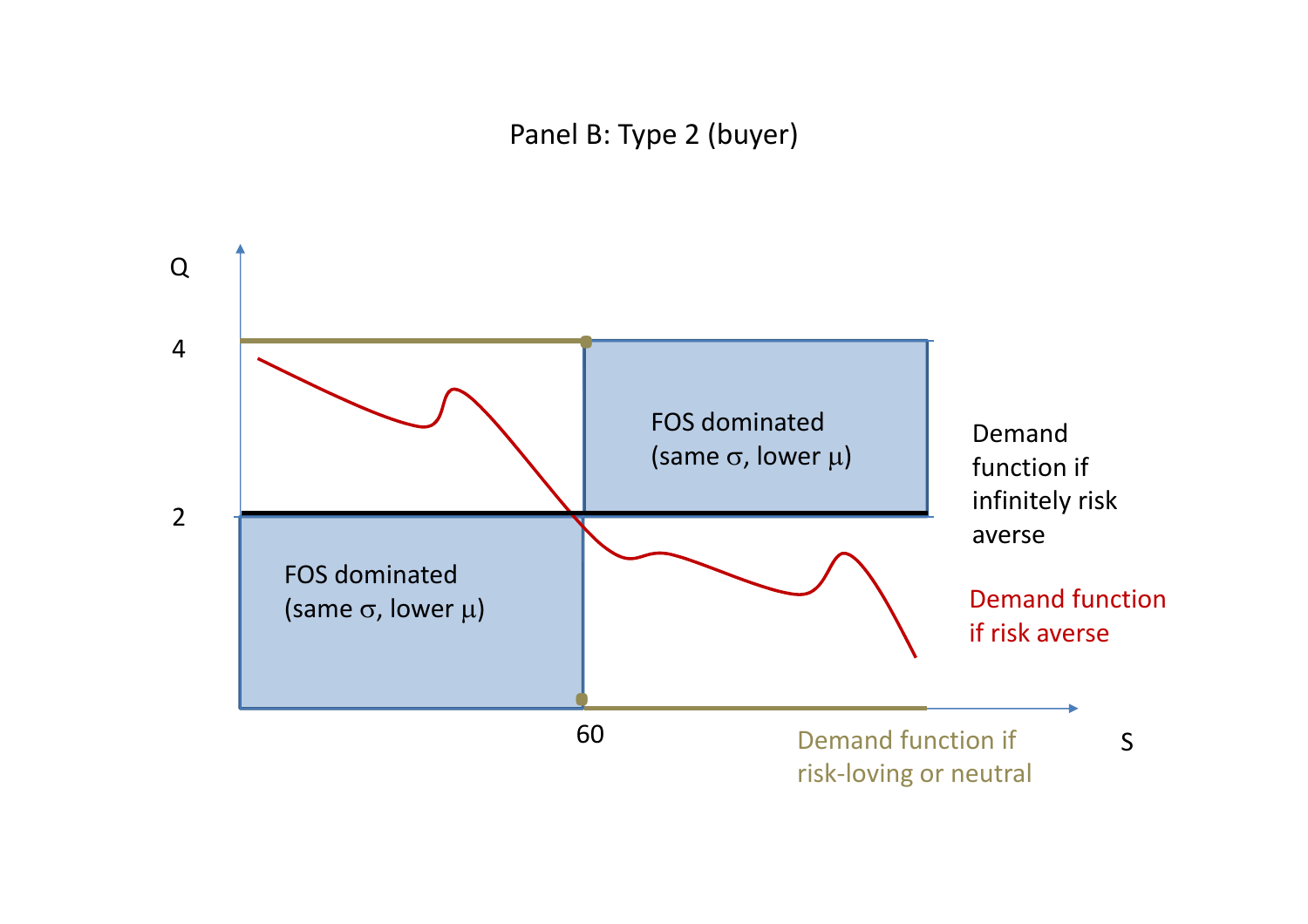Panel B: Type 2 (buyer)

Q

4

2

FOS dominated (same $\sigma$, lower $\mu$)

FOS dominated (same $\sigma$, lower $\mu$)

60

S

Demand function if infinitely risk averse

Demand function if risk averse

Demand function if risk-loving or neutral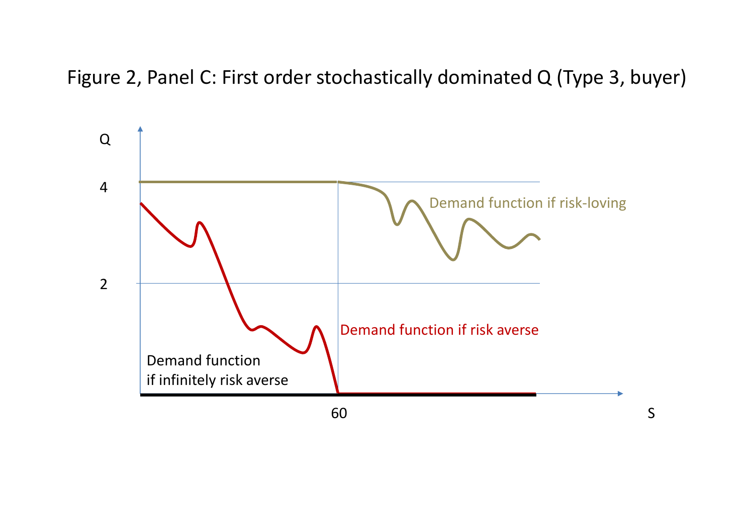Figure 2, Panel C: First order stochastically dominated Q (Type 3, buyer)

Q

4

2

60

S

Demand function if risk-loving

Demand function if risk averse

Demand function
if infinitely risk averse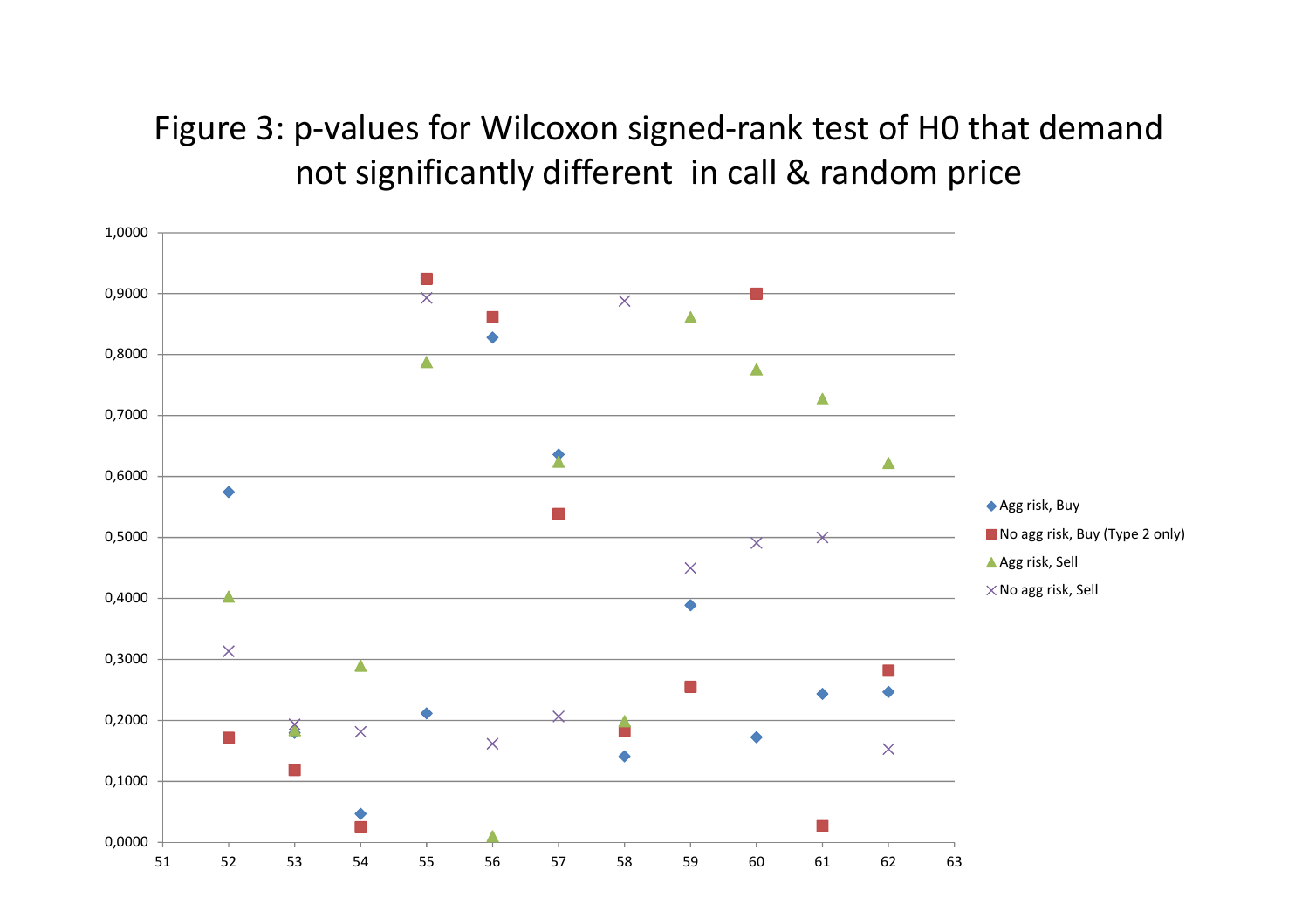# Figure 3: p-values for Wilcoxon signed-rank test of H0 that demand not significantly different in call & random price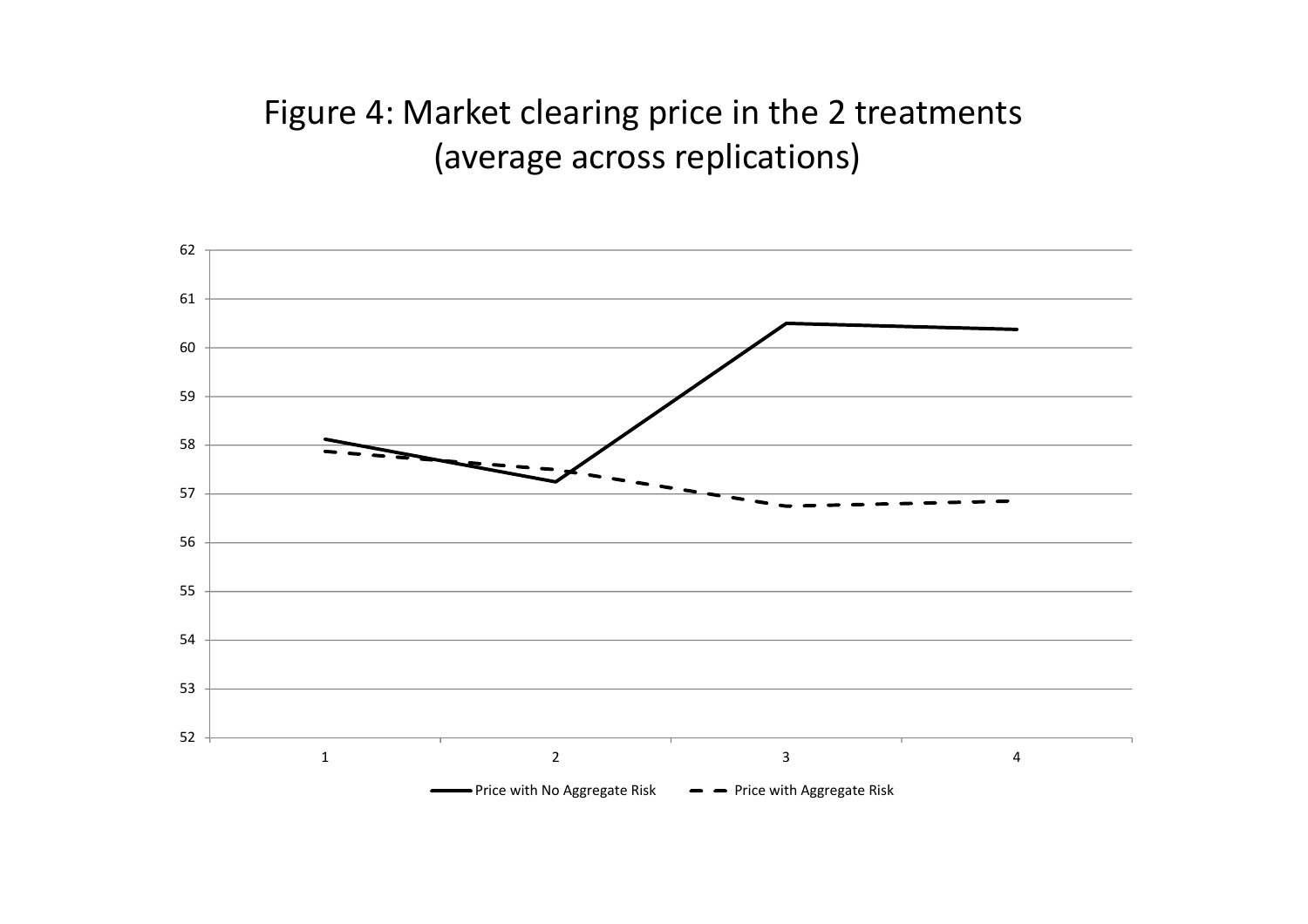Figure 4: Market clearing price in the 2 treatments (average across replications)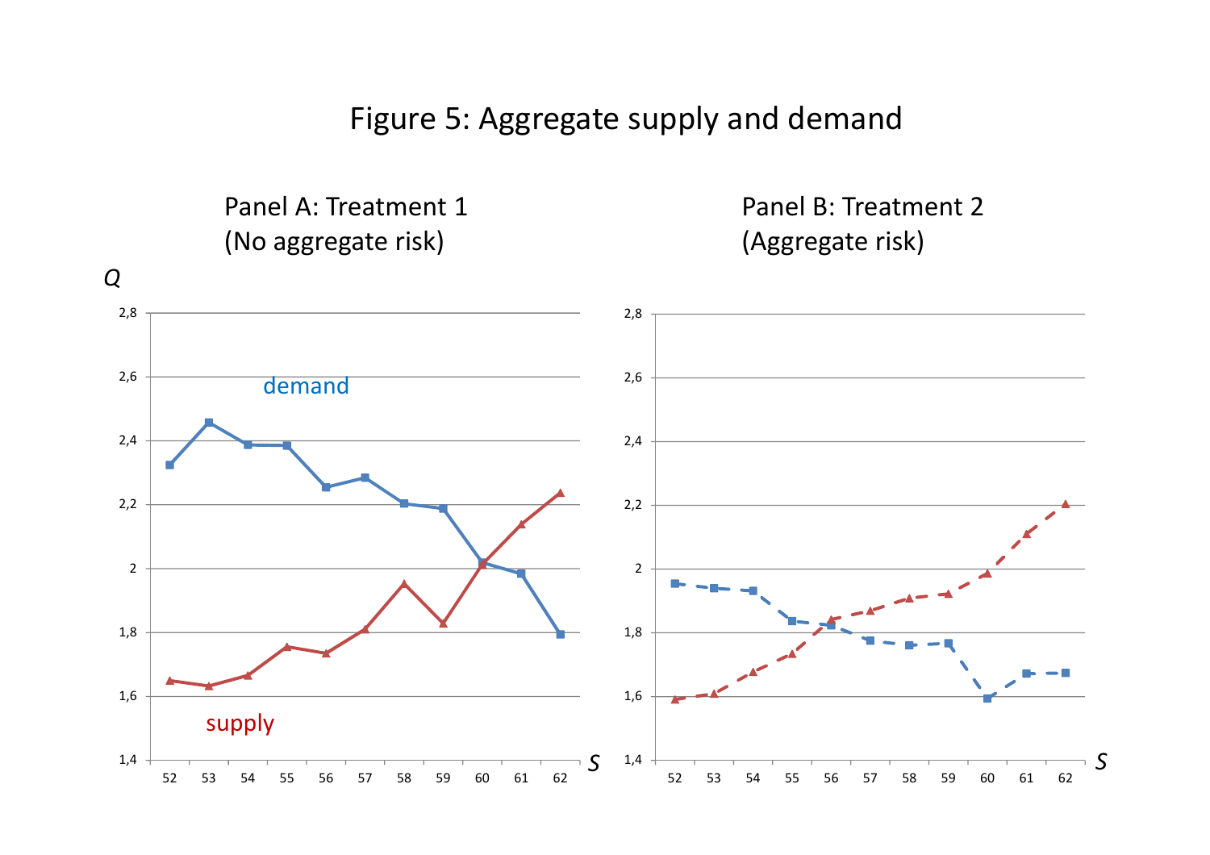# Figure 5: Aggregate supply and demand

Panel A: Treatment 1 (No aggregate risk)

Panel B: Treatment 2 (Aggregate risk)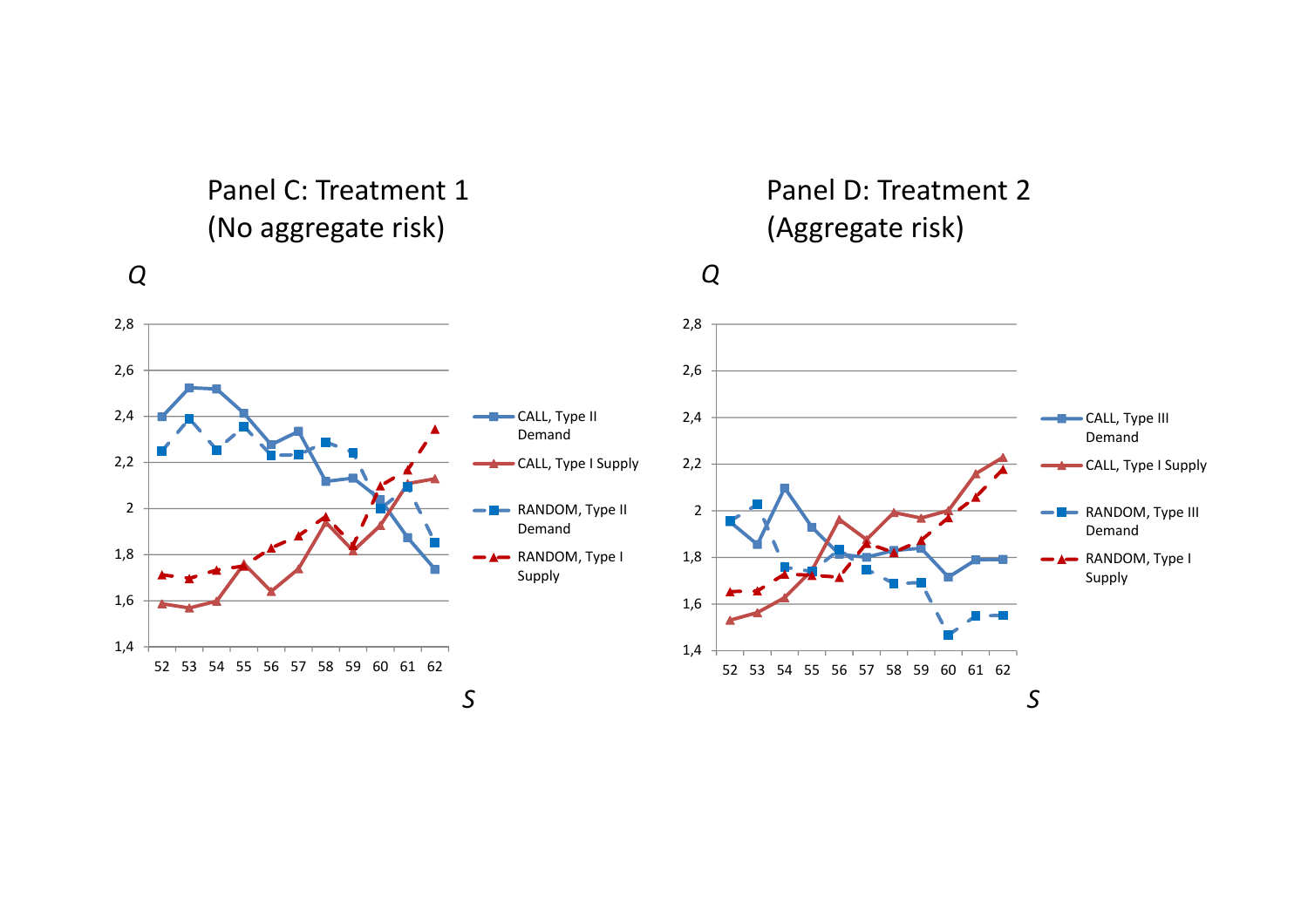Panel C: Treatment 1
(No aggregate risk)

Panel D: Treatment 2
(Aggregate risk)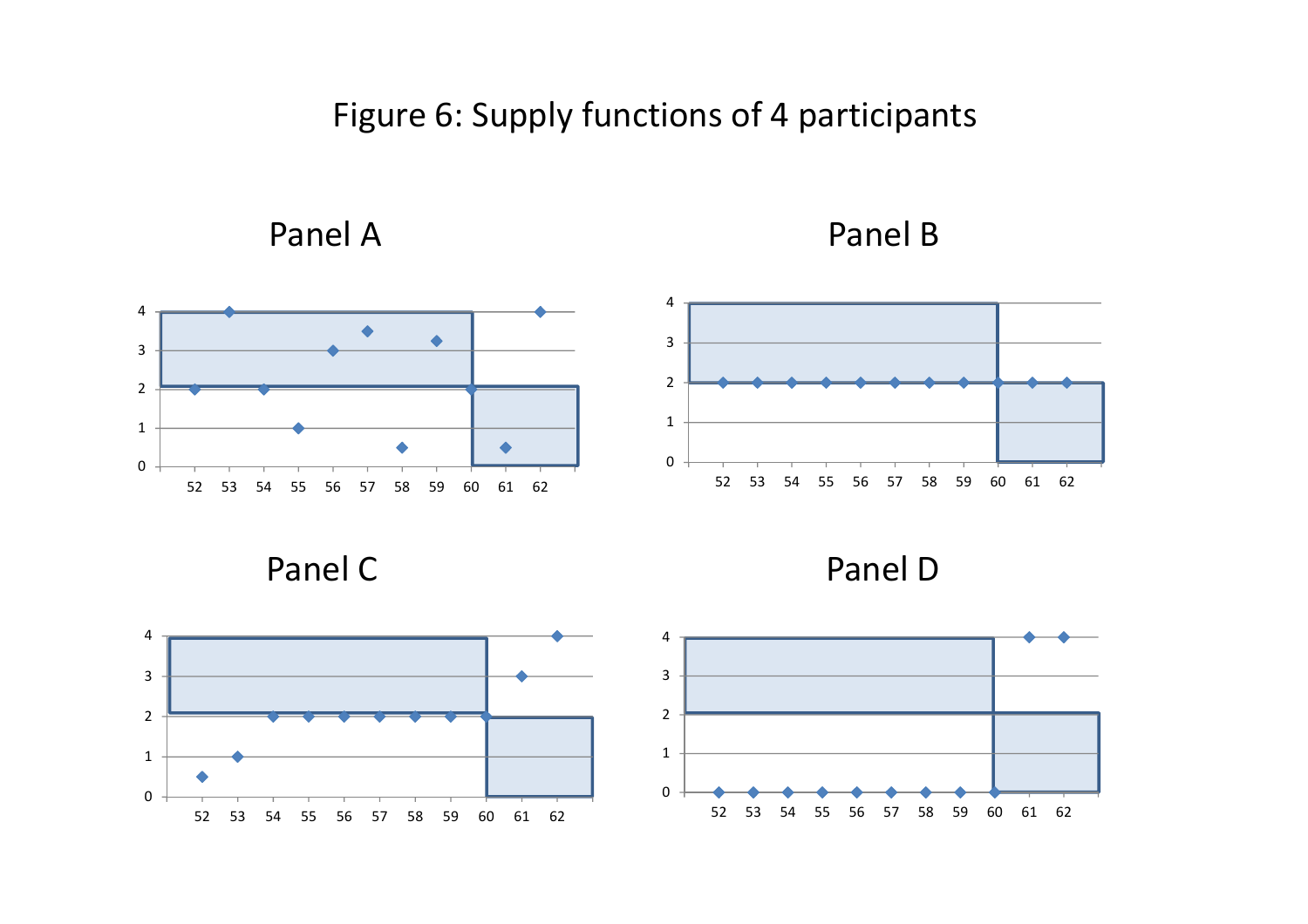# Figure 6: Supply functions of 4 participants

## Panel A

## Panel B

## Panel C

## Panel D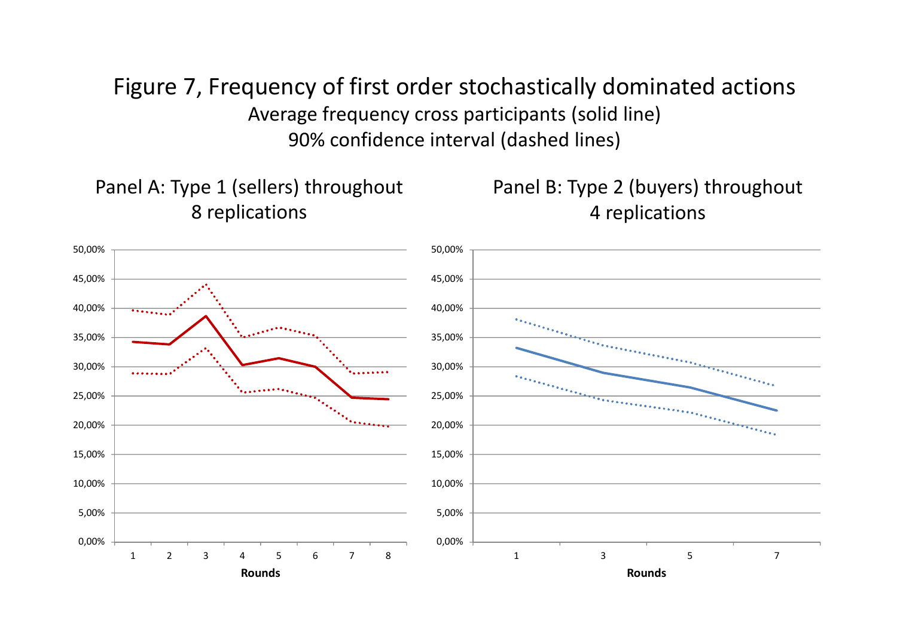# Figure 7, Frequency of first order stochastically dominated actions

Average frequency cross participants (solid line)

90% confidence interval (dashed lines)

## Panel A: Type 1 (sellers) throughout 8 replications

## Panel B: Type 2 (buyers) throughout 4 replications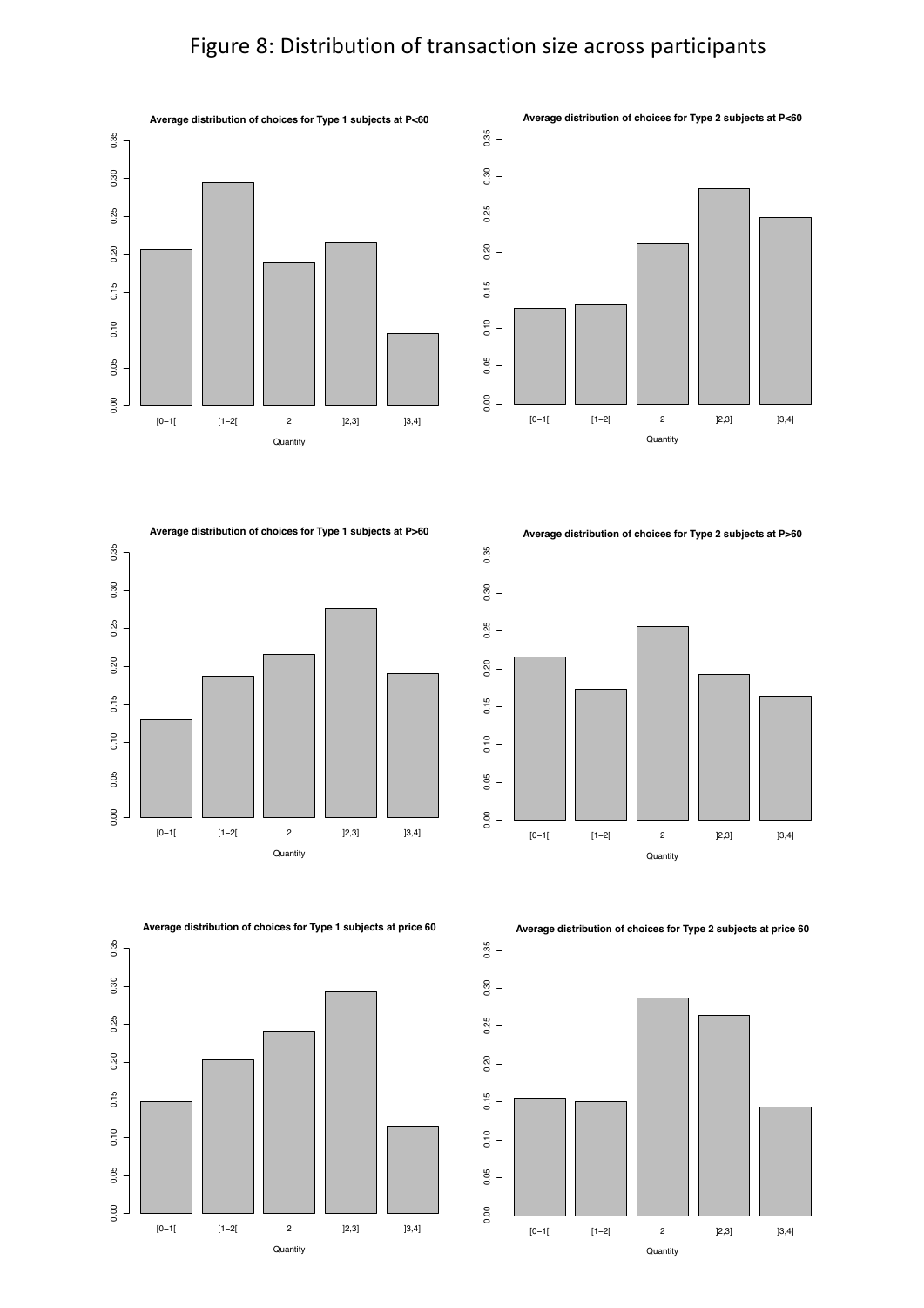# Figure 8: Distribution of transaction size across participants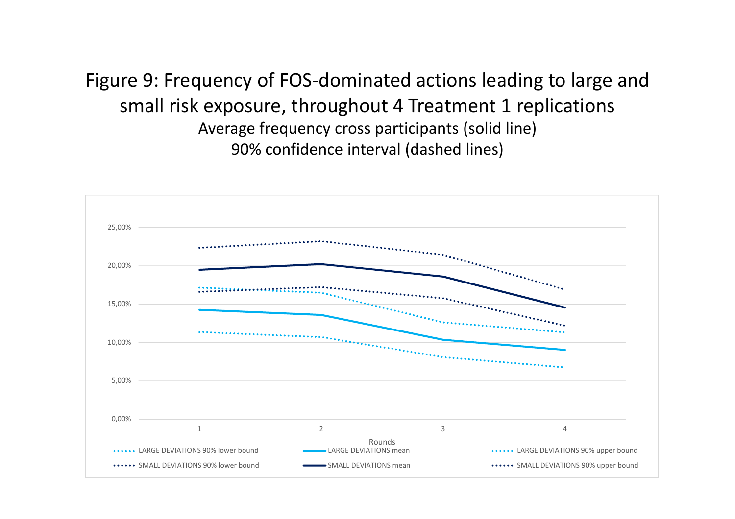Figure 9: Frequency of FOS-dominated actions leading to large and small risk exposure, throughout 4 Treatment 1 replications

Average frequency cross participants (solid line)

90% confidence interval (dashed lines)

25,00%

20,00%

15,00%

10,00%

5,00%

0,00%

1

2

3

4

Rounds

LARGE DEVIATIONS 90% lower bound

LARGE DEVIATIONS mean

LARGE DEVIATIONS 90% upper bound

SMALL DEVIATIONS 90% lower bound

SMALL DEVIATIONS mean

SMALL DEVIATIONS 90% upper bound